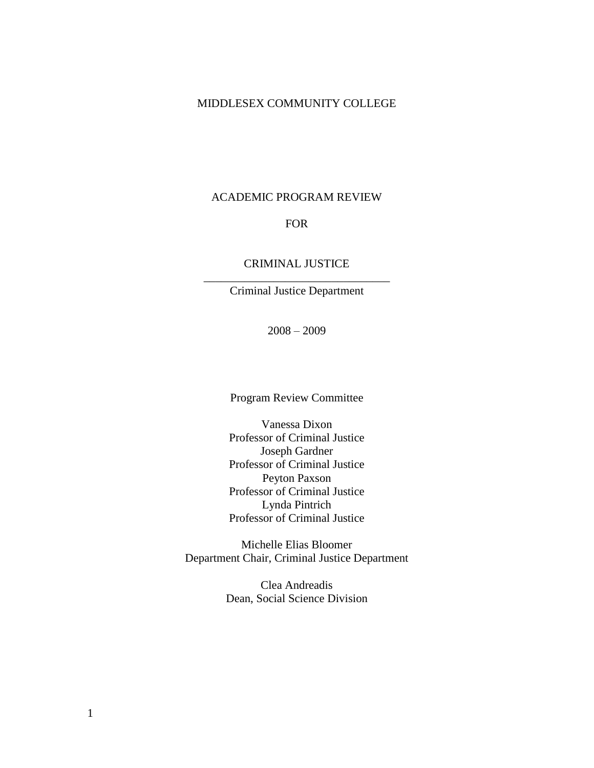MIDDLESEX COMMUNITY COLLEGE

# ACADEMIC PROGRAM REVIEW

FOR

CRIMINAL JUSTICE

---

Criminal Justice Department

2008 – 2009

Program Review Committee

Vanessa Dixon
Professor of Criminal Justice
Joseph Gardner
Professor of Criminal Justice
Peyton Paxson
Professor of Criminal Justice
Lynda Pintrich
Professor of Criminal Justice

Michelle Elias Bloomer
Department Chair, Criminal Justice Department

Clea Andreadis
Dean, Social Science Division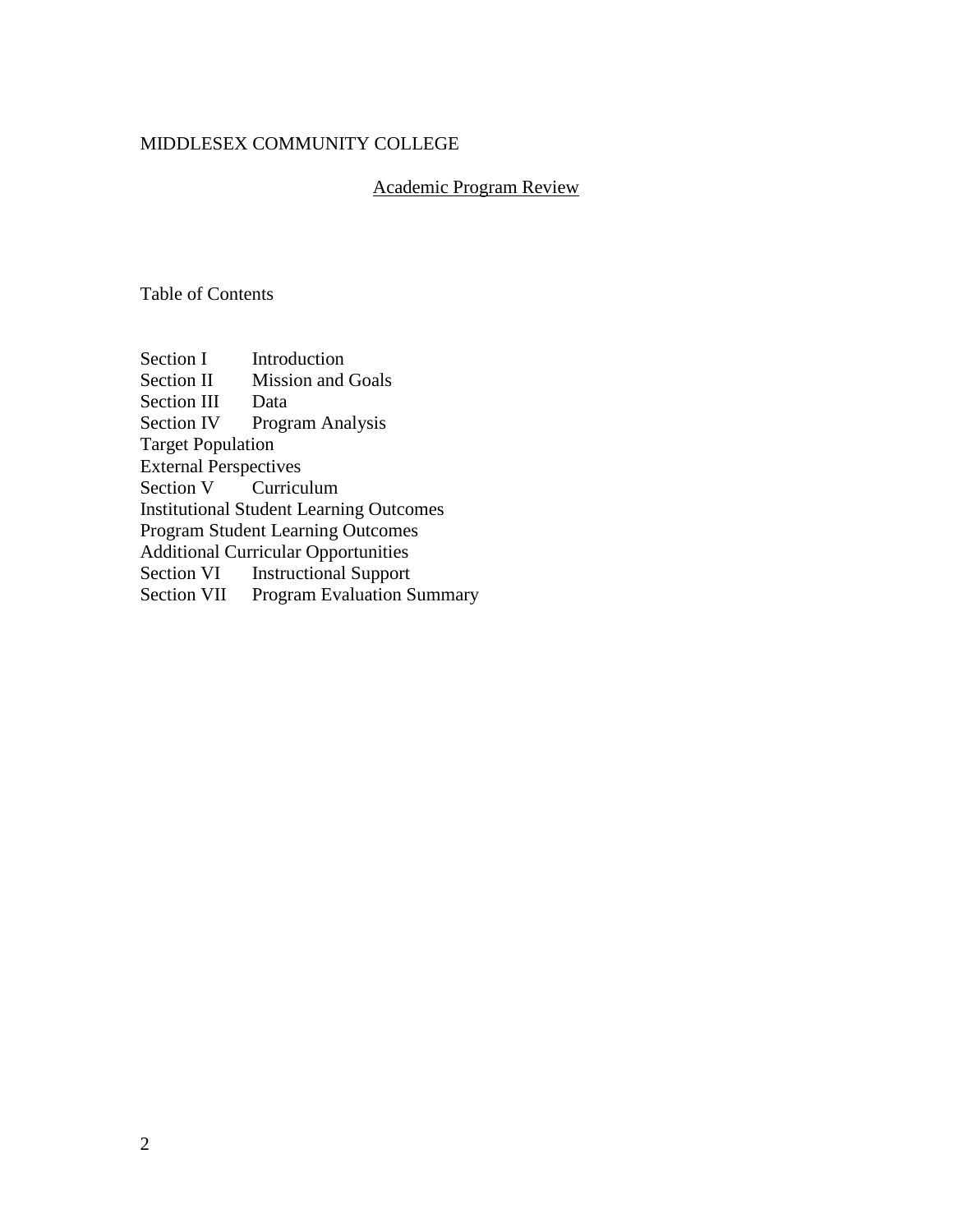MIDDLESEX COMMUNITY COLLEGE

Academic Program Review

Table of Contents

Section I Introduction  
Section II Mission and Goals  
Section III Data  
Section IV Program Analysis  
Target Population  
External Perspectives  
Section V Curriculum  
Institutional Student Learning Outcomes  
Program Student Learning Outcomes  
Additional Curricular Opportunities  
Section VI Instructional Support  
Section VII Program Evaluation Summary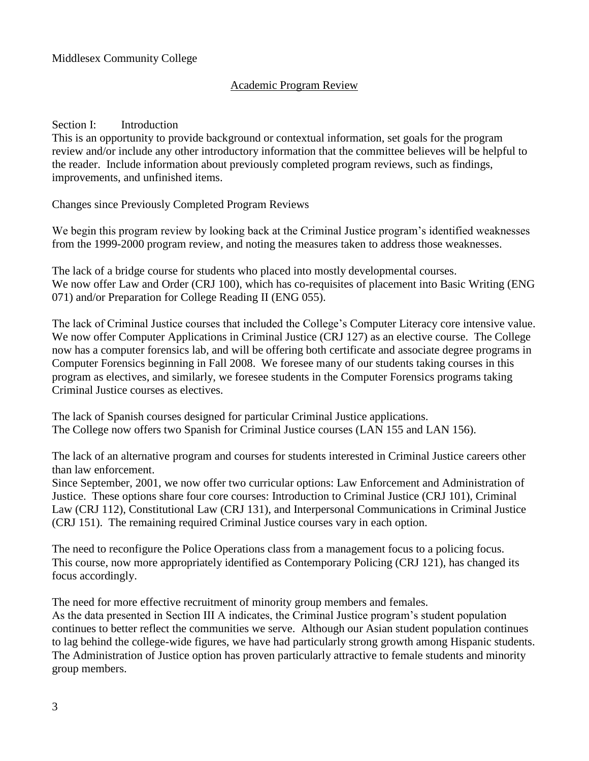Middlesex Community College

## Academic Program Review

### Section I: Introduction

This is an opportunity to provide background or contextual information, set goals for the program review and/or include any other introductory information that the committee believes will be helpful to the reader. Include information about previously completed program reviews, such as findings, improvements, and unfinished items.

Changes since Previously Completed Program Reviews

We begin this program review by looking back at the Criminal Justice program's identified weaknesses from the 1999-2000 program review, and noting the measures taken to address those weaknesses.

The lack of a bridge course for students who placed into mostly developmental courses.
We now offer Law and Order (CRJ 100), which has co-requisites of placement into Basic Writing (ENG 071) and/or Preparation for College Reading II (ENG 055).

The lack of Criminal Justice courses that included the College's Computer Literacy core intensive value. We now offer Computer Applications in Criminal Justice (CRJ 127) as an elective course. The College now has a computer forensics lab, and will be offering both certificate and associate degree programs in Computer Forensics beginning in Fall 2008. We foresee many of our students taking courses in this program as electives, and similarly, we foresee students in the Computer Forensics programs taking Criminal Justice courses as electives.

The lack of Spanish courses designed for particular Criminal Justice applications.
The College now offers two Spanish for Criminal Justice courses (LAN 155 and LAN 156).

The lack of an alternative program and courses for students interested in Criminal Justice careers other than law enforcement.
Since September, 2001, we now offer two curricular options: Law Enforcement and Administration of Justice. These options share four core courses: Introduction to Criminal Justice (CRJ 101), Criminal Law (CRJ 112), Constitutional Law (CRJ 131), and Interpersonal Communications in Criminal Justice (CRJ 151). The remaining required Criminal Justice courses vary in each option.

The need to reconfigure the Police Operations class from a management focus to a policing focus.
This course, now more appropriately identified as Contemporary Policing (CRJ 121), has changed its focus accordingly.

The need for more effective recruitment of minority group members and females.
As the data presented in Section III A indicates, the Criminal Justice program's student population continues to better reflect the communities we serve. Although our Asian student population continues to lag behind the college-wide figures, we have had particularly strong growth among Hispanic students. The Administration of Justice option has proven particularly attractive to female students and minority group members.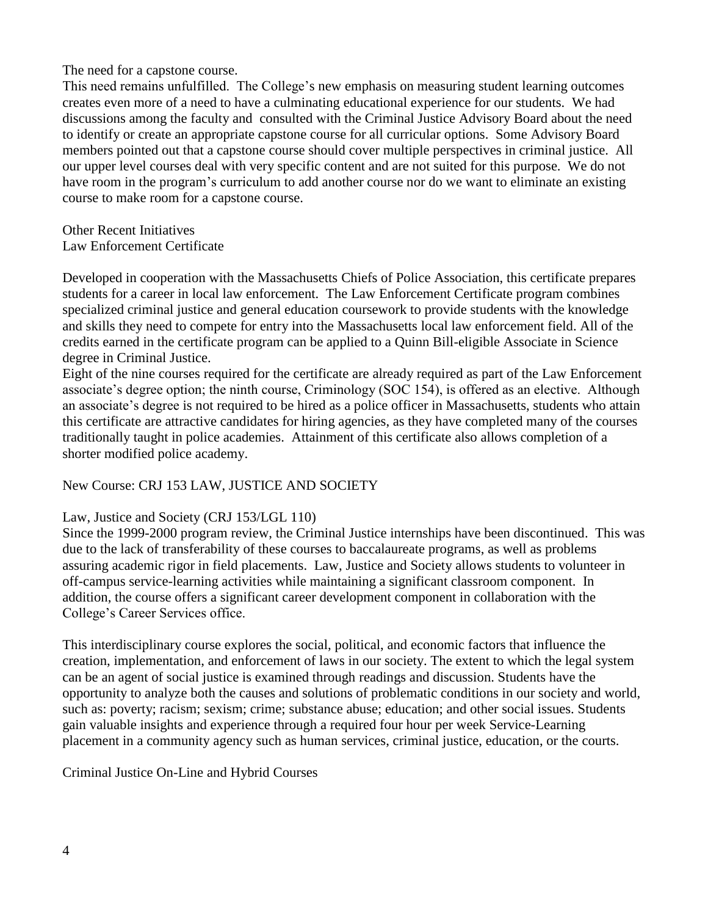The need for a capstone course.

This need remains unfulfilled. The College's new emphasis on measuring student learning outcomes creates even more of a need to have a culminating educational experience for our students. We had discussions among the faculty and consulted with the Criminal Justice Advisory Board about the need to identify or create an appropriate capstone course for all curricular options. Some Advisory Board members pointed out that a capstone course should cover multiple perspectives in criminal justice. All our upper level courses deal with very specific content and are not suited for this purpose. We do not have room in the program's curriculum to add another course nor do we want to eliminate an existing course to make room for a capstone course.

Other Recent Initiatives

Law Enforcement Certificate

Developed in cooperation with the Massachusetts Chiefs of Police Association, this certificate prepares students for a career in local law enforcement. The Law Enforcement Certificate program combines specialized criminal justice and general education coursework to provide students with the knowledge and skills they need to compete for entry into the Massachusetts local law enforcement field. All of the credits earned in the certificate program can be applied to a Quinn Bill-eligible Associate in Science degree in Criminal Justice.

Eight of the nine courses required for the certificate are already required as part of the Law Enforcement associate's degree option; the ninth course, Criminology (SOC 154), is offered as an elective. Although an associate's degree is not required to be hired as a police officer in Massachusetts, students who attain this certificate are attractive candidates for hiring agencies, as they have completed many of the courses traditionally taught in police academies. Attainment of this certificate also allows completion of a shorter modified police academy.

New Course: CRJ 153 LAW, JUSTICE AND SOCIETY

Law, Justice and Society (CRJ 153/LGL 110)

Since the 1999-2000 program review, the Criminal Justice internships have been discontinued. This was due to the lack of transferability of these courses to baccalaureate programs, as well as problems assuring academic rigor in field placements. Law, Justice and Society allows students to volunteer in off-campus service-learning activities while maintaining a significant classroom component. In addition, the course offers a significant career development component in collaboration with the College's Career Services office.

This interdisciplinary course explores the social, political, and economic factors that influence the creation, implementation, and enforcement of laws in our society. The extent to which the legal system can be an agent of social justice is examined through readings and discussion. Students have the opportunity to analyze both the causes and solutions of problematic conditions in our society and world, such as: poverty; racism; sexism; crime; substance abuse; education; and other social issues. Students gain valuable insights and experience through a required four hour per week Service-Learning placement in a community agency such as human services, criminal justice, education, or the courts.

Criminal Justice On-Line and Hybrid Courses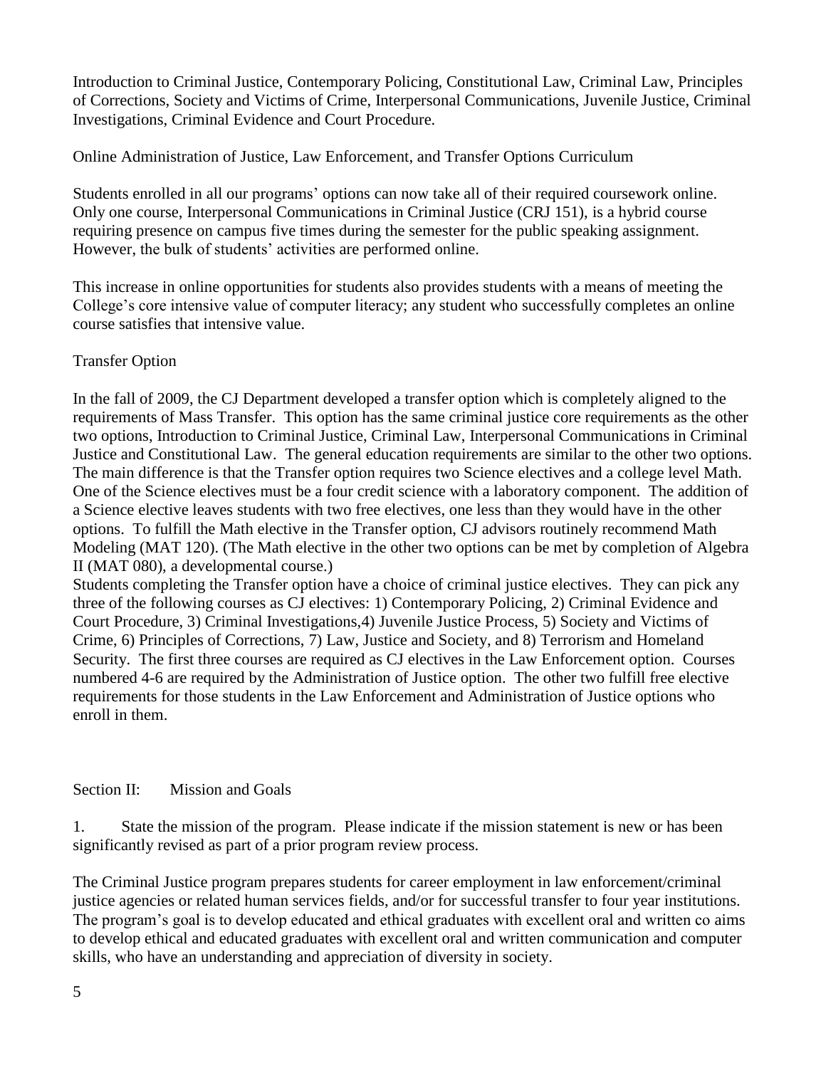Introduction to Criminal Justice, Contemporary Policing, Constitutional Law, Criminal Law, Principles of Corrections, Society and Victims of Crime, Interpersonal Communications, Juvenile Justice, Criminal Investigations, Criminal Evidence and Court Procedure.

Online Administration of Justice, Law Enforcement, and Transfer Options Curriculum

Students enrolled in all our programs' options can now take all of their required coursework online. Only one course, Interpersonal Communications in Criminal Justice (CRJ 151), is a hybrid course requiring presence on campus five times during the semester for the public speaking assignment. However, the bulk of students' activities are performed online.

This increase in online opportunities for students also provides students with a means of meeting the College's core intensive value of computer literacy; any student who successfully completes an online course satisfies that intensive value.

Transfer Option

In the fall of 2009, the CJ Department developed a transfer option which is completely aligned to the requirements of Mass Transfer. This option has the same criminal justice core requirements as the other two options, Introduction to Criminal Justice, Criminal Law, Interpersonal Communications in Criminal Justice and Constitutional Law. The general education requirements are similar to the other two options. The main difference is that the Transfer option requires two Science electives and a college level Math. One of the Science electives must be a four credit science with a laboratory component. The addition of a Science elective leaves students with two free electives, one less than they would have in the other options. To fulfill the Math elective in the Transfer option, CJ advisors routinely recommend Math Modeling (MAT 120). (The Math elective in the other two options can be met by completion of Algebra II (MAT 080), a developmental course.)
Students completing the Transfer option have a choice of criminal justice electives. They can pick any three of the following courses as CJ electives: 1) Contemporary Policing, 2) Criminal Evidence and Court Procedure, 3) Criminal Investigations,4) Juvenile Justice Process, 5) Society and Victims of Crime, 6) Principles of Corrections, 7) Law, Justice and Society, and 8) Terrorism and Homeland Security. The first three courses are required as CJ electives in the Law Enforcement option. Courses numbered 4-6 are required by the Administration of Justice option. The other two fulfill free elective requirements for those students in the Law Enforcement and Administration of Justice options who enroll in them.

## Section II: Mission and Goals

1. State the mission of the program. Please indicate if the mission statement is new or has been significantly revised as part of a prior program review process.

The Criminal Justice program prepares students for career employment in law enforcement/criminal justice agencies or related human services fields, and/or for successful transfer to four year institutions. The program's goal is to develop educated and ethical graduates with excellent oral and written co aims to develop ethical and educated graduates with excellent oral and written communication and computer skills, who have an understanding and appreciation of diversity in society.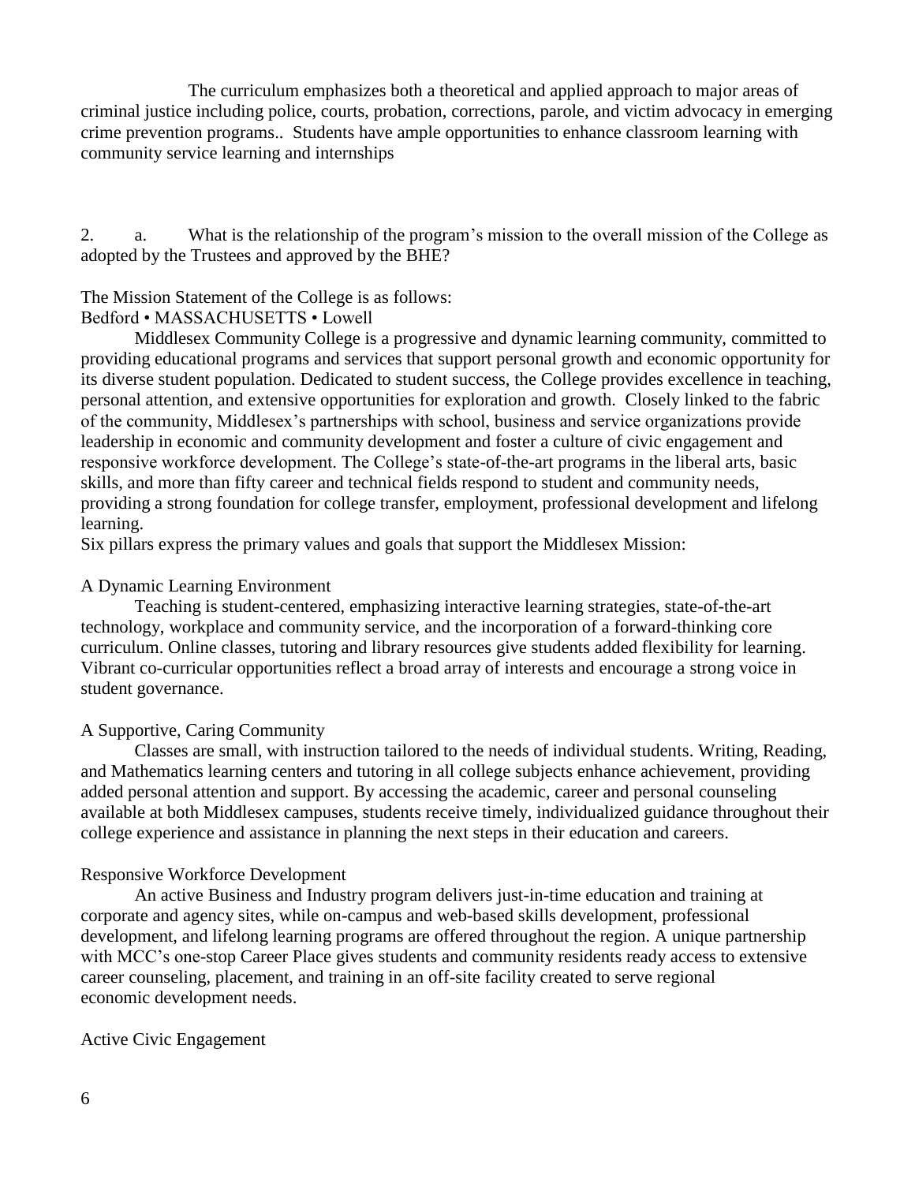The curriculum emphasizes both a theoretical and applied approach to major areas of criminal justice including police, courts, probation, corrections, parole, and victim advocacy in emerging crime prevention programs.. Students have ample opportunities to enhance classroom learning with community service learning and internships

2. a. What is the relationship of the program's mission to the overall mission of the College as adopted by the Trustees and approved by the BHE?

The Mission Statement of the College is as follows:
Bedford • MASSACHUSETTS • Lowell

Middlesex Community College is a progressive and dynamic learning community, committed to providing educational programs and services that support personal growth and economic opportunity for its diverse student population. Dedicated to student success, the College provides excellence in teaching, personal attention, and extensive opportunities for exploration and growth. Closely linked to the fabric of the community, Middlesex's partnerships with school, business and service organizations provide leadership in economic and community development and foster a culture of civic engagement and responsive workforce development. The College's state-of-the-art programs in the liberal arts, basic skills, and more than fifty career and technical fields respond to student and community needs, providing a strong foundation for college transfer, employment, professional development and lifelong learning.

Six pillars express the primary values and goals that support the Middlesex Mission:

A Dynamic Learning Environment

Teaching is student-centered, emphasizing interactive learning strategies, state-of-the-art technology, workplace and community service, and the incorporation of a forward-thinking core curriculum. Online classes, tutoring and library resources give students added flexibility for learning. Vibrant co-curricular opportunities reflect a broad array of interests and encourage a strong voice in student governance.

A Supportive, Caring Community

Classes are small, with instruction tailored to the needs of individual students. Writing, Reading, and Mathematics learning centers and tutoring in all college subjects enhance achievement, providing added personal attention and support. By accessing the academic, career and personal counseling available at both Middlesex campuses, students receive timely, individualized guidance throughout their college experience and assistance in planning the next steps in their education and careers.

Responsive Workforce Development

An active Business and Industry program delivers just-in-time education and training at corporate and agency sites, while on-campus and web-based skills development, professional development, and lifelong learning programs are offered throughout the region. A unique partnership with MCC's one-stop Career Place gives students and community residents ready access to extensive career counseling, placement, and training in an off-site facility created to serve regional economic development needs.

Active Civic Engagement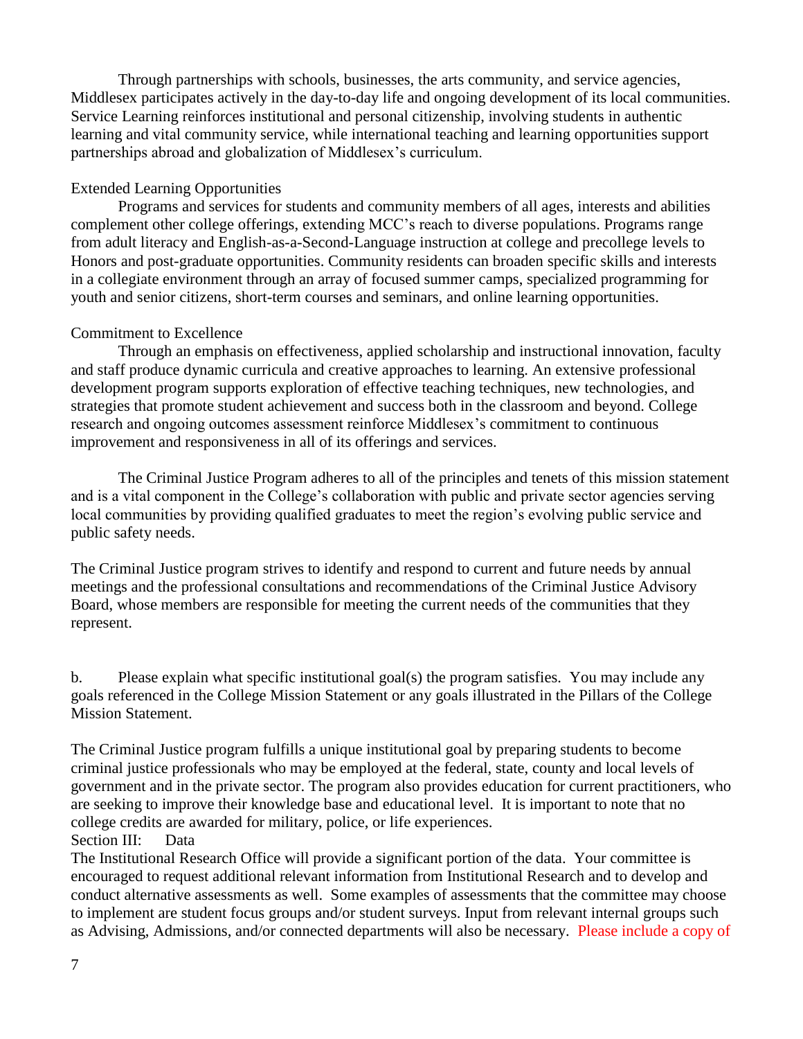Through partnerships with schools, businesses, the arts community, and service agencies, Middlesex participates actively in the day-to-day life and ongoing development of its local communities. Service Learning reinforces institutional and personal citizenship, involving students in authentic learning and vital community service, while international teaching and learning opportunities support partnerships abroad and globalization of Middlesex's curriculum.

Extended Learning Opportunities

Programs and services for students and community members of all ages, interests and abilities complement other college offerings, extending MCC's reach to diverse populations. Programs range from adult literacy and English-as-a-Second-Language instruction at college and precollege levels to Honors and post-graduate opportunities. Community residents can broaden specific skills and interests in a collegiate environment through an array of focused summer camps, specialized programming for youth and senior citizens, short-term courses and seminars, and online learning opportunities.

Commitment to Excellence

Through an emphasis on effectiveness, applied scholarship and instructional innovation, faculty and staff produce dynamic curricula and creative approaches to learning. An extensive professional development program supports exploration of effective teaching techniques, new technologies, and strategies that promote student achievement and success both in the classroom and beyond. College research and ongoing outcomes assessment reinforce Middlesex's commitment to continuous improvement and responsiveness in all of its offerings and services.

The Criminal Justice Program adheres to all of the principles and tenets of this mission statement and is a vital component in the College's collaboration with public and private sector agencies serving local communities by providing qualified graduates to meet the region's evolving public service and public safety needs.

The Criminal Justice program strives to identify and respond to current and future needs by annual meetings and the professional consultations and recommendations of the Criminal Justice Advisory Board, whose members are responsible for meeting the current needs of the communities that they represent.

b. Please explain what specific institutional goal(s) the program satisfies. You may include any goals referenced in the College Mission Statement or any goals illustrated in the Pillars of the College Mission Statement.

The Criminal Justice program fulfills a unique institutional goal by preparing students to become criminal justice professionals who may be employed at the federal, state, county and local levels of government and in the private sector. The program also provides education for current practitioners, who are seeking to improve their knowledge base and educational level. It is important to note that no college credits are awarded for military, police, or life experiences.

Section III: Data

The Institutional Research Office will provide a significant portion of the data. Your committee is encouraged to request additional relevant information from Institutional Research and to develop and conduct alternative assessments as well. Some examples of assessments that the committee may choose to implement are student focus groups and/or student surveys. Input from relevant internal groups such as Advising, Admissions, and/or connected departments will also be necessary. Please include a copy of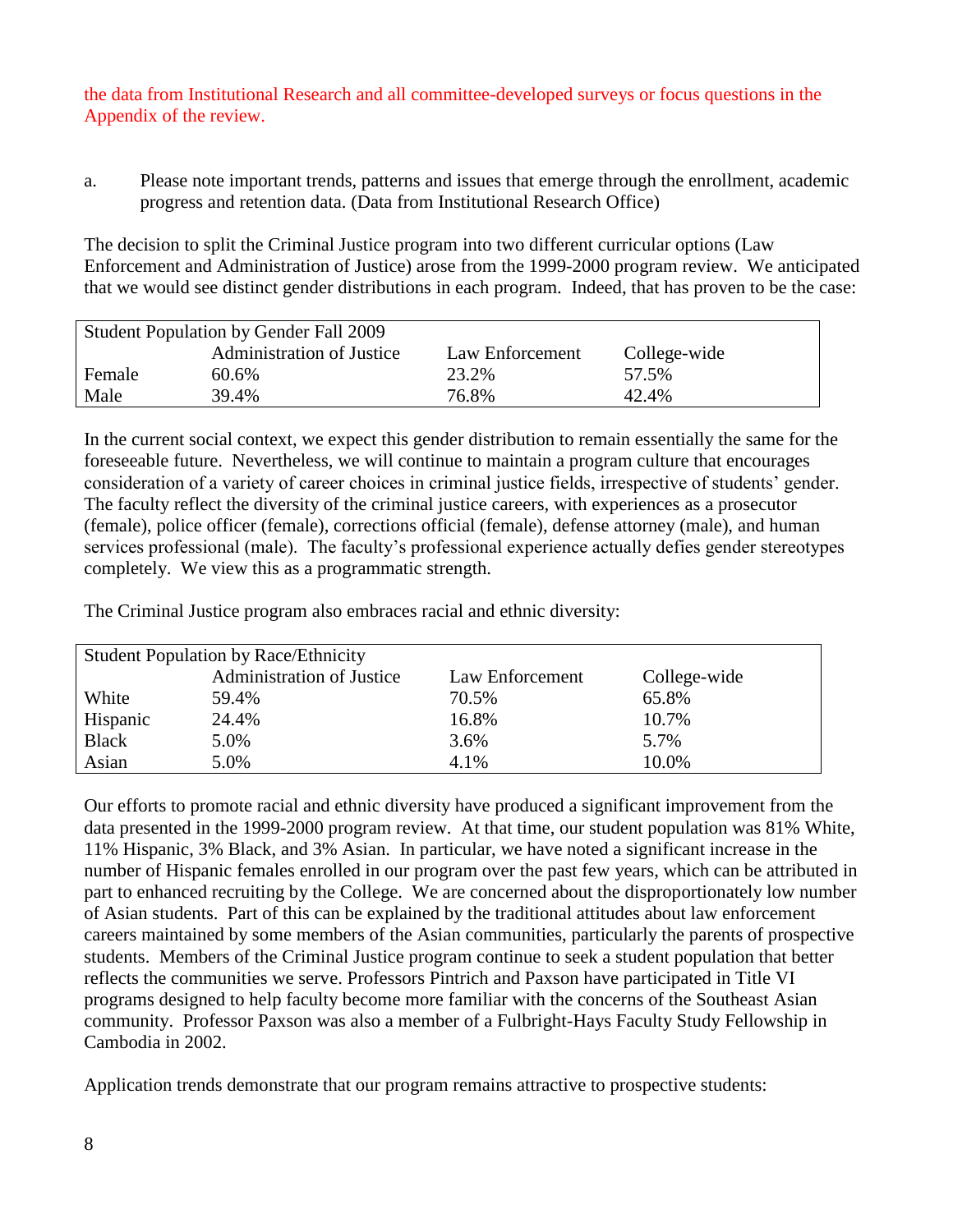the data from Institutional Research and all committee-developed surveys or focus questions in the Appendix of the review.

a. Please note important trends, patterns and issues that emerge through the enrollment, academic progress and retention data. (Data from Institutional Research Office)

The decision to split the Criminal Justice program into two different curricular options (Law Enforcement and Administration of Justice) arose from the 1999-2000 program review. We anticipated that we would see distinct gender distributions in each program. Indeed, that has proven to be the case:

| Student Population by Gender Fall 2009 | | | |
|---|---|---|---|
| | Administration of Justice | Law Enforcement | College-wide |
| Female | 60.6% | 23.2% | 57.5% |
| Male | 39.4% | 76.8% | 42.4% |

In the current social context, we expect this gender distribution to remain essentially the same for the foreseeable future. Nevertheless, we will continue to maintain a program culture that encourages consideration of a variety of career choices in criminal justice fields, irrespective of students' gender. The faculty reflect the diversity of the criminal justice careers, with experiences as a prosecutor (female), police officer (female), corrections official (female), defense attorney (male), and human services professional (male). The faculty's professional experience actually defies gender stereotypes completely. We view this as a programmatic strength.

The Criminal Justice program also embraces racial and ethnic diversity:

| Student Population by Race/Ethnicity | | | |
|---|---|---|---|
| | Administration of Justice | Law Enforcement | College-wide |
| White | 59.4% | 70.5% | 65.8% |
| Hispanic | 24.4% | 16.8% | 10.7% |
| Black | 5.0% | 3.6% | 5.7% |
| Asian | 5.0% | 4.1% | 10.0% |

Our efforts to promote racial and ethnic diversity have produced a significant improvement from the data presented in the 1999-2000 program review. At that time, our student population was 81% White, 11% Hispanic, 3% Black, and 3% Asian. In particular, we have noted a significant increase in the number of Hispanic females enrolled in our program over the past few years, which can be attributed in part to enhanced recruiting by the College. We are concerned about the disproportionately low number of Asian students. Part of this can be explained by the traditional attitudes about law enforcement careers maintained by some members of the Asian communities, particularly the parents of prospective students. Members of the Criminal Justice program continue to seek a student population that better reflects the communities we serve. Professors Pintrich and Paxson have participated in Title VI programs designed to help faculty become more familiar with the concerns of the Southeast Asian community. Professor Paxson was also a member of a Fulbright-Hays Faculty Study Fellowship in Cambodia in 2002.

Application trends demonstrate that our program remains attractive to prospective students: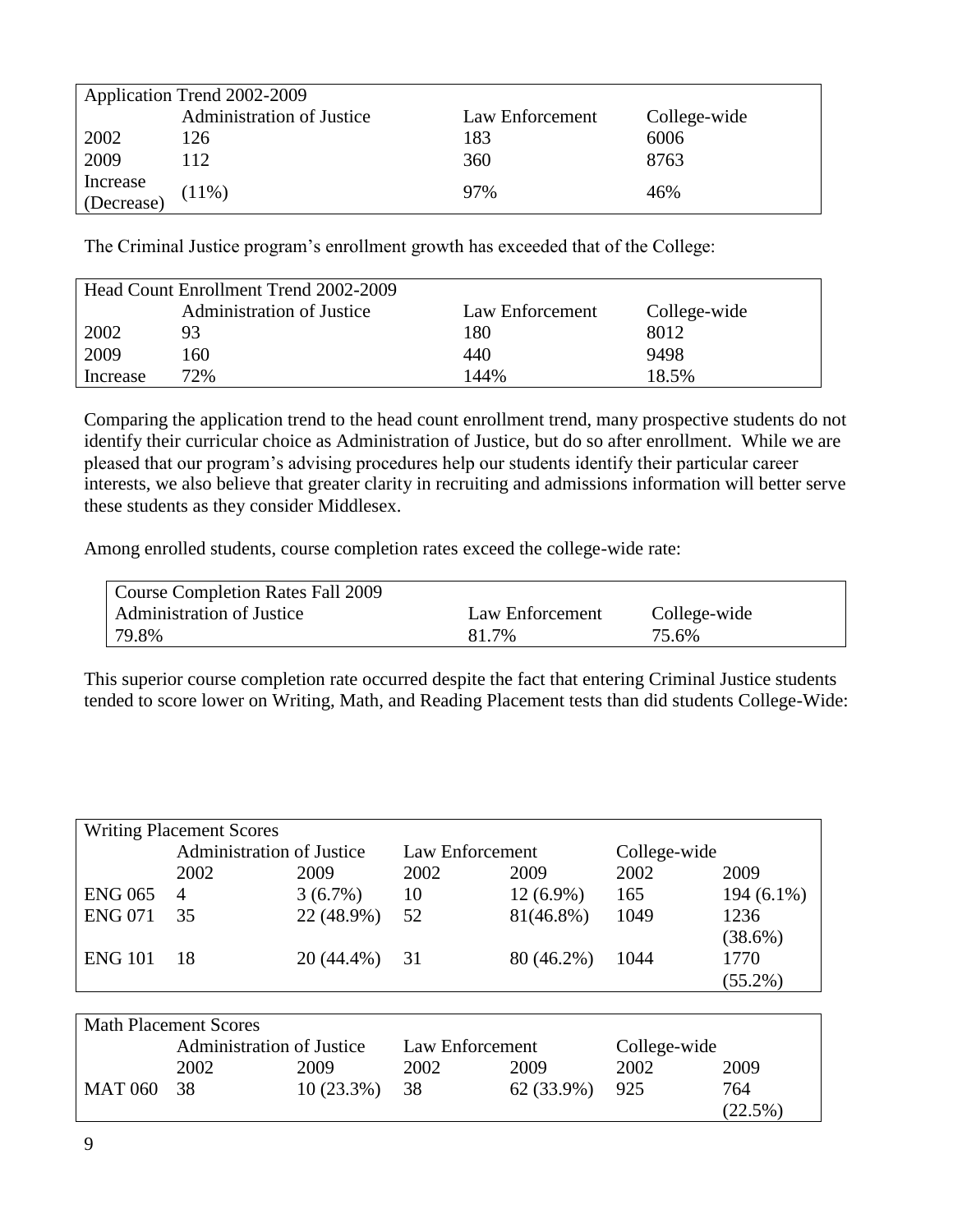| Application Trend 2002-2009 | | | |
|---|---|---|---|
| | Administration of Justice | Law Enforcement | College-wide |
| 2002 | 126 | 183 | 6006 |
| 2009 | 112 | 360 | 8763 |
| Increase (Decrease) | (11%) | 97% | 46% |

The Criminal Justice program's enrollment growth has exceeded that of the College:

| Head Count Enrollment Trend 2002-2009 | | | |
|---|---|---|---|
| | Administration of Justice | Law Enforcement | College-wide |
| 2002 | 93 | 180 | 8012 |
| 2009 | 160 | 440 | 9498 |
| Increase | 72% | 144% | 18.5% |

Comparing the application trend to the head count enrollment trend, many prospective students do not identify their curricular choice as Administration of Justice, but do so after enrollment. While we are pleased that our program's advising procedures help our students identify their particular career interests, we also believe that greater clarity in recruiting and admissions information will better serve these students as they consider Middlesex.

Among enrolled students, course completion rates exceed the college-wide rate:

| Course Completion Rates Fall 2009 | | |
|---|---|---|
| Administration of Justice | Law Enforcement | College-wide |
| 79.8% | 81.7% | 75.6% |

This superior course completion rate occurred despite the fact that entering Criminal Justice students tended to score lower on Writing, Math, and Reading Placement tests than did students College-Wide:

| Writing Placement Scores | | | | | | |
|---|---|---|---|---|---|---|
| | Administration of Justice | | Law Enforcement | | College-wide | |
| | 2002 | 2009 | 2002 | 2009 | 2002 | 2009 |
| ENG 065 | 4 | 3 (6.7%) | 10 | 12 (6.9%) | 165 | 194 (6.1%) |
| ENG 071 | 35 | 22 (48.9%) | 52 | 81(46.8%) | 1049 | 1236 (38.6%) |
| ENG 101 | 18 | 20 (44.4%) | 31 | 80 (46.2%) | 1044 | 1770 (55.2%) |

| Math Placement Scores | | | | | | |
|---|---|---|---|---|---|---|
| | Administration of Justice | | Law Enforcement | | College-wide | |
| | 2002 | 2009 | 2002 | 2009 | 2002 | 2009 |
| MAT 060 | 38 | 10 (23.3%) | 38 | 62 (33.9%) | 925 | 764 (22.5%) |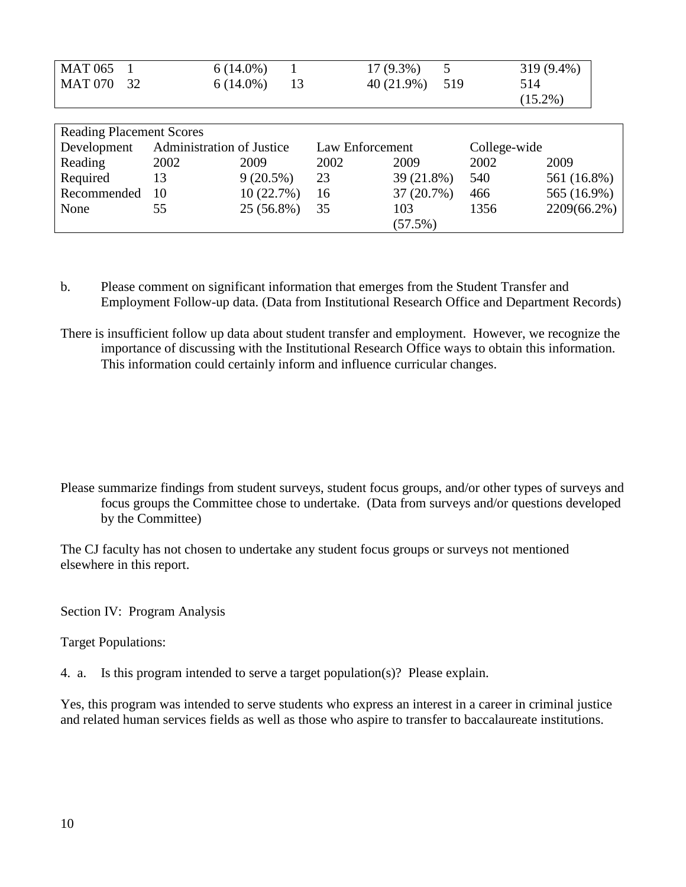| | | | | | | |
|---|---|---|---|---|---|---|
| MAT 065 | 1 | 6 (14.0%) | 1 | 17 (9.3%) | 5 | 319 (9.4%) |
| MAT 070 | 32 | 6 (14.0%) | 13 | 40 (21.9%) | 519 | 514 (15.2%) |

| Reading Placement Scores | | | | | | |
|---|---|---|---|---|---|---|
| Development | Administration of Justice | | Law Enforcement | | College-wide | |
| Reading | 2002 | 2009 | 2002 | 2009 | 2002 | 2009 |
| Required | 13 | 9 (20.5%) | 23 | 39 (21.8%) | 540 | 561 (16.8%) |
| Recommended | 10 | 10 (22.7%) | 16 | 37 (20.7%) | 466 | 565 (16.9%) |
| None | 55 | 25 (56.8%) | 35 | 103 (57.5%) | 1356 | 2209(66.2%) |

b. Please comment on significant information that emerges from the Student Transfer and Employment Follow-up data. (Data from Institutional Research Office and Department Records)

There is insufficient follow up data about student transfer and employment. However, we recognize the importance of discussing with the Institutional Research Office ways to obtain this information. This information could certainly inform and influence curricular changes.

Please summarize findings from student surveys, student focus groups, and/or other types of surveys and focus groups the Committee chose to undertake. (Data from surveys and/or questions developed by the Committee)

The CJ faculty has not chosen to undertake any student focus groups or surveys not mentioned elsewhere in this report.

Section IV: Program Analysis

Target Populations:

4. a. Is this program intended to serve a target population(s)? Please explain.

Yes, this program was intended to serve students who express an interest in a career in criminal justice and related human services fields as well as those who aspire to transfer to baccalaureate institutions.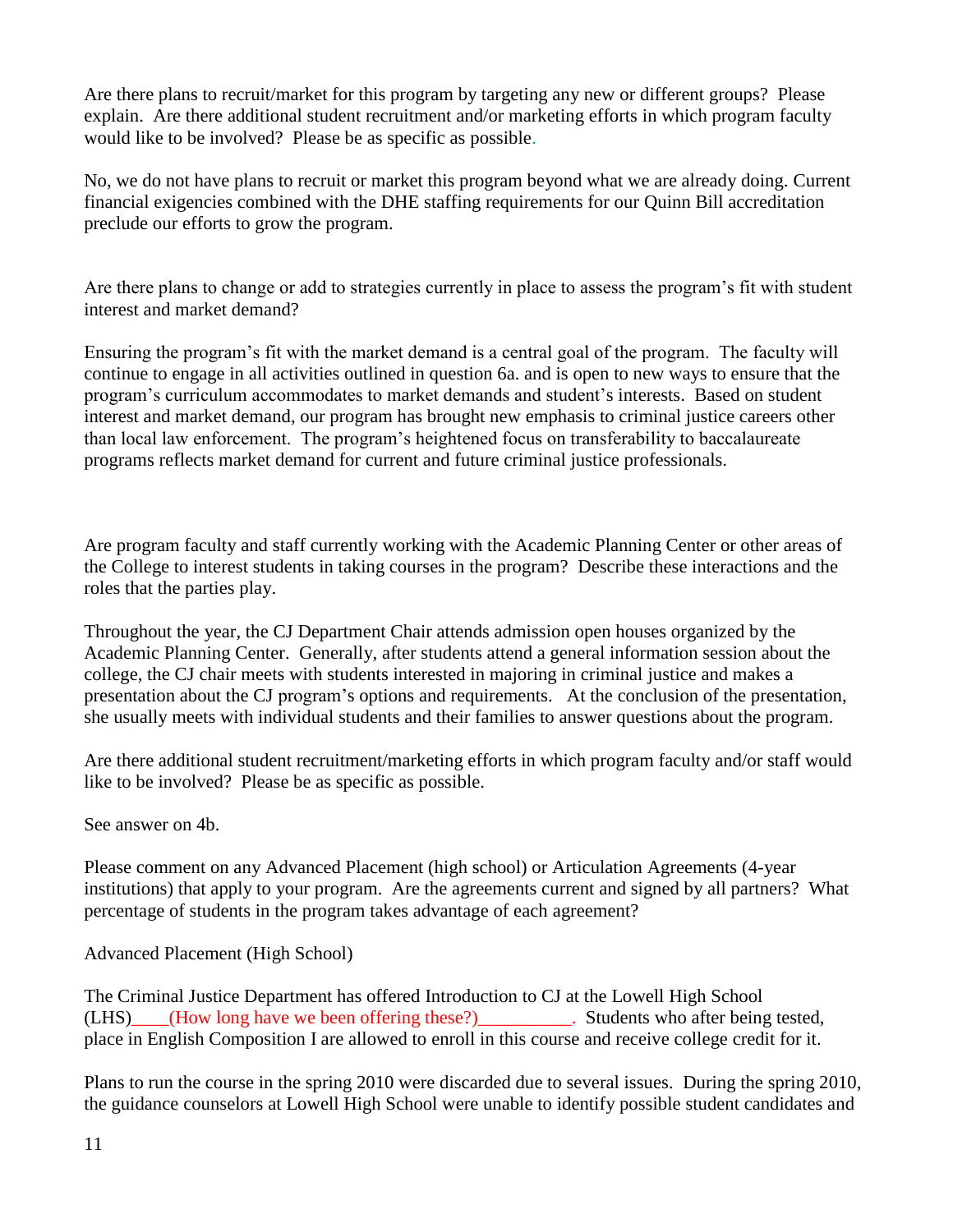Are there plans to recruit/market for this program by targeting any new or different groups? Please explain. Are there additional student recruitment and/or marketing efforts in which program faculty would like to be involved? Please be as specific as possible.

No, we do not have plans to recruit or market this program beyond what we are already doing. Current financial exigencies combined with the DHE staffing requirements for our Quinn Bill accreditation preclude our efforts to grow the program.

Are there plans to change or add to strategies currently in place to assess the program's fit with student interest and market demand?

Ensuring the program's fit with the market demand is a central goal of the program. The faculty will continue to engage in all activities outlined in question 6a. and is open to new ways to ensure that the program's curriculum accommodates to market demands and student's interests. Based on student interest and market demand, our program has brought new emphasis to criminal justice careers other than local law enforcement. The program's heightened focus on transferability to baccalaureate programs reflects market demand for current and future criminal justice professionals.

Are program faculty and staff currently working with the Academic Planning Center or other areas of the College to interest students in taking courses in the program? Describe these interactions and the roles that the parties play.

Throughout the year, the CJ Department Chair attends admission open houses organized by the Academic Planning Center. Generally, after students attend a general information session about the college, the CJ chair meets with students interested in majoring in criminal justice and makes a presentation about the CJ program's options and requirements. At the conclusion of the presentation, she usually meets with individual students and their families to answer questions about the program.

Are there additional student recruitment/marketing efforts in which program faculty and/or staff would like to be involved? Please be as specific as possible.

See answer on 4b.

Please comment on any Advanced Placement (high school) or Articulation Agreements (4-year institutions) that apply to your program. Are the agreements current and signed by all partners? What percentage of students in the program takes advantage of each agreement?

Advanced Placement (High School)

The Criminal Justice Department has offered Introduction to CJ at the Lowell High School (LHS)____(How long have we been offering these?)__________. Students who after being tested, place in English Composition I are allowed to enroll in this course and receive college credit for it.

Plans to run the course in the spring 2010 were discarded due to several issues. During the spring 2010, the guidance counselors at Lowell High School were unable to identify possible student candidates and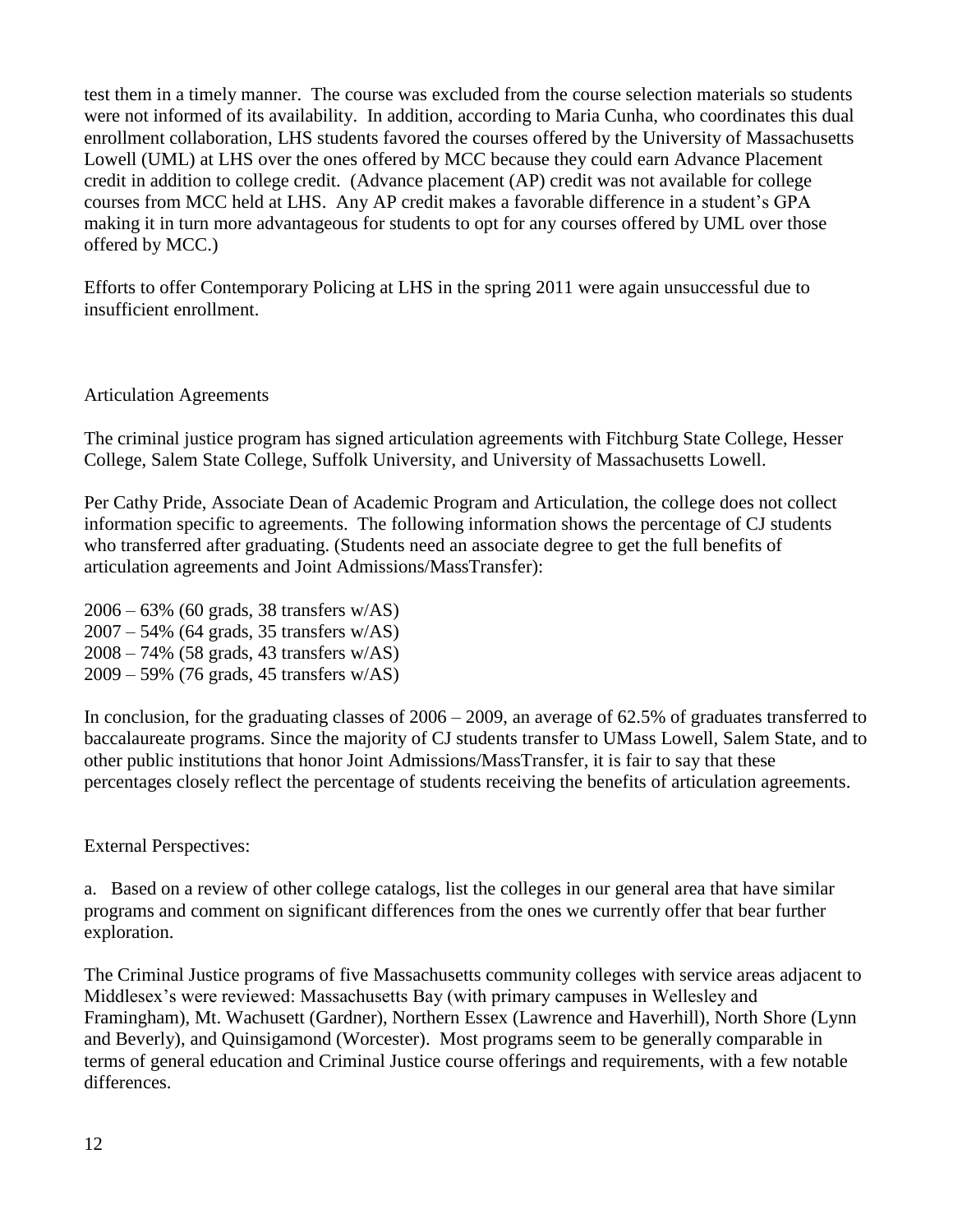test them in a timely manner. The course was excluded from the course selection materials so students were not informed of its availability. In addition, according to Maria Cunha, who coordinates this dual enrollment collaboration, LHS students favored the courses offered by the University of Massachusetts Lowell (UML) at LHS over the ones offered by MCC because they could earn Advance Placement credit in addition to college credit. (Advance placement (AP) credit was not available for college courses from MCC held at LHS. Any AP credit makes a favorable difference in a student's GPA making it in turn more advantageous for students to opt for any courses offered by UML over those offered by MCC.)

Efforts to offer Contemporary Policing at LHS in the spring 2011 were again unsuccessful due to insufficient enrollment.

Articulation Agreements

The criminal justice program has signed articulation agreements with Fitchburg State College, Hesser College, Salem State College, Suffolk University, and University of Massachusetts Lowell.

Per Cathy Pride, Associate Dean of Academic Program and Articulation, the college does not collect information specific to agreements. The following information shows the percentage of CJ students who transferred after graduating. (Students need an associate degree to get the full benefits of articulation agreements and Joint Admissions/MassTransfer):

2006 – 63% (60 grads, 38 transfers w/AS)
2007 – 54% (64 grads, 35 transfers w/AS)
2008 – 74% (58 grads, 43 transfers w/AS)
2009 – 59% (76 grads, 45 transfers w/AS)

In conclusion, for the graduating classes of 2006 – 2009, an average of 62.5% of graduates transferred to baccalaureate programs. Since the majority of CJ students transfer to UMass Lowell, Salem State, and to other public institutions that honor Joint Admissions/MassTransfer, it is fair to say that these percentages closely reflect the percentage of students receiving the benefits of articulation agreements.

External Perspectives:

a. Based on a review of other college catalogs, list the colleges in our general area that have similar programs and comment on significant differences from the ones we currently offer that bear further exploration.

The Criminal Justice programs of five Massachusetts community colleges with service areas adjacent to Middlesex's were reviewed: Massachusetts Bay (with primary campuses in Wellesley and Framingham), Mt. Wachusett (Gardner), Northern Essex (Lawrence and Haverhill), North Shore (Lynn and Beverly), and Quinsigamond (Worcester). Most programs seem to be generally comparable in terms of general education and Criminal Justice course offerings and requirements, with a few notable differences.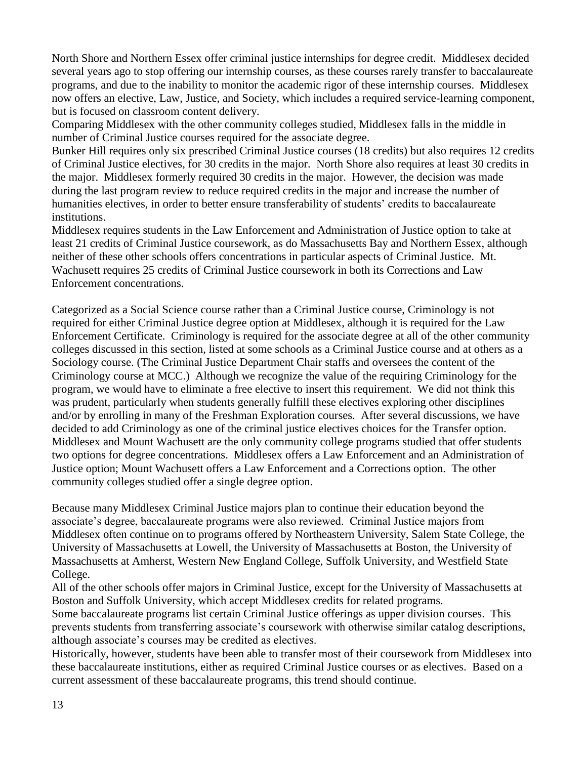North Shore and Northern Essex offer criminal justice internships for degree credit. Middlesex decided several years ago to stop offering our internship courses, as these courses rarely transfer to baccalaureate programs, and due to the inability to monitor the academic rigor of these internship courses. Middlesex now offers an elective, Law, Justice, and Society, which includes a required service-learning component, but is focused on classroom content delivery.

Comparing Middlesex with the other community colleges studied, Middlesex falls in the middle in number of Criminal Justice courses required for the associate degree.

Bunker Hill requires only six prescribed Criminal Justice courses (18 credits) but also requires 12 credits of Criminal Justice electives, for 30 credits in the major. North Shore also requires at least 30 credits in the major. Middlesex formerly required 30 credits in the major. However, the decision was made during the last program review to reduce required credits in the major and increase the number of humanities electives, in order to better ensure transferability of students' credits to baccalaureate institutions.

Middlesex requires students in the Law Enforcement and Administration of Justice option to take at least 21 credits of Criminal Justice coursework, as do Massachusetts Bay and Northern Essex, although neither of these other schools offers concentrations in particular aspects of Criminal Justice. Mt. Wachusett requires 25 credits of Criminal Justice coursework in both its Corrections and Law Enforcement concentrations.

Categorized as a Social Science course rather than a Criminal Justice course, Criminology is not required for either Criminal Justice degree option at Middlesex, although it is required for the Law Enforcement Certificate. Criminology is required for the associate degree at all of the other community colleges discussed in this section, listed at some schools as a Criminal Justice course and at others as a Sociology course. (The Criminal Justice Department Chair staffs and oversees the content of the Criminology course at MCC.) Although we recognize the value of the requiring Criminology for the program, we would have to eliminate a free elective to insert this requirement. We did not think this was prudent, particularly when students generally fulfill these electives exploring other disciplines and/or by enrolling in many of the Freshman Exploration courses. After several discussions, we have decided to add Criminology as one of the criminal justice electives choices for the Transfer option. Middlesex and Mount Wachusett are the only community college programs studied that offer students two options for degree concentrations. Middlesex offers a Law Enforcement and an Administration of Justice option; Mount Wachusett offers a Law Enforcement and a Corrections option. The other community colleges studied offer a single degree option.

Because many Middlesex Criminal Justice majors plan to continue their education beyond the associate's degree, baccalaureate programs were also reviewed. Criminal Justice majors from Middlesex often continue on to programs offered by Northeastern University, Salem State College, the University of Massachusetts at Lowell, the University of Massachusetts at Boston, the University of Massachusetts at Amherst, Western New England College, Suffolk University, and Westfield State College.

All of the other schools offer majors in Criminal Justice, except for the University of Massachusetts at Boston and Suffolk University, which accept Middlesex credits for related programs.

Some baccalaureate programs list certain Criminal Justice offerings as upper division courses. This prevents students from transferring associate's coursework with otherwise similar catalog descriptions, although associate's courses may be credited as electives.

Historically, however, students have been able to transfer most of their coursework from Middlesex into these baccalaureate institutions, either as required Criminal Justice courses or as electives. Based on a current assessment of these baccalaureate programs, this trend should continue.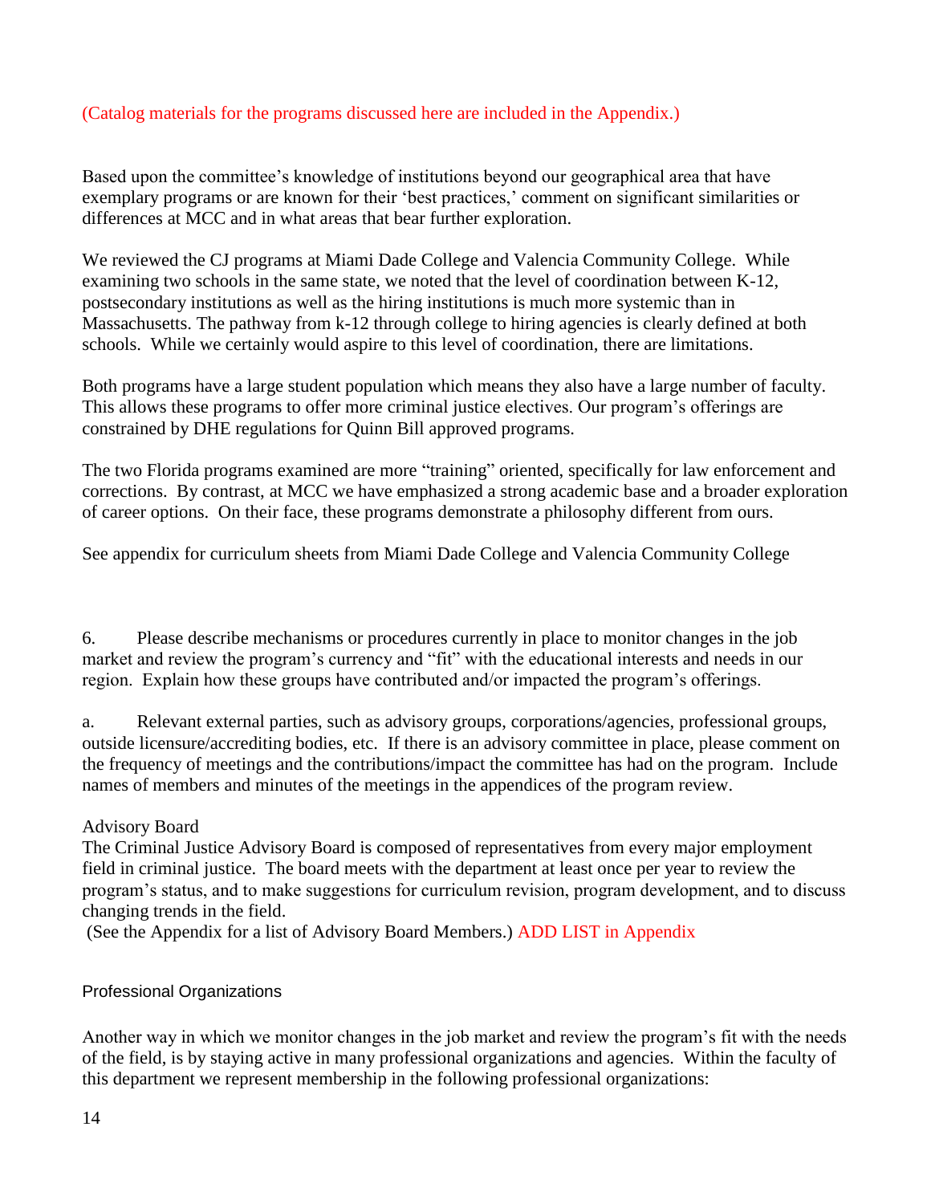(Catalog materials for the programs discussed here are included in the Appendix.)

Based upon the committee's knowledge of institutions beyond our geographical area that have exemplary programs or are known for their 'best practices,' comment on significant similarities or differences at MCC and in what areas that bear further exploration.

We reviewed the CJ programs at Miami Dade College and Valencia Community College. While examining two schools in the same state, we noted that the level of coordination between K-12, postsecondary institutions as well as the hiring institutions is much more systemic than in Massachusetts. The pathway from k-12 through college to hiring agencies is clearly defined at both schools. While we certainly would aspire to this level of coordination, there are limitations.

Both programs have a large student population which means they also have a large number of faculty. This allows these programs to offer more criminal justice electives. Our program's offerings are constrained by DHE regulations for Quinn Bill approved programs.

The two Florida programs examined are more "training" oriented, specifically for law enforcement and corrections. By contrast, at MCC we have emphasized a strong academic base and a broader exploration of career options. On their face, these programs demonstrate a philosophy different from ours.

See appendix for curriculum sheets from Miami Dade College and Valencia Community College

6. Please describe mechanisms or procedures currently in place to monitor changes in the job market and review the program's currency and "fit" with the educational interests and needs in our region. Explain how these groups have contributed and/or impacted the program's offerings.

a. Relevant external parties, such as advisory groups, corporations/agencies, professional groups, outside licensure/accrediting bodies, etc. If there is an advisory committee in place, please comment on the frequency of meetings and the contributions/impact the committee has had on the program. Include names of members and minutes of the meetings in the appendices of the program review.

Advisory Board

The Criminal Justice Advisory Board is composed of representatives from every major employment field in criminal justice. The board meets with the department at least once per year to review the program's status, and to make suggestions for curriculum revision, program development, and to discuss changing trends in the field.

(See the Appendix for a list of Advisory Board Members.) ADD LIST in Appendix

Professional Organizations

Another way in which we monitor changes in the job market and review the program's fit with the needs of the field, is by staying active in many professional organizations and agencies. Within the faculty of this department we represent membership in the following professional organizations: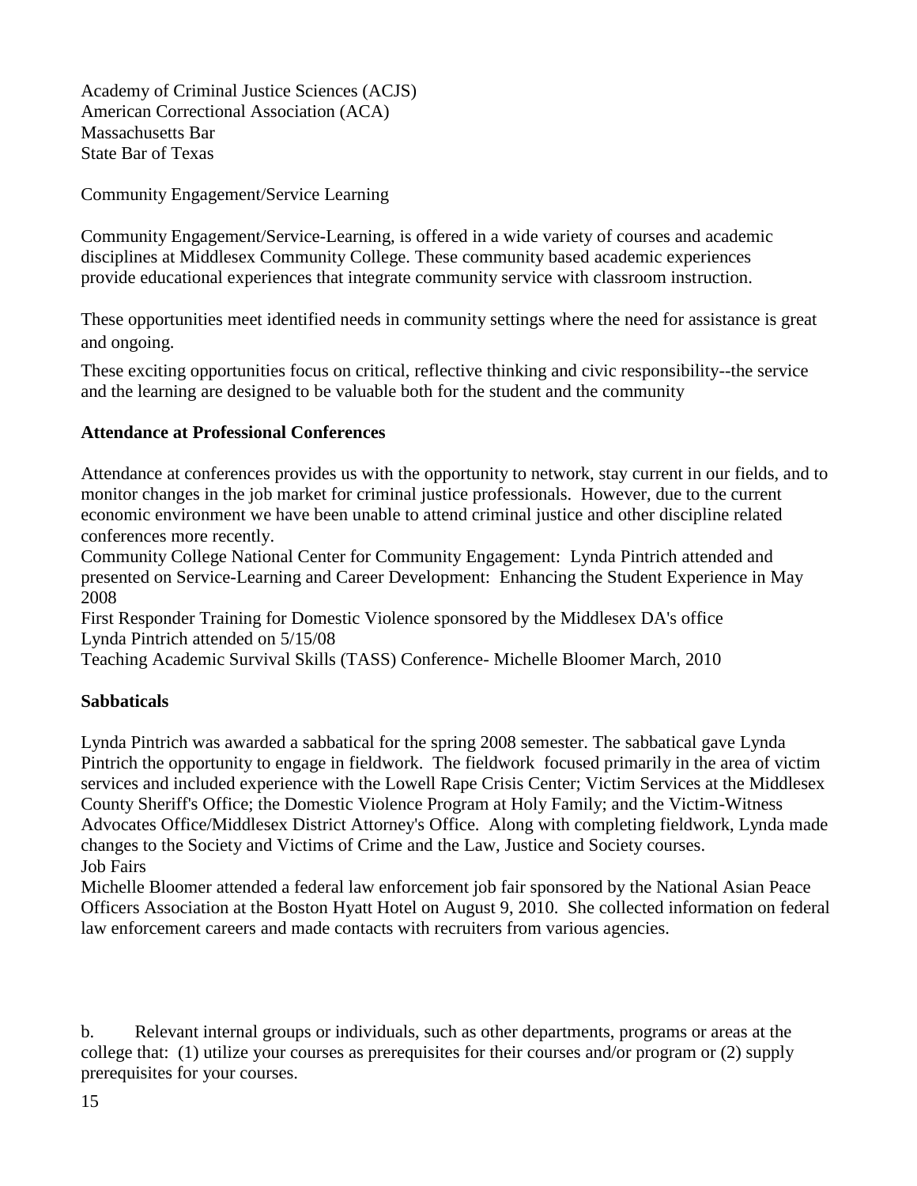Academy of Criminal Justice Sciences (ACJS)
American Correctional Association (ACA)
Massachusetts Bar
State Bar of Texas

Community Engagement/Service Learning

Community Engagement/Service-Learning, is offered in a wide variety of courses and academic disciplines at Middlesex Community College. These community based academic experiences provide educational experiences that integrate community service with classroom instruction.

These opportunities meet identified needs in community settings where the need for assistance is great and ongoing.

These exciting opportunities focus on critical, reflective thinking and civic responsibility--the service and the learning are designed to be valuable both for the student and the community

**Attendance at Professional Conferences**

Attendance at conferences provides us with the opportunity to network, stay current in our fields, and to monitor changes in the job market for criminal justice professionals. However, due to the current economic environment we have been unable to attend criminal justice and other discipline related conferences more recently.
Community College National Center for Community Engagement: Lynda Pintrich attended and presented on Service-Learning and Career Development: Enhancing the Student Experience in May 2008
First Responder Training for Domestic Violence sponsored by the Middlesex DA's office
Lynda Pintrich attended on 5/15/08
Teaching Academic Survival Skills (TASS) Conference- Michelle Bloomer March, 2010

**Sabbaticals**

Lynda Pintrich was awarded a sabbatical for the spring 2008 semester. The sabbatical gave Lynda Pintrich the opportunity to engage in fieldwork. The fieldwork focused primarily in the area of victim services and included experience with the Lowell Rape Crisis Center; Victim Services at the Middlesex County Sheriff's Office; the Domestic Violence Program at Holy Family; and the Victim-Witness Advocates Office/Middlesex District Attorney's Office. Along with completing fieldwork, Lynda made changes to the Society and Victims of Crime and the Law, Justice and Society courses.
Job Fairs
Michelle Bloomer attended a federal law enforcement job fair sponsored by the National Asian Peace Officers Association at the Boston Hyatt Hotel on August 9, 2010. She collected information on federal law enforcement careers and made contacts with recruiters from various agencies.

b. Relevant internal groups or individuals, such as other departments, programs or areas at the college that: (1) utilize your courses as prerequisites for their courses and/or program or (2) supply prerequisites for your courses.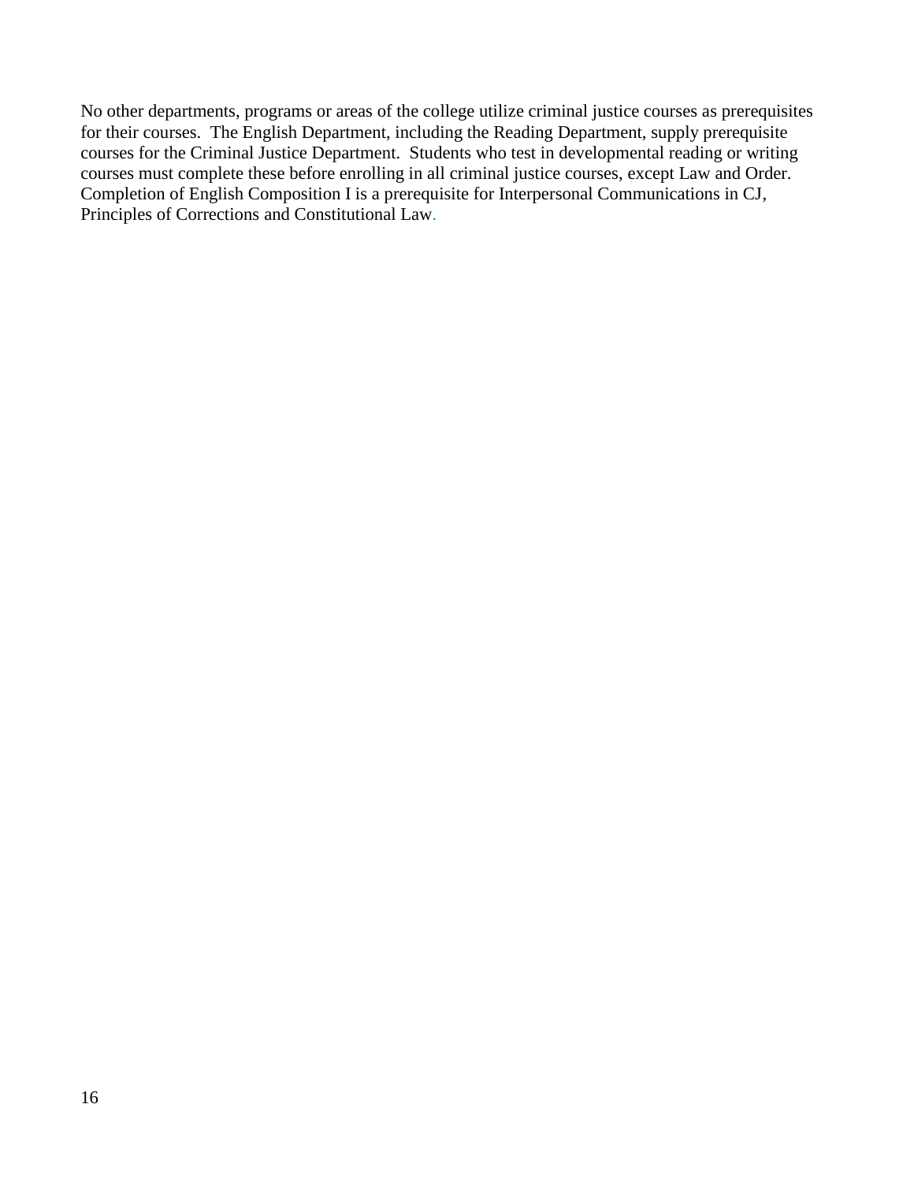No other departments, programs or areas of the college utilize criminal justice courses as prerequisites for their courses. The English Department, including the Reading Department, supply prerequisite courses for the Criminal Justice Department. Students who test in developmental reading or writing courses must complete these before enrolling in all criminal justice courses, except Law and Order. Completion of English Composition I is a prerequisite for Interpersonal Communications in CJ, Principles of Corrections and Constitutional Law.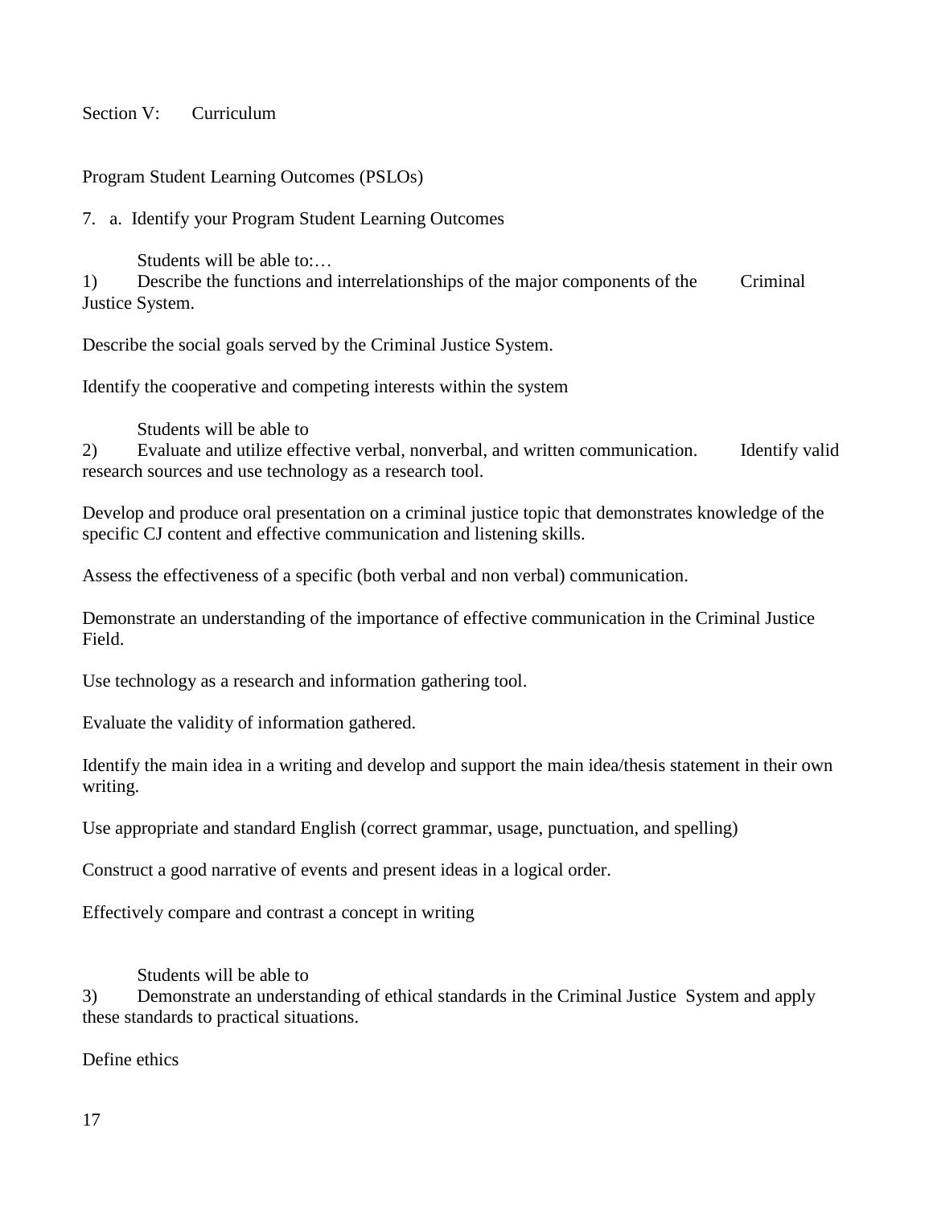Section V: Curriculum

Program Student Learning Outcomes (PSLOs)

7. a. Identify your Program Student Learning Outcomes

Students will be able to:…

1) Describe the functions and interrelationships of the major components of the Criminal Justice System.

Describe the social goals served by the Criminal Justice System.

Identify the cooperative and competing interests within the system

Students will be able to

2) Evaluate and utilize effective verbal, nonverbal, and written communication. Identify valid research sources and use technology as a research tool.

Develop and produce oral presentation on a criminal justice topic that demonstrates knowledge of the specific CJ content and effective communication and listening skills.

Assess the effectiveness of a specific (both verbal and non verbal) communication.

Demonstrate an understanding of the importance of effective communication in the Criminal Justice Field.

Use technology as a research and information gathering tool.

Evaluate the validity of information gathered.

Identify the main idea in a writing and develop and support the main idea/thesis statement in their own writing.

Use appropriate and standard English (correct grammar, usage, punctuation, and spelling)

Construct a good narrative of events and present ideas in a logical order.

Effectively compare and contrast a concept in writing

Students will be able to

3) Demonstrate an understanding of ethical standards in the Criminal Justice System and apply these standards to practical situations.

Define ethics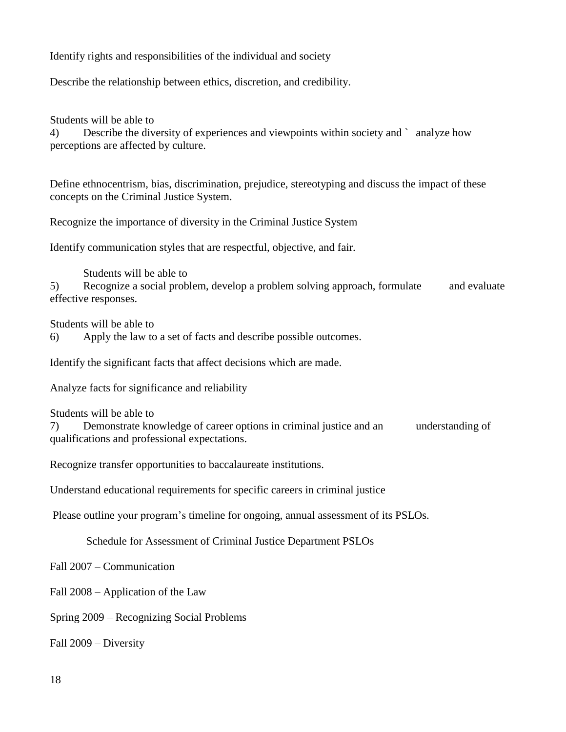Identify rights and responsibilities of the individual and society

Describe the relationship between ethics, discretion, and credibility.

Students will be able to
4) Describe the diversity of experiences and viewpoints within society and ` analyze how perceptions are affected by culture.

Define ethnocentrism, bias, discrimination, prejudice, stereotyping and discuss the impact of these concepts on the Criminal Justice System.

Recognize the importance of diversity in the Criminal Justice System

Identify communication styles that are respectful, objective, and fair.

Students will be able to
5) Recognize a social problem, develop a problem solving approach, formulate and evaluate effective responses.

Students will be able to
6) Apply the law to a set of facts and describe possible outcomes.

Identify the significant facts that affect decisions which are made.

Analyze facts for significance and reliability

Students will be able to
7) Demonstrate knowledge of career options in criminal justice and an understanding of qualifications and professional expectations.

Recognize transfer opportunities to baccalaureate institutions.

Understand educational requirements for specific careers in criminal justice

Please outline your program's timeline for ongoing, annual assessment of its PSLOs.

Schedule for Assessment of Criminal Justice Department PSLOs

Fall 2007 – Communication

Fall 2008 – Application of the Law

Spring 2009 – Recognizing Social Problems

Fall 2009 – Diversity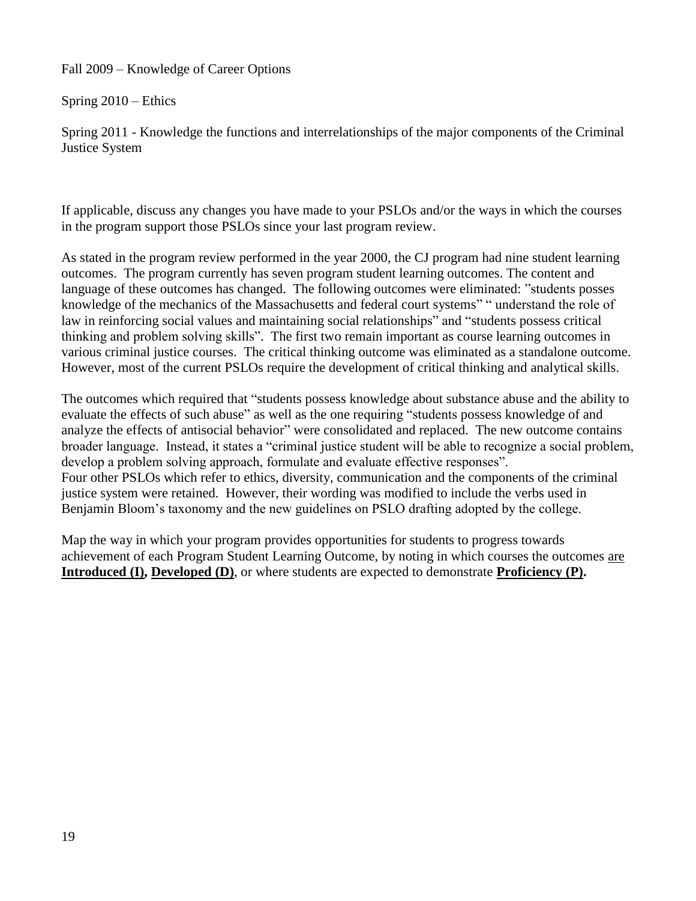Fall 2009 – Knowledge of Career Options

Spring 2010 – Ethics

Spring 2011 - Knowledge the functions and interrelationships of the major components of the Criminal Justice System

If applicable, discuss any changes you have made to your PSLOs and/or the ways in which the courses in the program support those PSLOs since your last program review.

As stated in the program review performed in the year 2000, the CJ program had nine student learning outcomes. The program currently has seven program student learning outcomes. The content and language of these outcomes has changed. The following outcomes were eliminated: "students posses knowledge of the mechanics of the Massachusetts and federal court systems" " understand the role of law in reinforcing social values and maintaining social relationships" and "students possess critical thinking and problem solving skills". The first two remain important as course learning outcomes in various criminal justice courses. The critical thinking outcome was eliminated as a standalone outcome. However, most of the current PSLOs require the development of critical thinking and analytical skills.

The outcomes which required that "students possess knowledge about substance abuse and the ability to evaluate the effects of such abuse" as well as the one requiring "students possess knowledge of and analyze the effects of antisocial behavior" were consolidated and replaced. The new outcome contains broader language. Instead, it states a "criminal justice student will be able to recognize a social problem, develop a problem solving approach, formulate and evaluate effective responses".
Four other PSLOs which refer to ethics, diversity, communication and the components of the criminal justice system were retained. However, their wording was modified to include the verbs used in Benjamin Bloom's taxonomy and the new guidelines on PSLO drafting adopted by the college.

Map the way in which your program provides opportunities for students to progress towards achievement of each Program Student Learning Outcome, by noting in which courses the outcomes are **Introduced (I), Developed (D)**, or where students are expected to demonstrate **Proficiency (P).**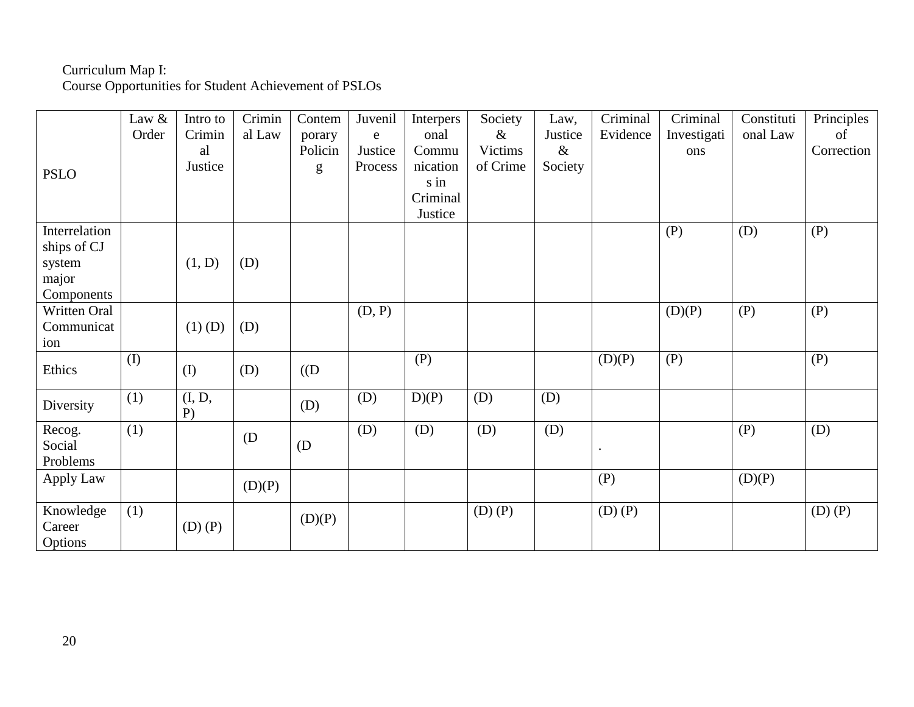Curriculum Map I:
Course Opportunities for Student Achievement of PSLOs

| PSLO | Law & Order | Intro to Criminal Justice | Criminal Law | Contemporary Policing | Juvenile Justice Process | Interpersonal Communications in Criminal Justice | Society & Victims of Crime | Law, Justice & Society | Criminal Evidence | Criminal Investigations | Constitutional Law | Principles of Correction |
|---|---|---|---|---|---|---|---|---|---|---|---|---|
| Interrelationships of CJ system major Components | | (1, D) | (D) | | | | | | | (P) | (D) | (P) |
| Written Oral Communication | | (1) (D) | (D) | | (D, P) | | | | | (D)(P) | (P) | (P) |
| Ethics | (I) | (I) | (D) | ((D | | (P) | | | (D)(P) | (P) | | (P) |
| Diversity | (1) | (I, D, P) | | (D) | (D) | D)(P) | (D) | (D) | | | | |
| Recog. Social Problems | (1) | | (D | (D | (D) | (D) | (D) | (D) | . | | (P) | (D) |
| Apply Law | | | (D)(P) | | | | | | (P) | | (D)(P) | |
| Knowledge Career Options | (1) | (D) (P) | | (D)(P) | | | (D) (P) | | (D) (P) | | | (D) (P) |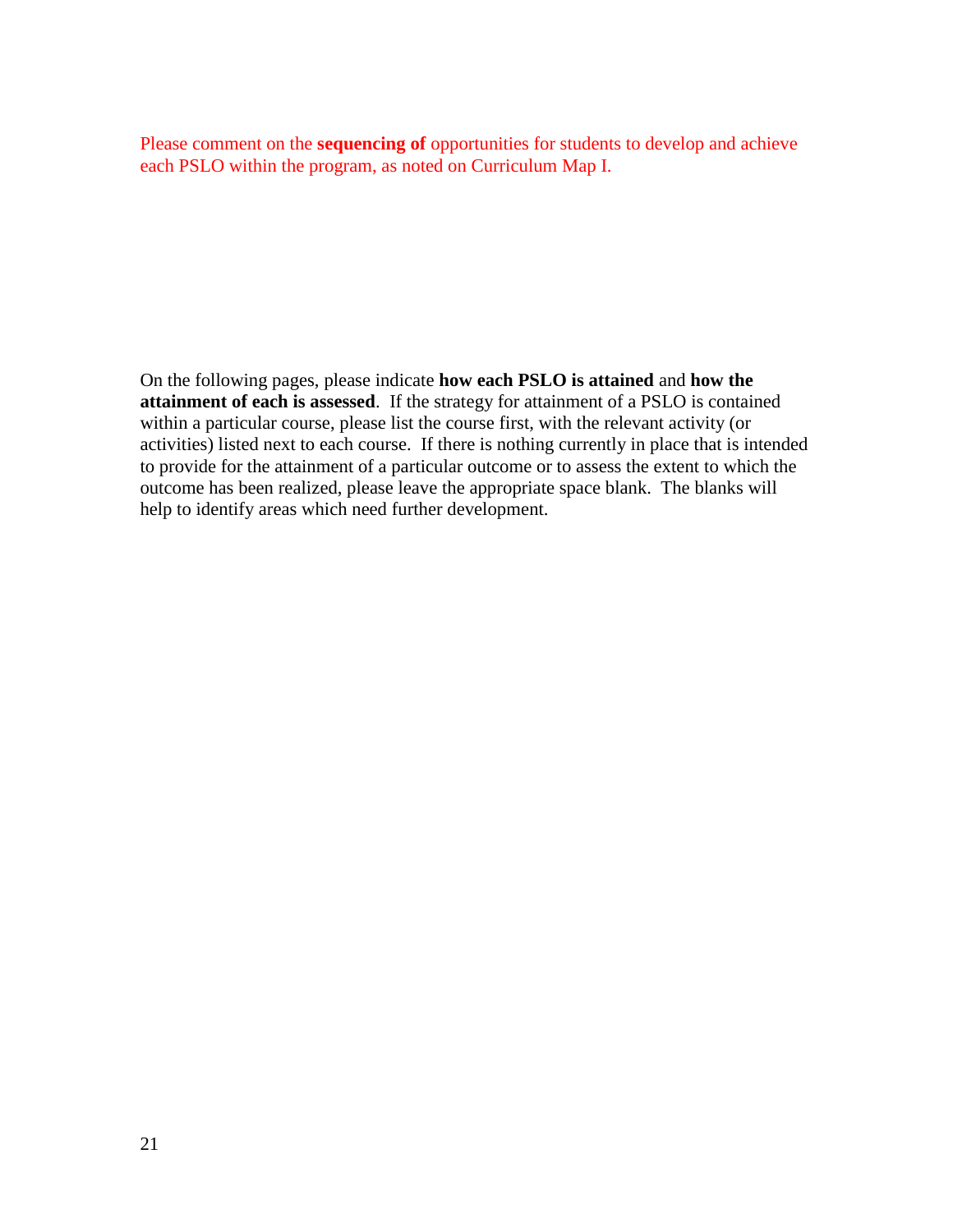Please comment on the **sequencing of** opportunities for students to develop and achieve each PSLO within the program, as noted on Curriculum Map I.

On the following pages, please indicate **how each PSLO is attained** and **how the attainment of each is assessed**. If the strategy for attainment of a PSLO is contained within a particular course, please list the course first, with the relevant activity (or activities) listed next to each course. If there is nothing currently in place that is intended to provide for the attainment of a particular outcome or to assess the extent to which the outcome has been realized, please leave the appropriate space blank. The blanks will help to identify areas which need further development.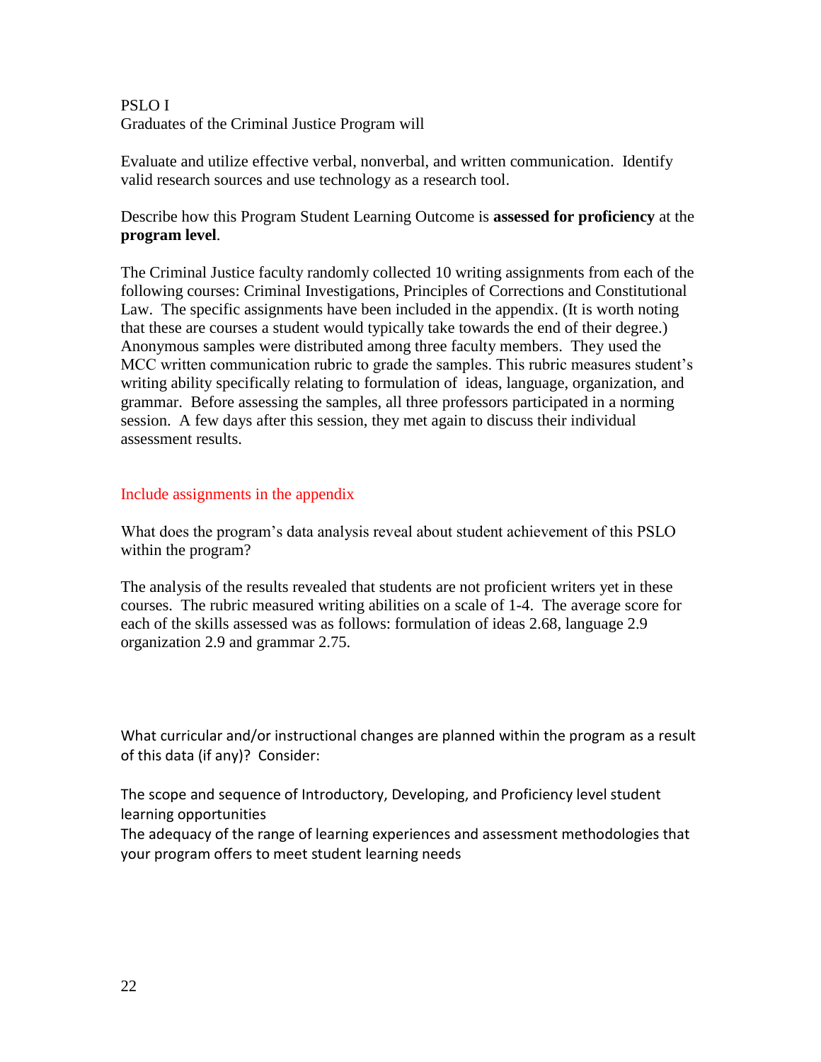PSLO I

Graduates of the Criminal Justice Program will

Evaluate and utilize effective verbal, nonverbal, and written communication. Identify valid research sources and use technology as a research tool.

Describe how this Program Student Learning Outcome is **assessed for proficiency** at the **program level**.

The Criminal Justice faculty randomly collected 10 writing assignments from each of the following courses: Criminal Investigations, Principles of Corrections and Constitutional Law. The specific assignments have been included in the appendix. (It is worth noting that these are courses a student would typically take towards the end of their degree.) Anonymous samples were distributed among three faculty members. They used the MCC written communication rubric to grade the samples. This rubric measures student's writing ability specifically relating to formulation of ideas, language, organization, and grammar. Before assessing the samples, all three professors participated in a norming session. A few days after this session, they met again to discuss their individual assessment results.

Include assignments in the appendix

What does the program's data analysis reveal about student achievement of this PSLO within the program?

The analysis of the results revealed that students are not proficient writers yet in these courses. The rubric measured writing abilities on a scale of 1-4. The average score for each of the skills assessed was as follows: formulation of ideas 2.68, language 2.9 organization 2.9 and grammar 2.75.

What curricular and/or instructional changes are planned within the program as a result of this data (if any)? Consider:

The scope and sequence of Introductory, Developing, and Proficiency level student learning opportunities

The adequacy of the range of learning experiences and assessment methodologies that your program offers to meet student learning needs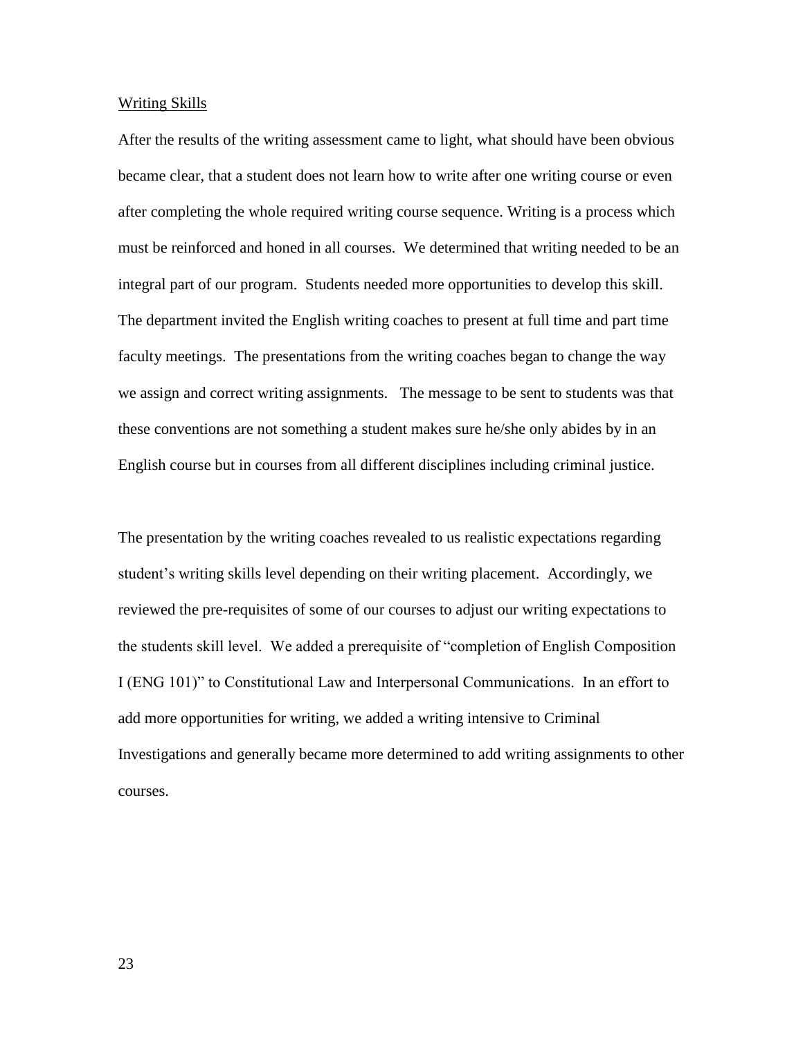Writing Skills

After the results of the writing assessment came to light, what should have been obvious became clear, that a student does not learn how to write after one writing course or even after completing the whole required writing course sequence. Writing is a process which must be reinforced and honed in all courses. We determined that writing needed to be an integral part of our program. Students needed more opportunities to develop this skill. The department invited the English writing coaches to present at full time and part time faculty meetings. The presentations from the writing coaches began to change the way we assign and correct writing assignments. The message to be sent to students was that these conventions are not something a student makes sure he/she only abides by in an English course but in courses from all different disciplines including criminal justice.

The presentation by the writing coaches revealed to us realistic expectations regarding student's writing skills level depending on their writing placement. Accordingly, we reviewed the pre-requisites of some of our courses to adjust our writing expectations to the students skill level. We added a prerequisite of "completion of English Composition I (ENG 101)" to Constitutional Law and Interpersonal Communications. In an effort to add more opportunities for writing, we added a writing intensive to Criminal Investigations and generally became more determined to add writing assignments to other courses.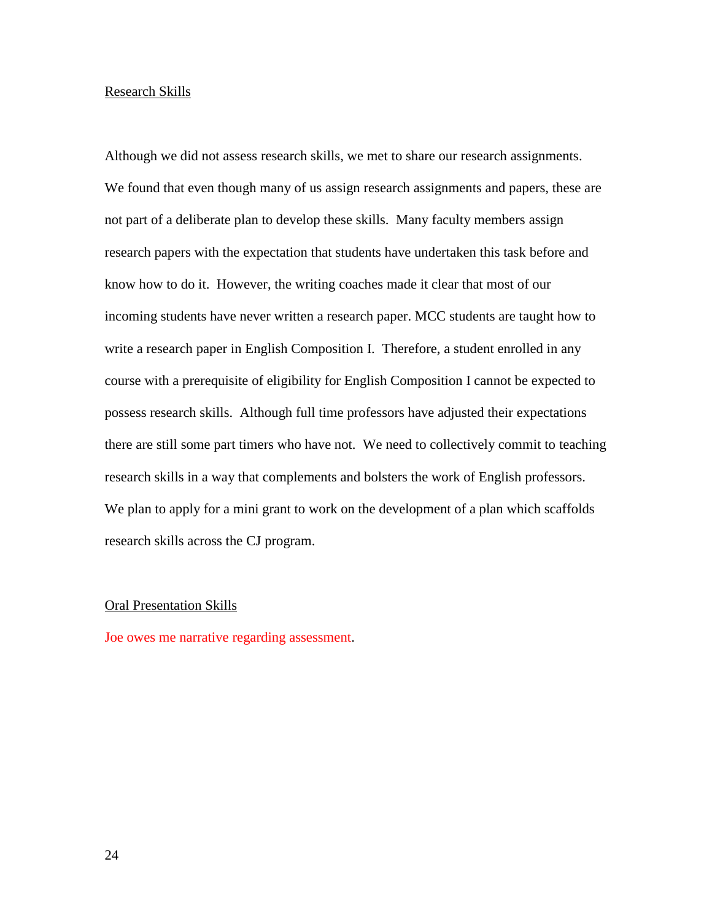Research Skills

Although we did not assess research skills, we met to share our research assignments. We found that even though many of us assign research assignments and papers, these are not part of a deliberate plan to develop these skills. Many faculty members assign research papers with the expectation that students have undertaken this task before and know how to do it. However, the writing coaches made it clear that most of our incoming students have never written a research paper. MCC students are taught how to write a research paper in English Composition I. Therefore, a student enrolled in any course with a prerequisite of eligibility for English Composition I cannot be expected to possess research skills. Although full time professors have adjusted their expectations there are still some part timers who have not. We need to collectively commit to teaching research skills in a way that complements and bolsters the work of English professors. We plan to apply for a mini grant to work on the development of a plan which scaffolds research skills across the CJ program.

Oral Presentation Skills

Joe owes me narrative regarding assessment.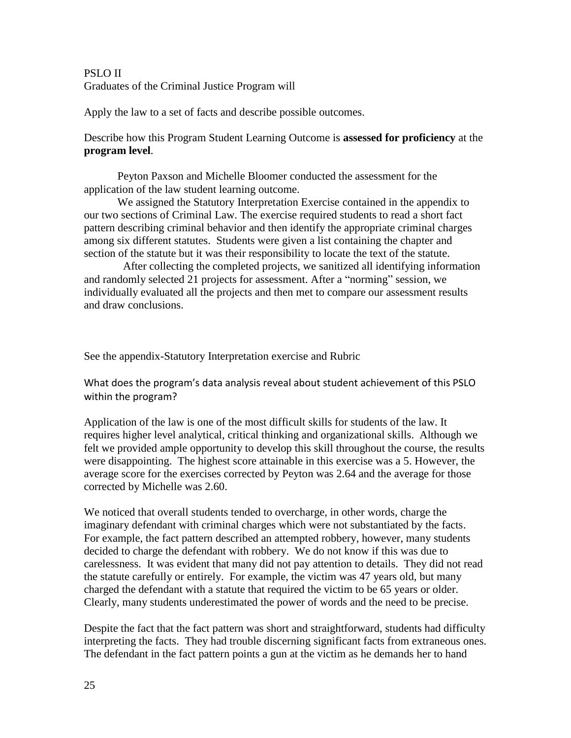PSLO II
Graduates of the Criminal Justice Program will

Apply the law to a set of facts and describe possible outcomes.

Describe how this Program Student Learning Outcome is **assessed for proficiency** at the **program level**.

Peyton Paxson and Michelle Bloomer conducted the assessment for the application of the law student learning outcome.

We assigned the Statutory Interpretation Exercise contained in the appendix to our two sections of Criminal Law. The exercise required students to read a short fact pattern describing criminal behavior and then identify the appropriate criminal charges among six different statutes. Students were given a list containing the chapter and section of the statute but it was their responsibility to locate the text of the statute.

After collecting the completed projects, we sanitized all identifying information and randomly selected 21 projects for assessment. After a "norming" session, we individually evaluated all the projects and then met to compare our assessment results and draw conclusions.

See the appendix-Statutory Interpretation exercise and Rubric

What does the program's data analysis reveal about student achievement of this PSLO within the program?

Application of the law is one of the most difficult skills for students of the law. It requires higher level analytical, critical thinking and organizational skills. Although we felt we provided ample opportunity to develop this skill throughout the course, the results were disappointing. The highest score attainable in this exercise was a 5. However, the average score for the exercises corrected by Peyton was 2.64 and the average for those corrected by Michelle was 2.60.

We noticed that overall students tended to overcharge, in other words, charge the imaginary defendant with criminal charges which were not substantiated by the facts. For example, the fact pattern described an attempted robbery, however, many students decided to charge the defendant with robbery. We do not know if this was due to carelessness. It was evident that many did not pay attention to details. They did not read the statute carefully or entirely. For example, the victim was 47 years old, but many charged the defendant with a statute that required the victim to be 65 years or older. Clearly, many students underestimated the power of words and the need to be precise.

Despite the fact that the fact pattern was short and straightforward, students had difficulty interpreting the facts. They had trouble discerning significant facts from extraneous ones. The defendant in the fact pattern points a gun at the victim as he demands her to hand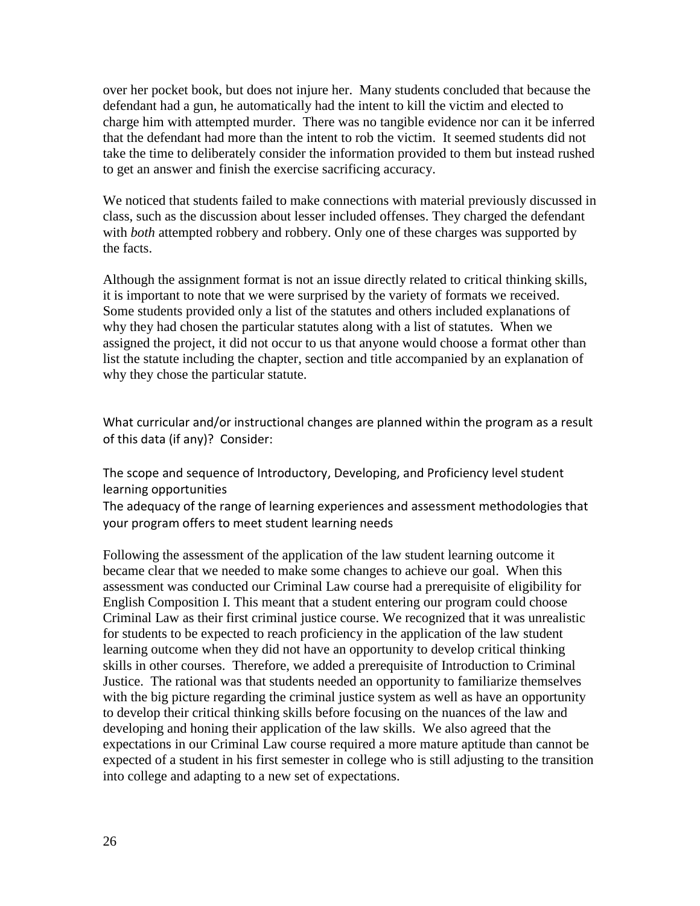over her pocket book, but does not injure her. Many students concluded that because the defendant had a gun, he automatically had the intent to kill the victim and elected to charge him with attempted murder. There was no tangible evidence nor can it be inferred that the defendant had more than the intent to rob the victim. It seemed students did not take the time to deliberately consider the information provided to them but instead rushed to get an answer and finish the exercise sacrificing accuracy.

We noticed that students failed to make connections with material previously discussed in class, such as the discussion about lesser included offenses. They charged the defendant with *both* attempted robbery and robbery. Only one of these charges was supported by the facts.

Although the assignment format is not an issue directly related to critical thinking skills, it is important to note that we were surprised by the variety of formats we received. Some students provided only a list of the statutes and others included explanations of why they had chosen the particular statutes along with a list of statutes. When we assigned the project, it did not occur to us that anyone would choose a format other than list the statute including the chapter, section and title accompanied by an explanation of why they chose the particular statute.

What curricular and/or instructional changes are planned within the program as a result of this data (if any)? Consider:

The scope and sequence of Introductory, Developing, and Proficiency level student learning opportunities
The adequacy of the range of learning experiences and assessment methodologies that your program offers to meet student learning needs

Following the assessment of the application of the law student learning outcome it became clear that we needed to make some changes to achieve our goal. When this assessment was conducted our Criminal Law course had a prerequisite of eligibility for English Composition I. This meant that a student entering our program could choose Criminal Law as their first criminal justice course. We recognized that it was unrealistic for students to be expected to reach proficiency in the application of the law student learning outcome when they did not have an opportunity to develop critical thinking skills in other courses. Therefore, we added a prerequisite of Introduction to Criminal Justice. The rational was that students needed an opportunity to familiarize themselves with the big picture regarding the criminal justice system as well as have an opportunity to develop their critical thinking skills before focusing on the nuances of the law and developing and honing their application of the law skills. We also agreed that the expectations in our Criminal Law course required a more mature aptitude than cannot be expected of a student in his first semester in college who is still adjusting to the transition into college and adapting to a new set of expectations.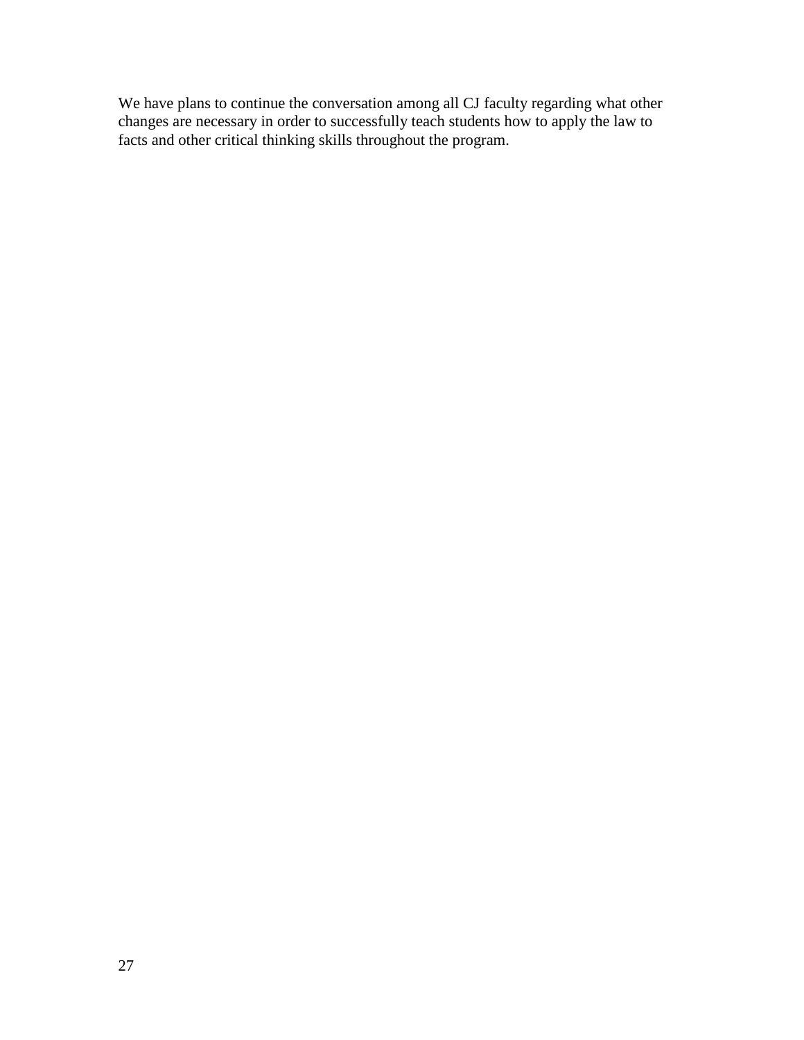We have plans to continue the conversation among all CJ faculty regarding what other changes are necessary in order to successfully teach students how to apply the law to facts and other critical thinking skills throughout the program.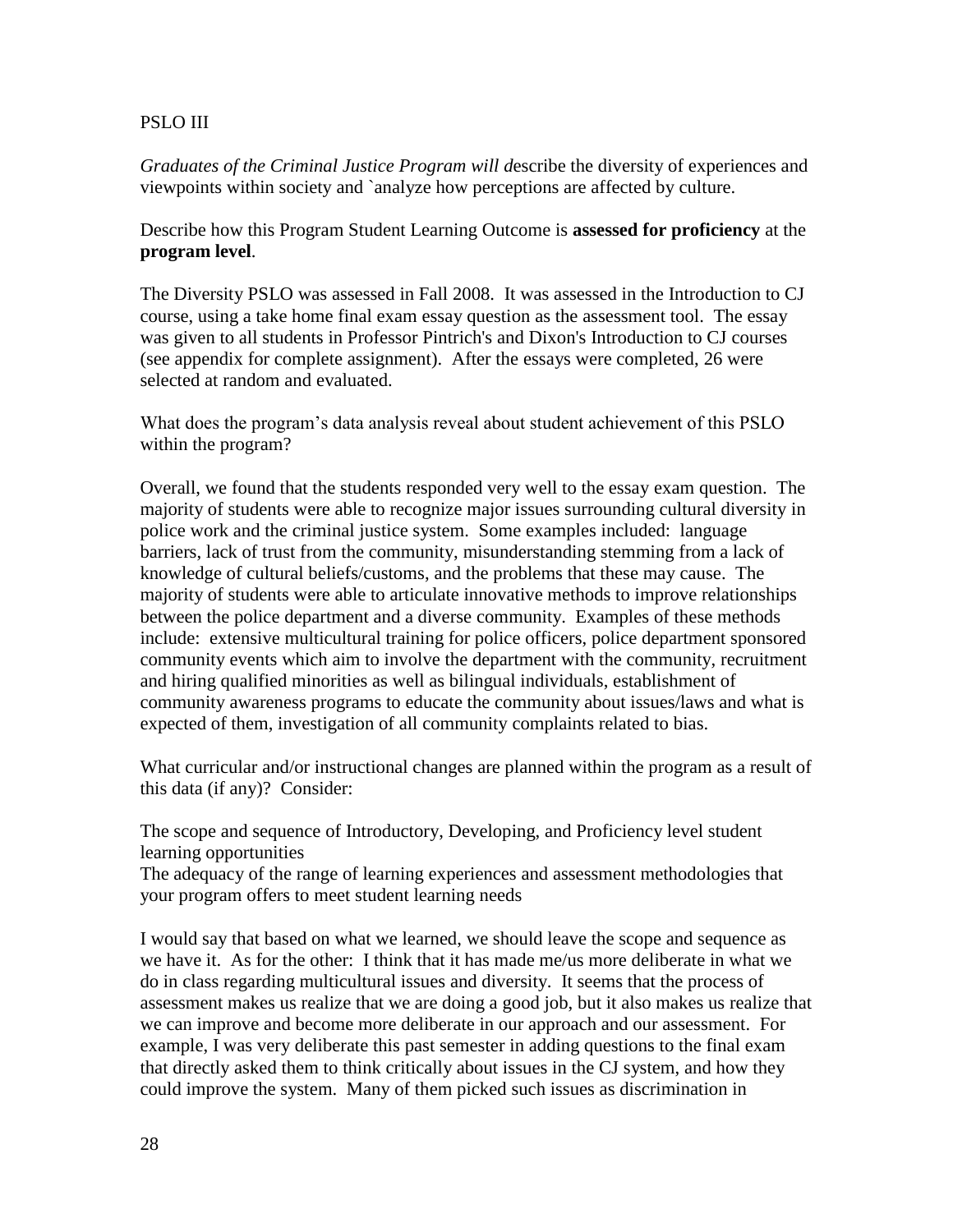PSLO III

*Graduates of the Criminal Justice Program will d*escribe the diversity of experiences and viewpoints within society and `analyze how perceptions are affected by culture.

Describe how this Program Student Learning Outcome is **assessed for proficiency** at the **program level**.

The Diversity PSLO was assessed in Fall 2008. It was assessed in the Introduction to CJ course, using a take home final exam essay question as the assessment tool. The essay was given to all students in Professor Pintrich's and Dixon's Introduction to CJ courses (see appendix for complete assignment). After the essays were completed, 26 were selected at random and evaluated.

What does the program's data analysis reveal about student achievement of this PSLO within the program?

Overall, we found that the students responded very well to the essay exam question. The majority of students were able to recognize major issues surrounding cultural diversity in police work and the criminal justice system. Some examples included: language barriers, lack of trust from the community, misunderstanding stemming from a lack of knowledge of cultural beliefs/customs, and the problems that these may cause. The majority of students were able to articulate innovative methods to improve relationships between the police department and a diverse community. Examples of these methods include: extensive multicultural training for police officers, police department sponsored community events which aim to involve the department with the community, recruitment and hiring qualified minorities as well as bilingual individuals, establishment of community awareness programs to educate the community about issues/laws and what is expected of them, investigation of all community complaints related to bias.

What curricular and/or instructional changes are planned within the program as a result of this data (if any)? Consider:

The scope and sequence of Introductory, Developing, and Proficiency level student learning opportunities
The adequacy of the range of learning experiences and assessment methodologies that your program offers to meet student learning needs

I would say that based on what we learned, we should leave the scope and sequence as we have it. As for the other: I think that it has made me/us more deliberate in what we do in class regarding multicultural issues and diversity. It seems that the process of assessment makes us realize that we are doing a good job, but it also makes us realize that we can improve and become more deliberate in our approach and our assessment. For example, I was very deliberate this past semester in adding questions to the final exam that directly asked them to think critically about issues in the CJ system, and how they could improve the system. Many of them picked such issues as discrimination in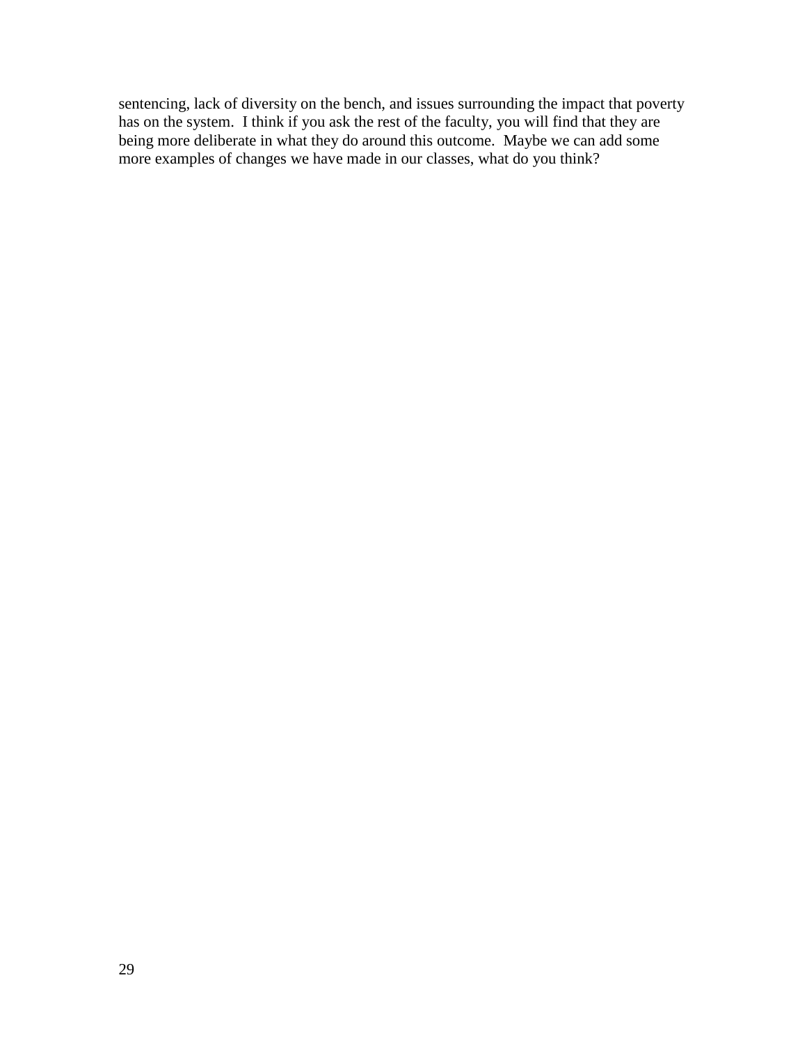sentencing, lack of diversity on the bench, and issues surrounding the impact that poverty has on the system. I think if you ask the rest of the faculty, you will find that they are being more deliberate in what they do around this outcome. Maybe we can add some more examples of changes we have made in our classes, what do you think?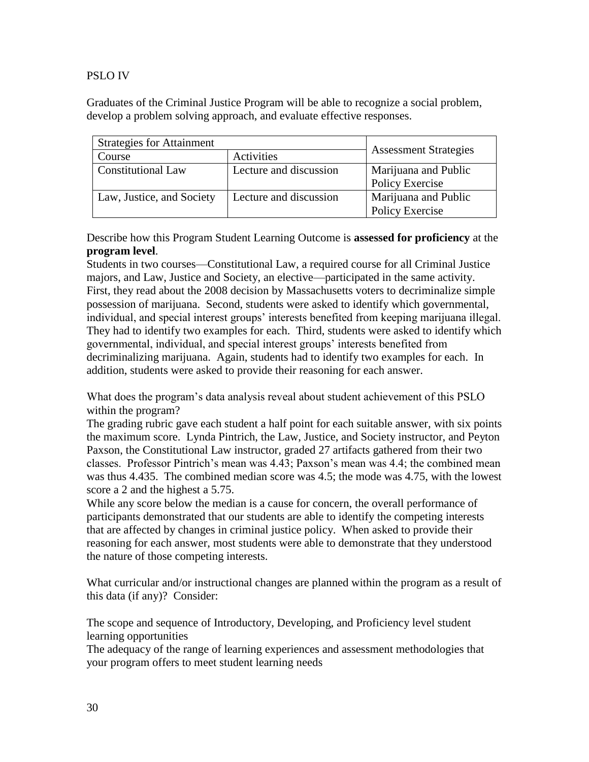PSLO IV

Graduates of the Criminal Justice Program will be able to recognize a social problem, develop a problem solving approach, and evaluate effective responses.

| Strategies for Attainment | | Assessment Strategies |
|---|---|---|
| Course | Activities | |
| Constitutional Law | Lecture and discussion | Marijuana and Public Policy Exercise |
| Law, Justice, and Society | Lecture and discussion | Marijuana and Public Policy Exercise |

Describe how this Program Student Learning Outcome is **assessed for proficiency** at the **program level**.

Students in two courses—Constitutional Law, a required course for all Criminal Justice majors, and Law, Justice and Society, an elective—participated in the same activity. First, they read about the 2008 decision by Massachusetts voters to decriminalize simple possession of marijuana. Second, students were asked to identify which governmental, individual, and special interest groups' interests benefited from keeping marijuana illegal. They had to identify two examples for each. Third, students were asked to identify which governmental, individual, and special interest groups' interests benefited from decriminalizing marijuana. Again, students had to identify two examples for each. In addition, students were asked to provide their reasoning for each answer.

What does the program's data analysis reveal about student achievement of this PSLO within the program?

The grading rubric gave each student a half point for each suitable answer, with six points the maximum score. Lynda Pintrich, the Law, Justice, and Society instructor, and Peyton Paxson, the Constitutional Law instructor, graded 27 artifacts gathered from their two classes. Professor Pintrich's mean was 4.43; Paxson's mean was 4.4; the combined mean was thus 4.435. The combined median score was 4.5; the mode was 4.75, with the lowest score a 2 and the highest a 5.75.

While any score below the median is a cause for concern, the overall performance of participants demonstrated that our students are able to identify the competing interests that are affected by changes in criminal justice policy. When asked to provide their reasoning for each answer, most students were able to demonstrate that they understood the nature of those competing interests.

What curricular and/or instructional changes are planned within the program as a result of this data (if any)? Consider:

The scope and sequence of Introductory, Developing, and Proficiency level student learning opportunities

The adequacy of the range of learning experiences and assessment methodologies that your program offers to meet student learning needs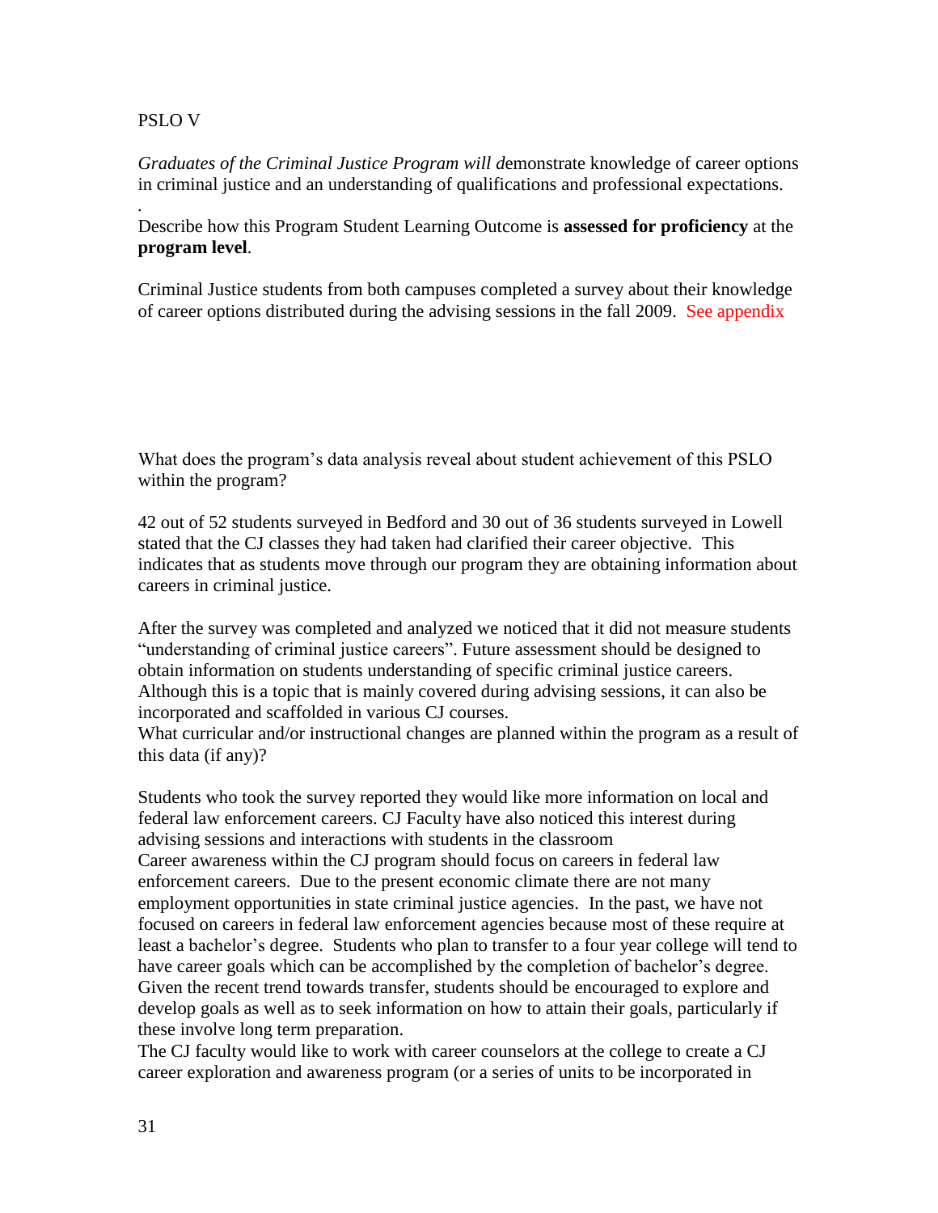PSLO V

*Graduates of the Criminal Justice Program will d*emonstrate knowledge of career options in criminal justice and an understanding of qualifications and professional expectations.

.

Describe how this Program Student Learning Outcome is **assessed for proficiency** at the **program level**.

Criminal Justice students from both campuses completed a survey about their knowledge of career options distributed during the advising sessions in the fall 2009. See appendix

What does the program's data analysis reveal about student achievement of this PSLO within the program?

42 out of 52 students surveyed in Bedford and 30 out of 36 students surveyed in Lowell stated that the CJ classes they had taken had clarified their career objective. This indicates that as students move through our program they are obtaining information about careers in criminal justice.

After the survey was completed and analyzed we noticed that it did not measure students "understanding of criminal justice careers". Future assessment should be designed to obtain information on students understanding of specific criminal justice careers. Although this is a topic that is mainly covered during advising sessions, it can also be incorporated and scaffolded in various CJ courses.

What curricular and/or instructional changes are planned within the program as a result of this data (if any)?

Students who took the survey reported they would like more information on local and federal law enforcement careers. CJ Faculty have also noticed this interest during advising sessions and interactions with students in the classroom

Career awareness within the CJ program should focus on careers in federal law enforcement careers. Due to the present economic climate there are not many employment opportunities in state criminal justice agencies. In the past, we have not focused on careers in federal law enforcement agencies because most of these require at least a bachelor's degree. Students who plan to transfer to a four year college will tend to have career goals which can be accomplished by the completion of bachelor's degree. Given the recent trend towards transfer, students should be encouraged to explore and develop goals as well as to seek information on how to attain their goals, particularly if these involve long term preparation.

The CJ faculty would like to work with career counselors at the college to create a CJ career exploration and awareness program (or a series of units to be incorporated in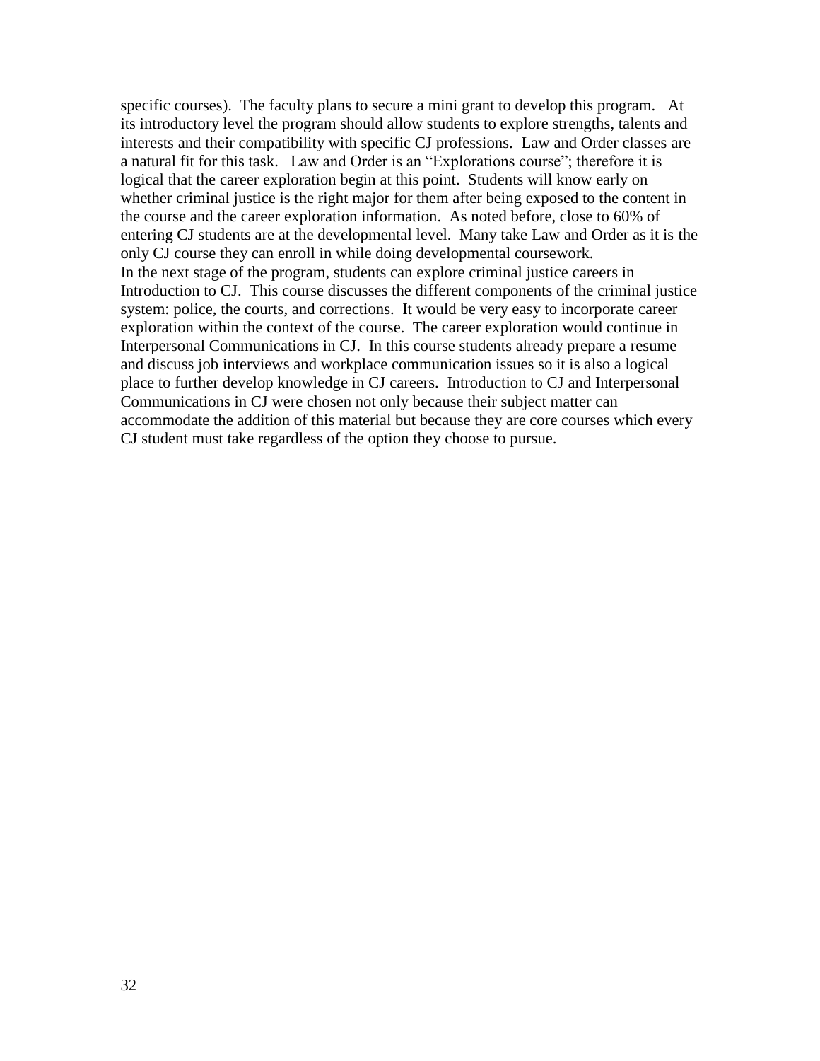specific courses). The faculty plans to secure a mini grant to develop this program. At its introductory level the program should allow students to explore strengths, talents and interests and their compatibility with specific CJ professions. Law and Order classes are a natural fit for this task. Law and Order is an "Explorations course"; therefore it is logical that the career exploration begin at this point. Students will know early on whether criminal justice is the right major for them after being exposed to the content in the course and the career exploration information. As noted before, close to 60% of entering CJ students are at the developmental level. Many take Law and Order as it is the only CJ course they can enroll in while doing developmental coursework.
In the next stage of the program, students can explore criminal justice careers in Introduction to CJ. This course discusses the different components of the criminal justice system: police, the courts, and corrections. It would be very easy to incorporate career exploration within the context of the course. The career exploration would continue in Interpersonal Communications in CJ. In this course students already prepare a resume and discuss job interviews and workplace communication issues so it is also a logical place to further develop knowledge in CJ careers. Introduction to CJ and Interpersonal Communications in CJ were chosen not only because their subject matter can accommodate the addition of this material but because they are core courses which every CJ student must take regardless of the option they choose to pursue.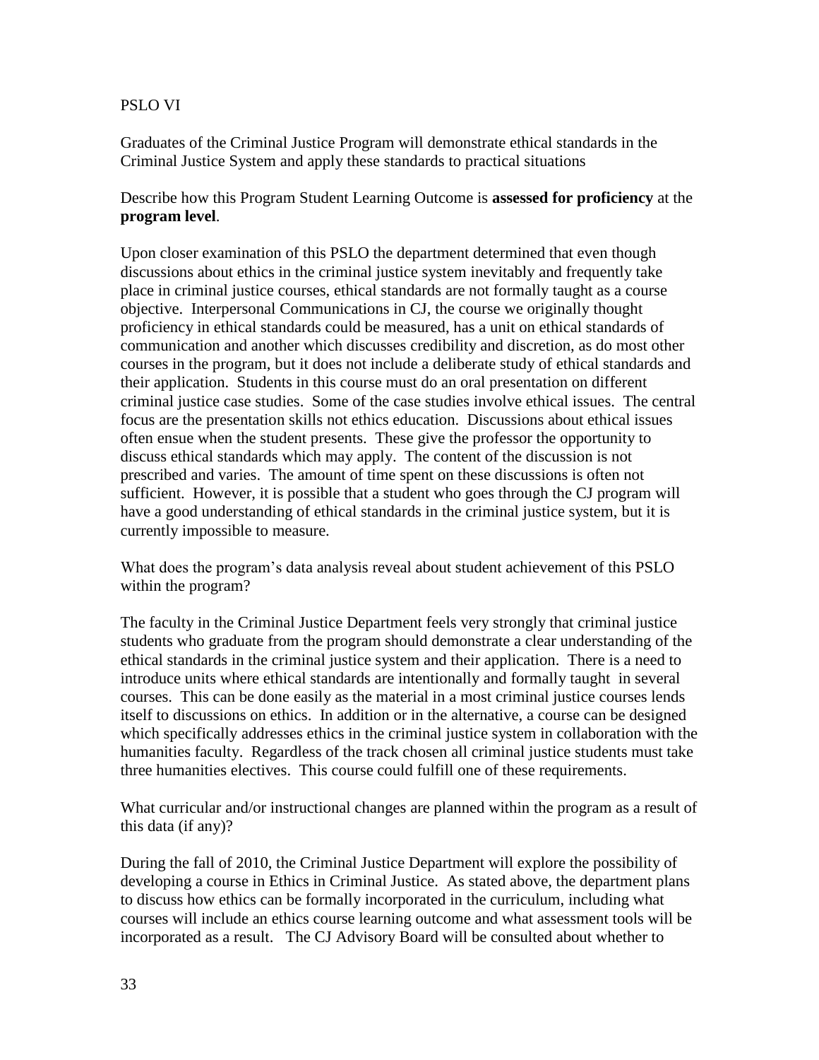PSLO VI

Graduates of the Criminal Justice Program will demonstrate ethical standards in the Criminal Justice System and apply these standards to practical situations

Describe how this Program Student Learning Outcome is **assessed for proficiency** at the **program level**.

Upon closer examination of this PSLO the department determined that even though discussions about ethics in the criminal justice system inevitably and frequently take place in criminal justice courses, ethical standards are not formally taught as a course objective. Interpersonal Communications in CJ, the course we originally thought proficiency in ethical standards could be measured, has a unit on ethical standards of communication and another which discusses credibility and discretion, as do most other courses in the program, but it does not include a deliberate study of ethical standards and their application. Students in this course must do an oral presentation on different criminal justice case studies. Some of the case studies involve ethical issues. The central focus are the presentation skills not ethics education. Discussions about ethical issues often ensue when the student presents. These give the professor the opportunity to discuss ethical standards which may apply. The content of the discussion is not prescribed and varies. The amount of time spent on these discussions is often not sufficient. However, it is possible that a student who goes through the CJ program will have a good understanding of ethical standards in the criminal justice system, but it is currently impossible to measure.

What does the program's data analysis reveal about student achievement of this PSLO within the program?

The faculty in the Criminal Justice Department feels very strongly that criminal justice students who graduate from the program should demonstrate a clear understanding of the ethical standards in the criminal justice system and their application. There is a need to introduce units where ethical standards are intentionally and formally taught in several courses. This can be done easily as the material in a most criminal justice courses lends itself to discussions on ethics. In addition or in the alternative, a course can be designed which specifically addresses ethics in the criminal justice system in collaboration with the humanities faculty. Regardless of the track chosen all criminal justice students must take three humanities electives. This course could fulfill one of these requirements.

What curricular and/or instructional changes are planned within the program as a result of this data (if any)?

During the fall of 2010, the Criminal Justice Department will explore the possibility of developing a course in Ethics in Criminal Justice. As stated above, the department plans to discuss how ethics can be formally incorporated in the curriculum, including what courses will include an ethics course learning outcome and what assessment tools will be incorporated as a result. The CJ Advisory Board will be consulted about whether to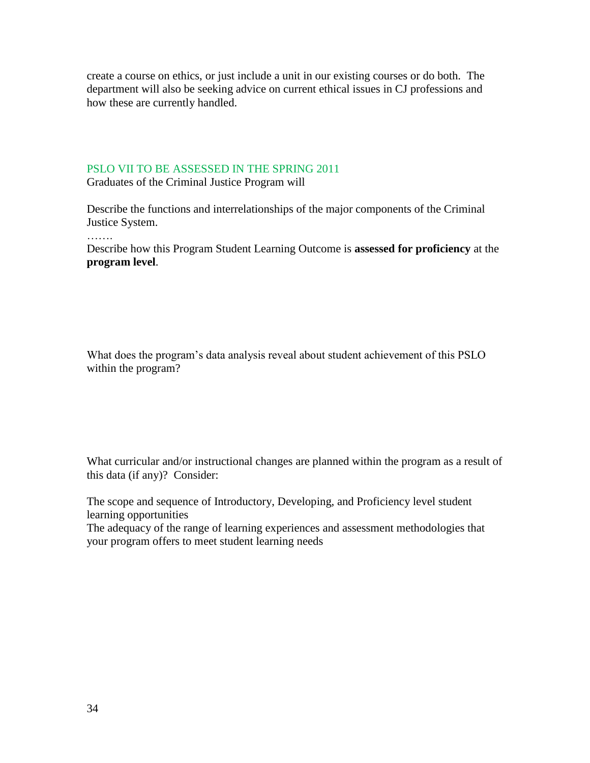create a course on ethics, or just include a unit in our existing courses or do both. The department will also be seeking advice on current ethical issues in CJ professions and how these are currently handled.

PSLO VII TO BE ASSESSED IN THE SPRING 2011

Graduates of the Criminal Justice Program will

Describe the functions and interrelationships of the major components of the Criminal Justice System.

…….

Describe how this Program Student Learning Outcome is **assessed for proficiency** at the **program level**.

What does the program's data analysis reveal about student achievement of this PSLO within the program?

What curricular and/or instructional changes are planned within the program as a result of this data (if any)? Consider:

The scope and sequence of Introductory, Developing, and Proficiency level student learning opportunities

The adequacy of the range of learning experiences and assessment methodologies that your program offers to meet student learning needs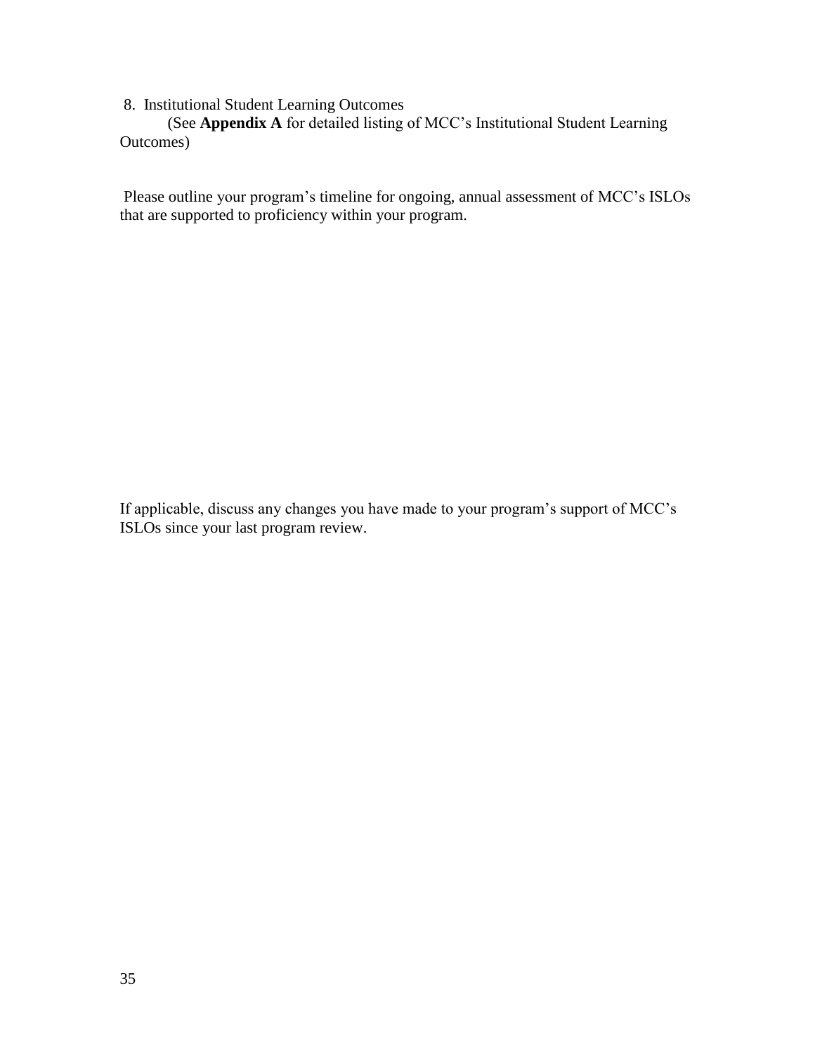8. Institutional Student Learning Outcomes

(See **Appendix A** for detailed listing of MCC's Institutional Student Learning Outcomes)

Please outline your program's timeline for ongoing, annual assessment of MCC's ISLOs that are supported to proficiency within your program.

If applicable, discuss any changes you have made to your program's support of MCC's ISLOs since your last program review.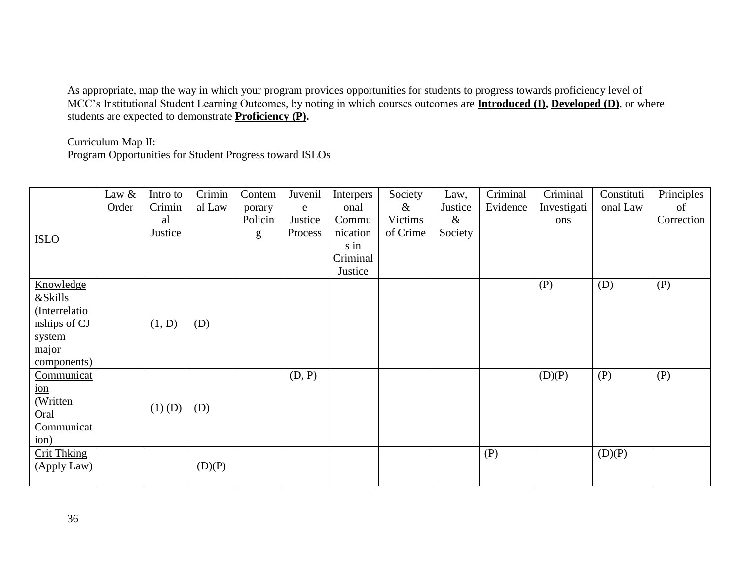As appropriate, map the way in which your program provides opportunities for students to progress towards proficiency level of MCC's Institutional Student Learning Outcomes, by noting in which courses outcomes are **Introduced (I), Developed (D)**, or where students are expected to demonstrate **Proficiency (P).**

Curriculum Map II:
Program Opportunities for Student Progress toward ISLOs

| ISLO | Law & Order | Intro to Criminal Justice | Criminal Law | Contemporary Policing | Juvenile Justice Process | Interpersonal Communications in Criminal Justice | Society & Victims of Crime | Law, Justice & Society | Criminal Evidence | Criminal Investigations | Constitutional Law | Principles of Correction |
|---|---|---|---|---|---|---|---|---|---|---|---|---|
| Knowledge &Skills (Interrelationships of CJ system major components) | | (1, D) | (D) | | | | | | | (P) | (D) | (P) |
| Communication (Written Oral Communication) | | (1) (D) | (D) | | (D, P) | | | | | (D)(P) | (P) | (P) |
| Crit Thking (Apply Law) | | | (D)(P) | | | | | | (P) | | (D)(P) | |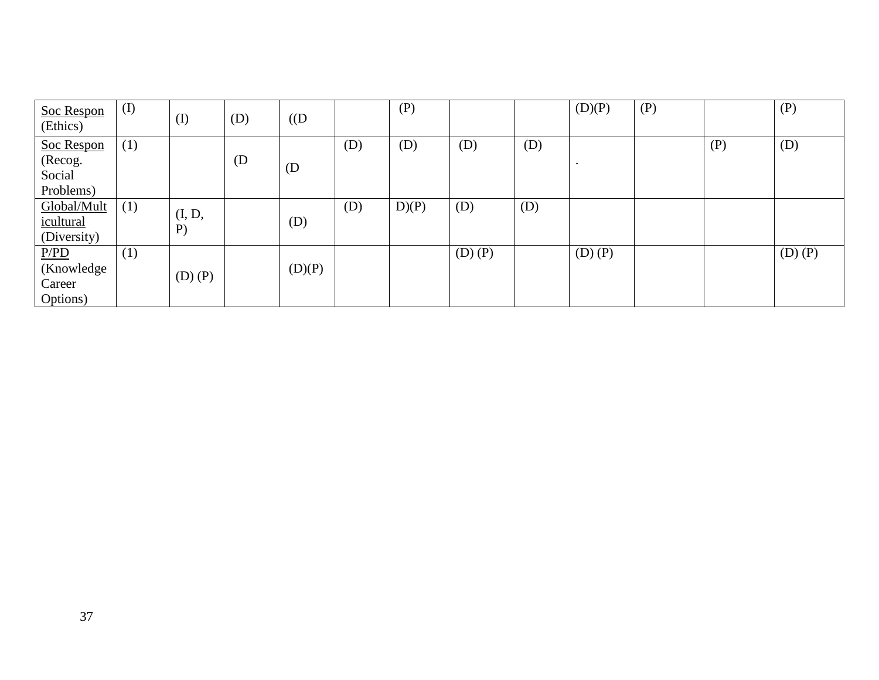| | | | | | | | | | | | | |
|---|---|---|---|---|---|---|---|---|---|---|---|---|
| Soc Respon (Ethics) | (I) | (I) | (D) | ((D | | (P) | | | (D)(P) | (P) | | (P) |
| Soc Respon (Recog. Social Problems) | (1) | | (D | (D | (D) | (D) | (D) | (D) | . | | (P) | (D) |
| Global/Multicultural (Diversity) | (1) | (I, D, P) | | (D) | (D) | D)(P) | (D) | (D) | | | | |
| P/PD (Knowledge Career Options) | (1) | (D) (P) | | (D)(P) | | | (D) (P) | | (D) (P) | | | (D) (P) |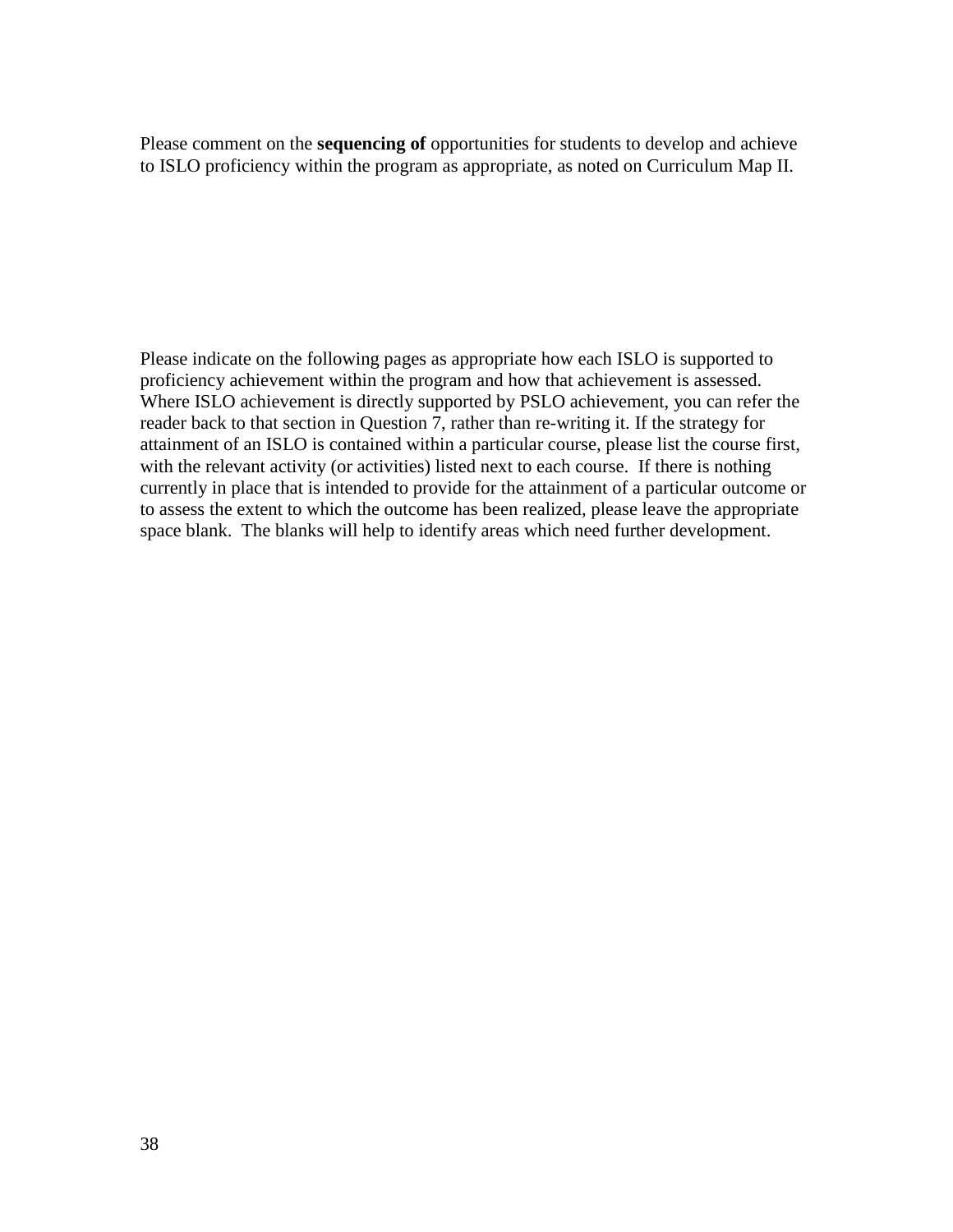Please comment on the **sequencing of** opportunities for students to develop and achieve to ISLO proficiency within the program as appropriate, as noted on Curriculum Map II.

Please indicate on the following pages as appropriate how each ISLO is supported to proficiency achievement within the program and how that achievement is assessed. Where ISLO achievement is directly supported by PSLO achievement, you can refer the reader back to that section in Question 7, rather than re-writing it. If the strategy for attainment of an ISLO is contained within a particular course, please list the course first, with the relevant activity (or activities) listed next to each course. If there is nothing currently in place that is intended to provide for the attainment of a particular outcome or to assess the extent to which the outcome has been realized, please leave the appropriate space blank. The blanks will help to identify areas which need further development.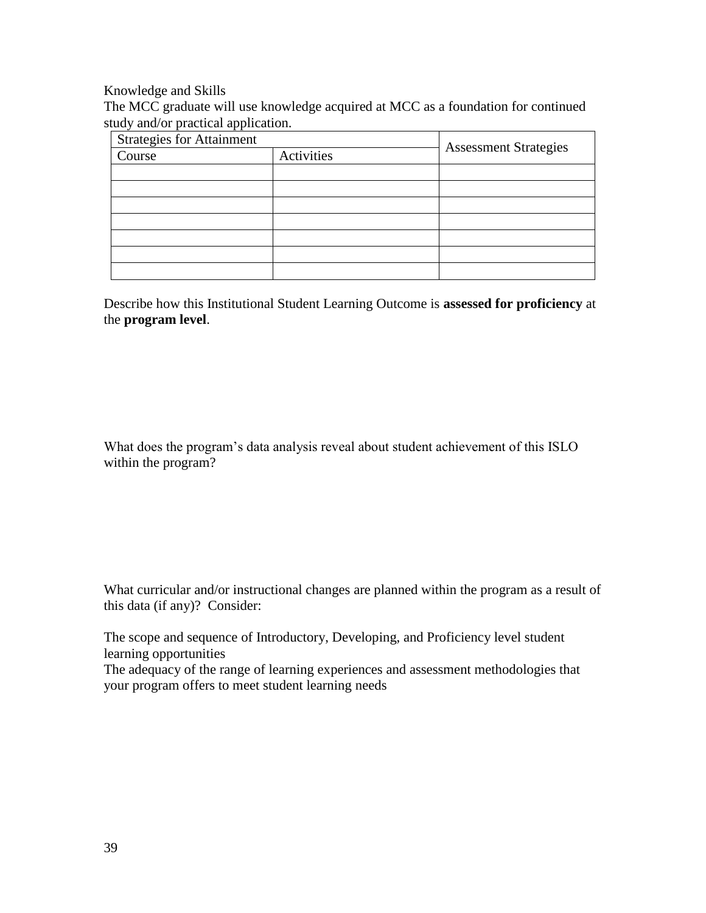Knowledge and Skills

The MCC graduate will use knowledge acquired at MCC as a foundation for continued study and/or practical application.

| Strategies for Attainment | | Assessment Strategies |
|---|---|---|
| Course | Activities | |
| | | |
| | | |
| | | |
| | | |
| | | |
| | | |
| | | |

Describe how this Institutional Student Learning Outcome is **assessed for proficiency** at the **program level**.

What does the program's data analysis reveal about student achievement of this ISLO within the program?

What curricular and/or instructional changes are planned within the program as a result of this data (if any)? Consider:

The scope and sequence of Introductory, Developing, and Proficiency level student learning opportunities

The adequacy of the range of learning experiences and assessment methodologies that your program offers to meet student learning needs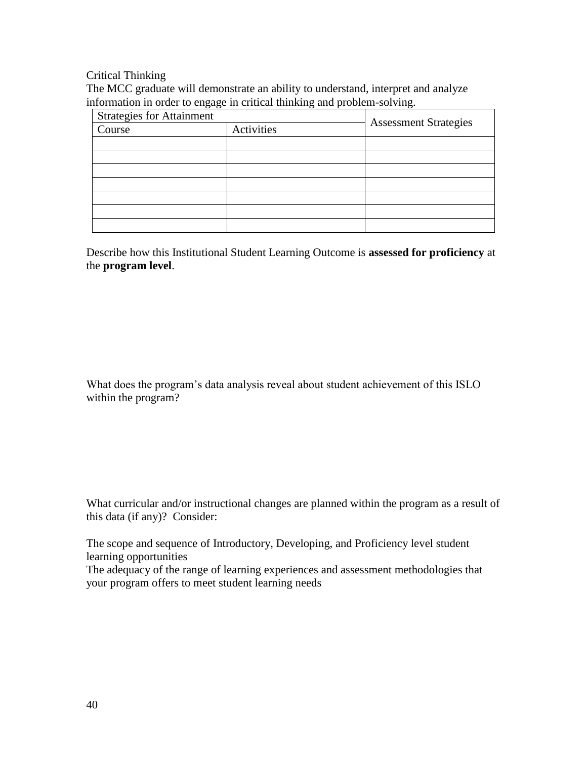Critical Thinking

The MCC graduate will demonstrate an ability to understand, interpret and analyze information in order to engage in critical thinking and problem-solving.

| Strategies for Attainment | | Assessment Strategies |
|---|---|---|
| Course | Activities | |
| | | |
| | | |
| | | |
| | | |
| | | |
| | | |
| | | |

Describe how this Institutional Student Learning Outcome is **assessed for proficiency** at the **program level**.

What does the program's data analysis reveal about student achievement of this ISLO within the program?

What curricular and/or instructional changes are planned within the program as a result of this data (if any)? Consider:

The scope and sequence of Introductory, Developing, and Proficiency level student learning opportunities

The adequacy of the range of learning experiences and assessment methodologies that your program offers to meet student learning needs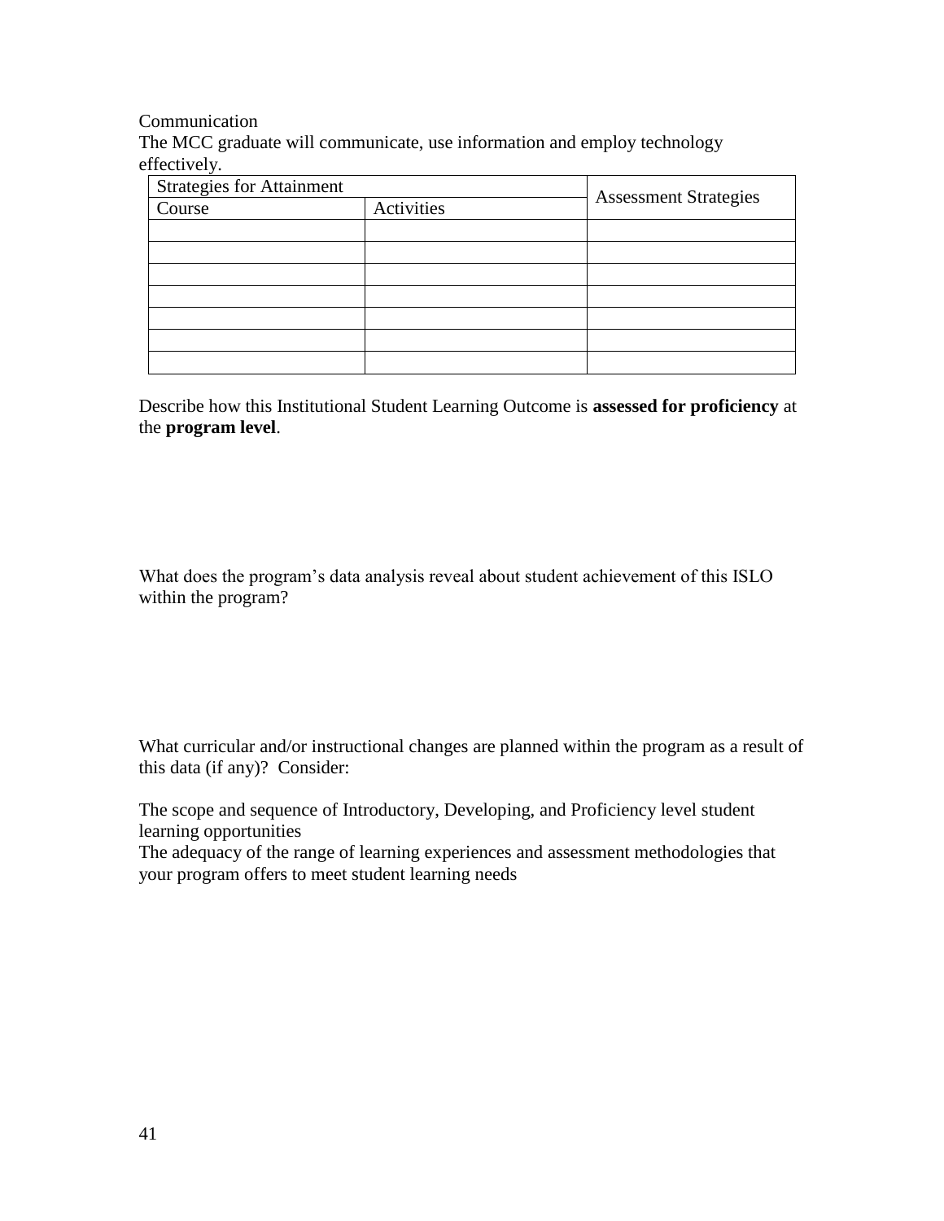Communication

The MCC graduate will communicate, use information and employ technology effectively.

| Strategies for Attainment | | Assessment Strategies |
|---|---|---|
| Course | Activities | |
| | | |
| | | |
| | | |
| | | |
| | | |
| | | |
| | | |

Describe how this Institutional Student Learning Outcome is **assessed for proficiency** at the **program level**.

What does the program's data analysis reveal about student achievement of this ISLO within the program?

What curricular and/or instructional changes are planned within the program as a result of this data (if any)? Consider:

The scope and sequence of Introductory, Developing, and Proficiency level student learning opportunities

The adequacy of the range of learning experiences and assessment methodologies that your program offers to meet student learning needs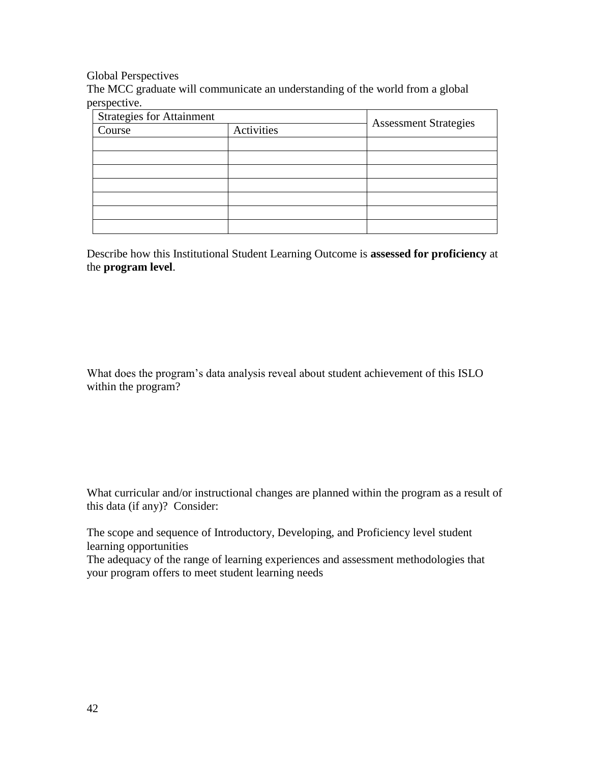Global Perspectives

The MCC graduate will communicate an understanding of the world from a global perspective.

| Strategies for Attainment | | Assessment Strategies |
|---|---|---|
| Course | Activities | |
| | | |
| | | |
| | | |
| | | |
| | | |
| | | |
| | | |

Describe how this Institutional Student Learning Outcome is **assessed for proficiency** at the **program level**.

What does the program's data analysis reveal about student achievement of this ISLO within the program?

What curricular and/or instructional changes are planned within the program as a result of this data (if any)? Consider:

The scope and sequence of Introductory, Developing, and Proficiency level student learning opportunities

The adequacy of the range of learning experiences and assessment methodologies that your program offers to meet student learning needs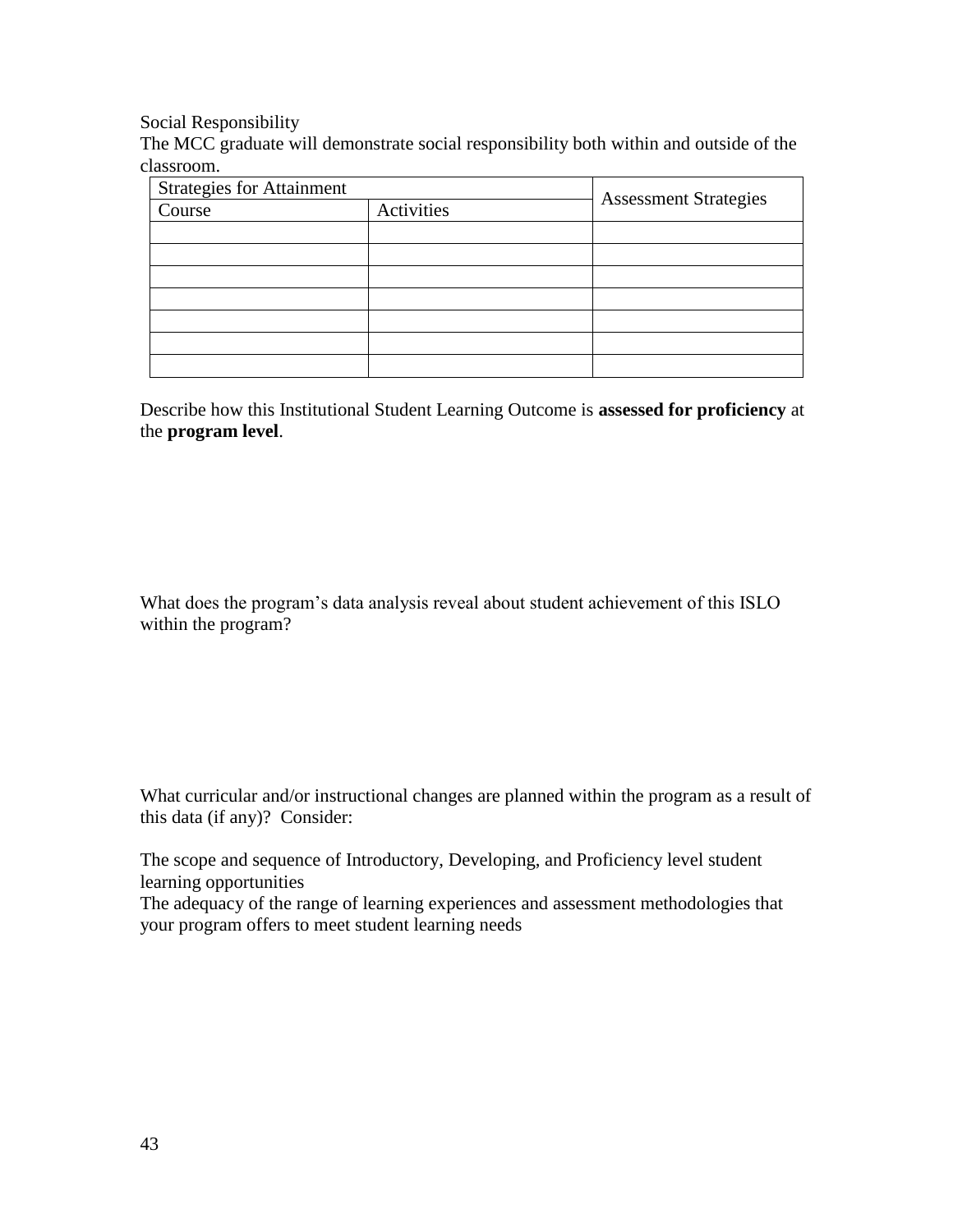Social Responsibility

The MCC graduate will demonstrate social responsibility both within and outside of the classroom.

| Strategies for Attainment | | Assessment Strategies |
|---|---|---|
| Course | Activities | |
| | | |
| | | |
| | | |
| | | |
| | | |
| | | |
| | | |

Describe how this Institutional Student Learning Outcome is **assessed for proficiency** at the **program level**.

What does the program's data analysis reveal about student achievement of this ISLO within the program?

What curricular and/or instructional changes are planned within the program as a result of this data (if any)? Consider:

The scope and sequence of Introductory, Developing, and Proficiency level student learning opportunities

The adequacy of the range of learning experiences and assessment methodologies that your program offers to meet student learning needs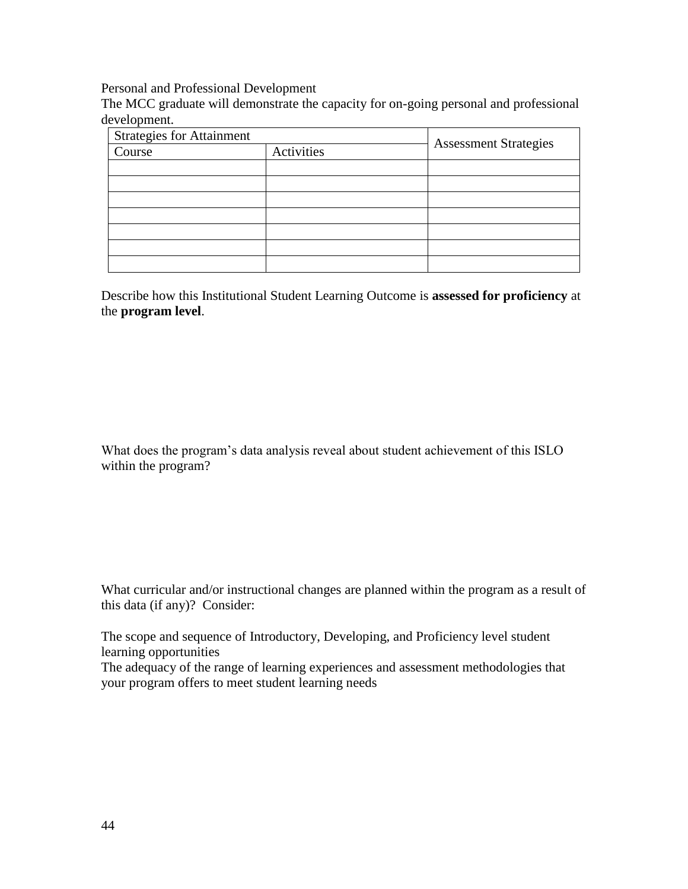Personal and Professional Development

The MCC graduate will demonstrate the capacity for on-going personal and professional development.

| Strategies for Attainment | | Assessment Strategies |
|---|---|---|
| Course | Activities | |
| | | |
| | | |
| | | |
| | | |
| | | |
| | | |
| | | |

Describe how this Institutional Student Learning Outcome is **assessed for proficiency** at the **program level**.

What does the program's data analysis reveal about student achievement of this ISLO within the program?

What curricular and/or instructional changes are planned within the program as a result of this data (if any)? Consider:

The scope and sequence of Introductory, Developing, and Proficiency level student learning opportunities

The adequacy of the range of learning experiences and assessment methodologies that your program offers to meet student learning needs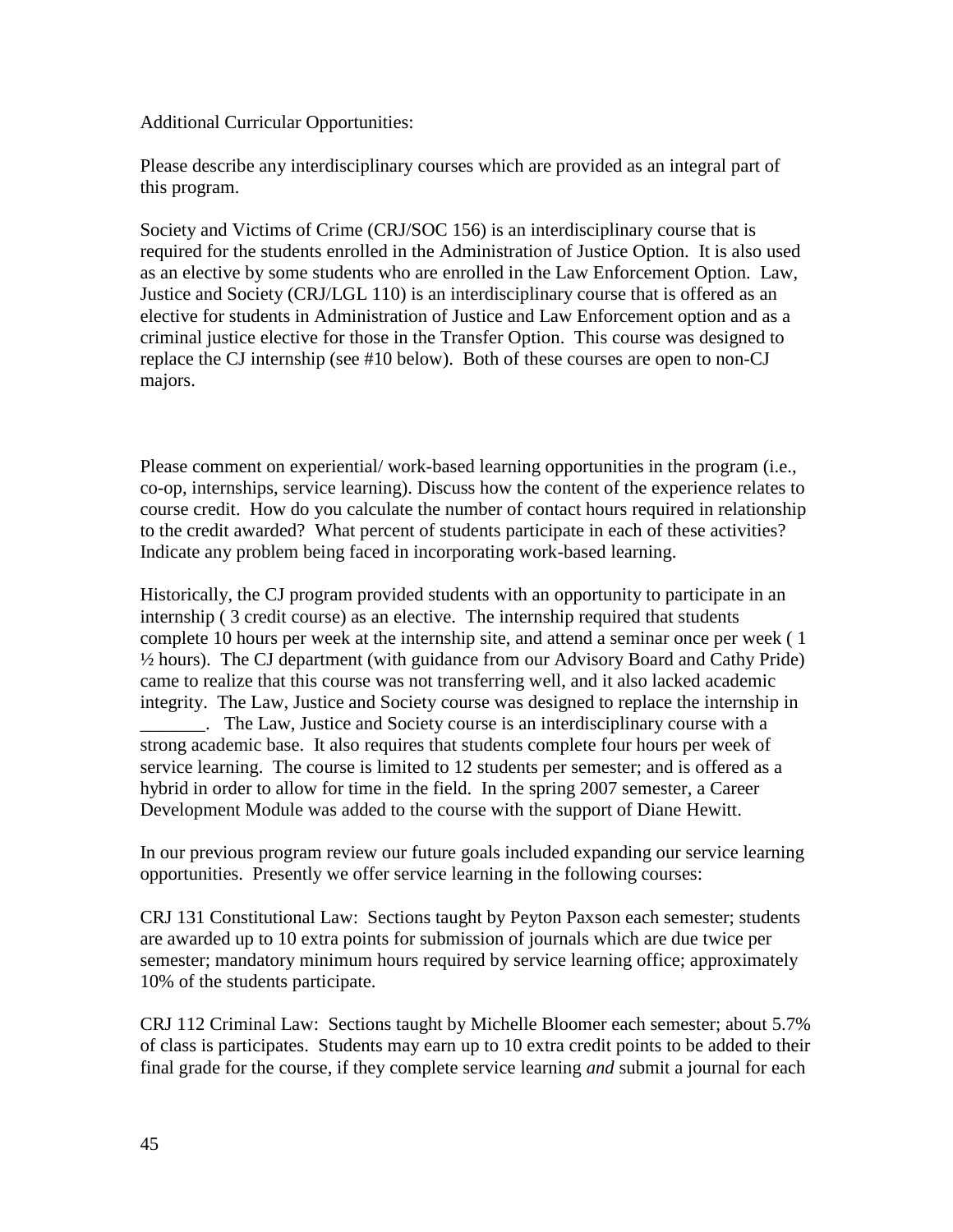Additional Curricular Opportunities:

Please describe any interdisciplinary courses which are provided as an integral part of this program.

Society and Victims of Crime (CRJ/SOC 156) is an interdisciplinary course that is required for the students enrolled in the Administration of Justice Option. It is also used as an elective by some students who are enrolled in the Law Enforcement Option. Law, Justice and Society (CRJ/LGL 110) is an interdisciplinary course that is offered as an elective for students in Administration of Justice and Law Enforcement option and as a criminal justice elective for those in the Transfer Option. This course was designed to replace the CJ internship (see #10 below). Both of these courses are open to non-CJ majors.

Please comment on experiential/ work-based learning opportunities in the program (i.e., co-op, internships, service learning). Discuss how the content of the experience relates to course credit. How do you calculate the number of contact hours required in relationship to the credit awarded? What percent of students participate in each of these activities? Indicate any problem being faced in incorporating work-based learning.

Historically, the CJ program provided students with an opportunity to participate in an internship ( 3 credit course) as an elective. The internship required that students complete 10 hours per week at the internship site, and attend a seminar once per week ( 1 ½ hours). The CJ department (with guidance from our Advisory Board and Cathy Pride) came to realize that this course was not transferring well, and it also lacked academic integrity. The Law, Justice and Society course was designed to replace the internship in _______. The Law, Justice and Society course is an interdisciplinary course with a strong academic base. It also requires that students complete four hours per week of service learning. The course is limited to 12 students per semester; and is offered as a hybrid in order to allow for time in the field. In the spring 2007 semester, a Career Development Module was added to the course with the support of Diane Hewitt.

In our previous program review our future goals included expanding our service learning opportunities. Presently we offer service learning in the following courses:

CRJ 131 Constitutional Law: Sections taught by Peyton Paxson each semester; students are awarded up to 10 extra points for submission of journals which are due twice per semester; mandatory minimum hours required by service learning office; approximately 10% of the students participate.

CRJ 112 Criminal Law: Sections taught by Michelle Bloomer each semester; about 5.7% of class is participates. Students may earn up to 10 extra credit points to be added to their final grade for the course, if they complete service learning *and* submit a journal for each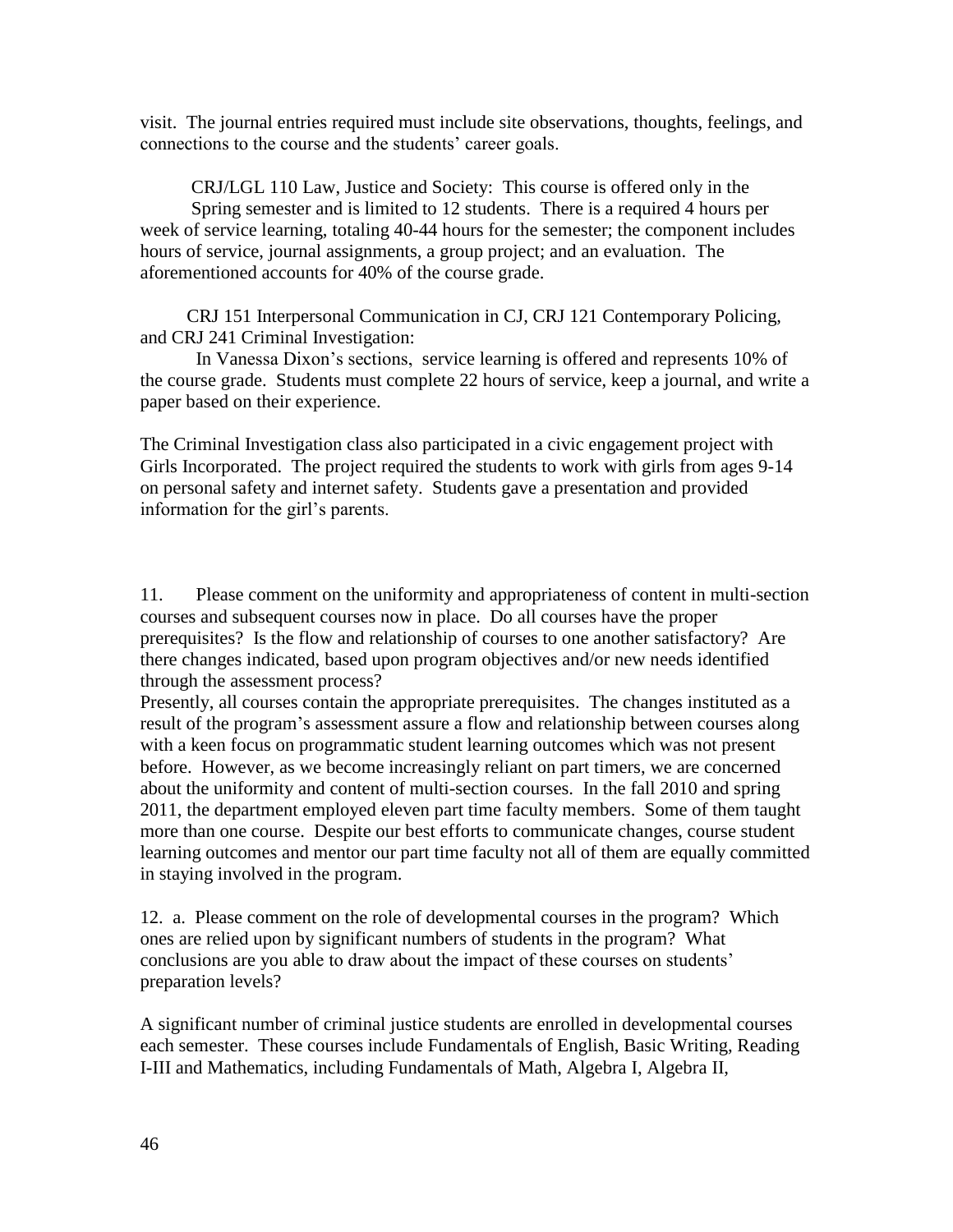visit. The journal entries required must include site observations, thoughts, feelings, and connections to the course and the students' career goals.

CRJ/LGL 110 Law, Justice and Society: This course is offered only in the Spring semester and is limited to 12 students. There is a required 4 hours per week of service learning, totaling 40-44 hours for the semester; the component includes hours of service, journal assignments, a group project; and an evaluation. The aforementioned accounts for 40% of the course grade.

CRJ 151 Interpersonal Communication in CJ, CRJ 121 Contemporary Policing, and CRJ 241 Criminal Investigation:

In Vanessa Dixon's sections, service learning is offered and represents 10% of the course grade. Students must complete 22 hours of service, keep a journal, and write a paper based on their experience.

The Criminal Investigation class also participated in a civic engagement project with Girls Incorporated. The project required the students to work with girls from ages 9-14 on personal safety and internet safety. Students gave a presentation and provided information for the girl's parents.

11. Please comment on the uniformity and appropriateness of content in multi-section courses and subsequent courses now in place. Do all courses have the proper prerequisites? Is the flow and relationship of courses to one another satisfactory? Are there changes indicated, based upon program objectives and/or new needs identified through the assessment process?

Presently, all courses contain the appropriate prerequisites. The changes instituted as a result of the program's assessment assure a flow and relationship between courses along with a keen focus on programmatic student learning outcomes which was not present before. However, as we become increasingly reliant on part timers, we are concerned about the uniformity and content of multi-section courses. In the fall 2010 and spring 2011, the department employed eleven part time faculty members. Some of them taught more than one course. Despite our best efforts to communicate changes, course student learning outcomes and mentor our part time faculty not all of them are equally committed in staying involved in the program.

12. a. Please comment on the role of developmental courses in the program? Which ones are relied upon by significant numbers of students in the program? What conclusions are you able to draw about the impact of these courses on students' preparation levels?

A significant number of criminal justice students are enrolled in developmental courses each semester. These courses include Fundamentals of English, Basic Writing, Reading I-III and Mathematics, including Fundamentals of Math, Algebra I, Algebra II,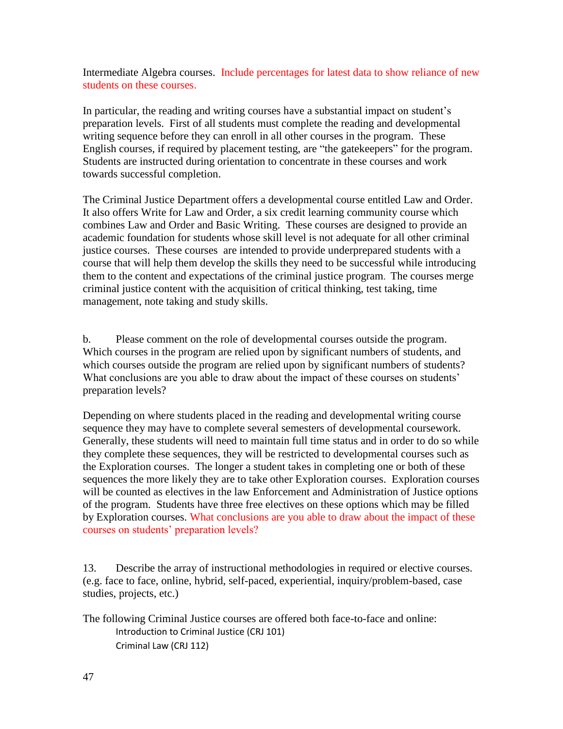Intermediate Algebra courses. Include percentages for latest data to show reliance of new students on these courses.

In particular, the reading and writing courses have a substantial impact on student's preparation levels. First of all students must complete the reading and developmental writing sequence before they can enroll in all other courses in the program. These English courses, if required by placement testing, are "the gatekeepers" for the program. Students are instructed during orientation to concentrate in these courses and work towards successful completion.

The Criminal Justice Department offers a developmental course entitled Law and Order. It also offers Write for Law and Order, a six credit learning community course which combines Law and Order and Basic Writing. These courses are designed to provide an academic foundation for students whose skill level is not adequate for all other criminal justice courses. These courses are intended to provide underprepared students with a course that will help them develop the skills they need to be successful while introducing them to the content and expectations of the criminal justice program. The courses merge criminal justice content with the acquisition of critical thinking, test taking, time management, note taking and study skills.

b. Please comment on the role of developmental courses outside the program. Which courses in the program are relied upon by significant numbers of students, and which courses outside the program are relied upon by significant numbers of students? What conclusions are you able to draw about the impact of these courses on students' preparation levels?

Depending on where students placed in the reading and developmental writing course sequence they may have to complete several semesters of developmental coursework. Generally, these students will need to maintain full time status and in order to do so while they complete these sequences, they will be restricted to developmental courses such as the Exploration courses. The longer a student takes in completing one or both of these sequences the more likely they are to take other Exploration courses. Exploration courses will be counted as electives in the law Enforcement and Administration of Justice options of the program. Students have three free electives on these options which may be filled by Exploration courses. What conclusions are you able to draw about the impact of these courses on students' preparation levels?

13. Describe the array of instructional methodologies in required or elective courses. (e.g. face to face, online, hybrid, self-paced, experiential, inquiry/problem-based, case studies, projects, etc.)

The following Criminal Justice courses are offered both face-to-face and online:

- Introduction to Criminal Justice (CRJ 101)
- Criminal Law (CRJ 112)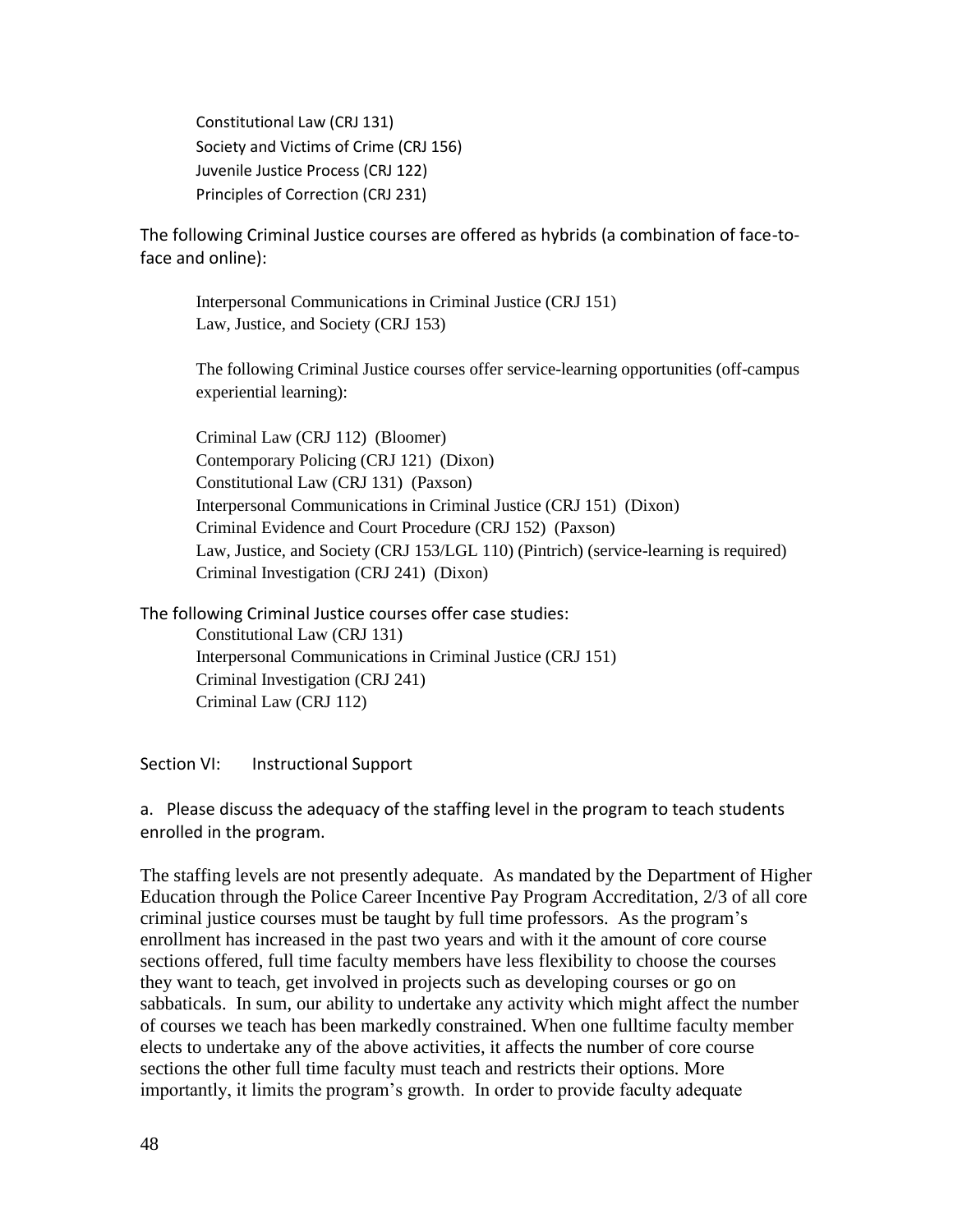Constitutional Law (CRJ 131)  
Society and Victims of Crime (CRJ 156)  
Juvenile Justice Process (CRJ 122)  
Principles of Correction (CRJ 231)

The following Criminal Justice courses are offered as hybrids (a combination of face-to-face and online):

Interpersonal Communications in Criminal Justice (CRJ 151)  
Law, Justice, and Society (CRJ 153)

The following Criminal Justice courses offer service-learning opportunities (off-campus experiential learning):

Criminal Law (CRJ 112) (Bloomer)  
Contemporary Policing (CRJ 121) (Dixon)  
Constitutional Law (CRJ 131) (Paxson)  
Interpersonal Communications in Criminal Justice (CRJ 151) (Dixon)  
Criminal Evidence and Court Procedure (CRJ 152) (Paxson)  
Law, Justice, and Society (CRJ 153/LGL 110) (Pintrich) (service-learning is required)  
Criminal Investigation (CRJ 241) (Dixon)

The following Criminal Justice courses offer case studies:

Constitutional Law (CRJ 131)  
Interpersonal Communications in Criminal Justice (CRJ 151)  
Criminal Investigation (CRJ 241)  
Criminal Law (CRJ 112)

## Section VI: Instructional Support

a. Please discuss the adequacy of the staffing level in the program to teach students enrolled in the program.

The staffing levels are not presently adequate. As mandated by the Department of Higher Education through the Police Career Incentive Pay Program Accreditation, 2/3 of all core criminal justice courses must be taught by full time professors. As the program's enrollment has increased in the past two years and with it the amount of core course sections offered, full time faculty members have less flexibility to choose the courses they want to teach, get involved in projects such as developing courses or go on sabbaticals. In sum, our ability to undertake any activity which might affect the number of courses we teach has been markedly constrained. When one fulltime faculty member elects to undertake any of the above activities, it affects the number of core course sections the other full time faculty must teach and restricts their options. More importantly, it limits the program's growth. In order to provide faculty adequate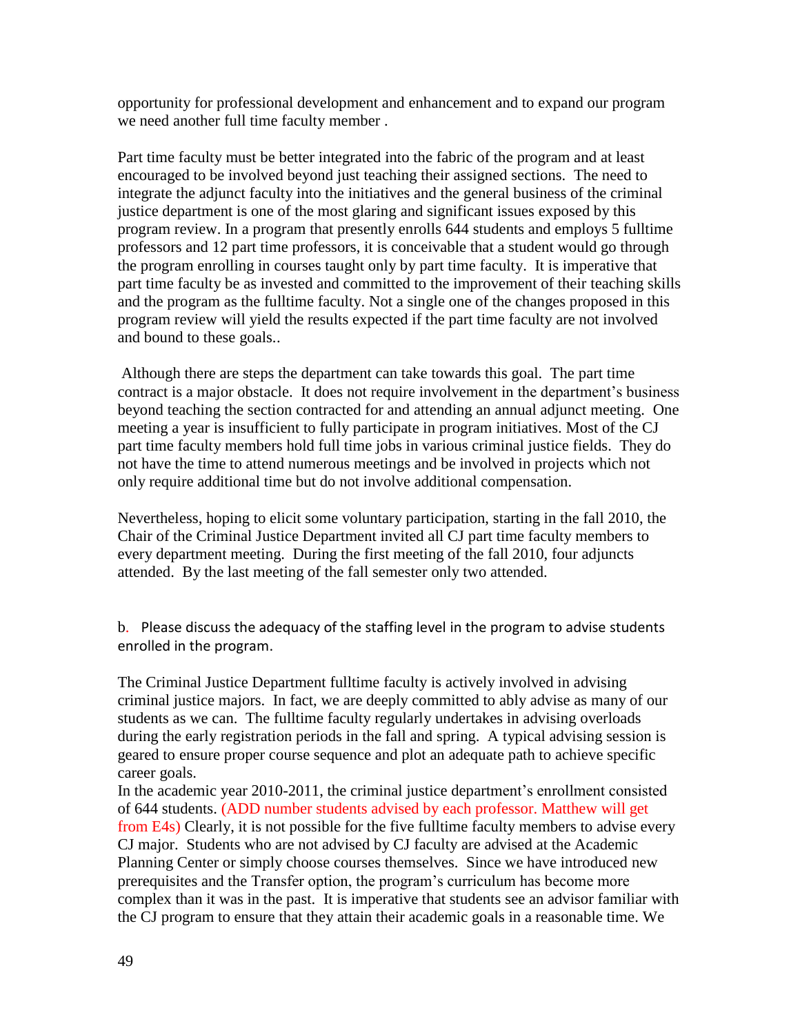opportunity for professional development and enhancement and to expand our program we need another full time faculty member .

Part time faculty must be better integrated into the fabric of the program and at least encouraged to be involved beyond just teaching their assigned sections. The need to integrate the adjunct faculty into the initiatives and the general business of the criminal justice department is one of the most glaring and significant issues exposed by this program review. In a program that presently enrolls 644 students and employs 5 fulltime professors and 12 part time professors, it is conceivable that a student would go through the program enrolling in courses taught only by part time faculty. It is imperative that part time faculty be as invested and committed to the improvement of their teaching skills and the program as the fulltime faculty. Not a single one of the changes proposed in this program review will yield the results expected if the part time faculty are not involved and bound to these goals..

Although there are steps the department can take towards this goal. The part time contract is a major obstacle. It does not require involvement in the department's business beyond teaching the section contracted for and attending an annual adjunct meeting. One meeting a year is insufficient to fully participate in program initiatives. Most of the CJ part time faculty members hold full time jobs in various criminal justice fields. They do not have the time to attend numerous meetings and be involved in projects which not only require additional time but do not involve additional compensation.

Nevertheless, hoping to elicit some voluntary participation, starting in the fall 2010, the Chair of the Criminal Justice Department invited all CJ part time faculty members to every department meeting. During the first meeting of the fall 2010, four adjuncts attended. By the last meeting of the fall semester only two attended.

b. Please discuss the adequacy of the staffing level in the program to advise students enrolled in the program.

The Criminal Justice Department fulltime faculty is actively involved in advising criminal justice majors. In fact, we are deeply committed to ably advise as many of our students as we can. The fulltime faculty regularly undertakes in advising overloads during the early registration periods in the fall and spring. A typical advising session is geared to ensure proper course sequence and plot an adequate path to achieve specific career goals.
In the academic year 2010-2011, the criminal justice department's enrollment consisted of 644 students. (ADD number students advised by each professor. Matthew will get from E4s) Clearly, it is not possible for the five fulltime faculty members to advise every CJ major. Students who are not advised by CJ faculty are advised at the Academic Planning Center or simply choose courses themselves. Since we have introduced new prerequisites and the Transfer option, the program's curriculum has become more complex than it was in the past. It is imperative that students see an advisor familiar with the CJ program to ensure that they attain their academic goals in a reasonable time. We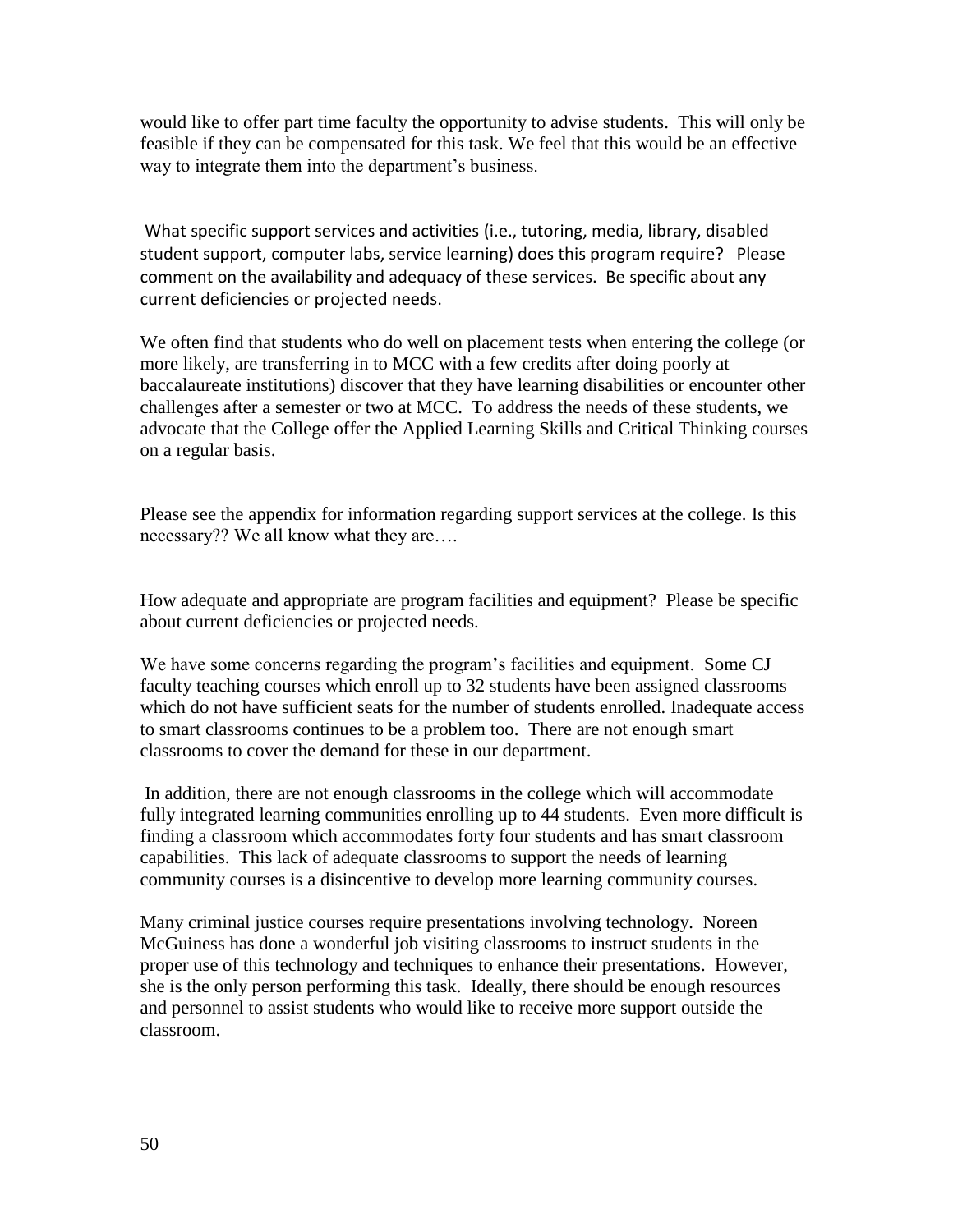would like to offer part time faculty the opportunity to advise students. This will only be feasible if they can be compensated for this task. We feel that this would be an effective way to integrate them into the department's business.

What specific support services and activities (i.e., tutoring, media, library, disabled student support, computer labs, service learning) does this program require? Please comment on the availability and adequacy of these services. Be specific about any current deficiencies or projected needs.

We often find that students who do well on placement tests when entering the college (or more likely, are transferring in to MCC with a few credits after doing poorly at baccalaureate institutions) discover that they have learning disabilities or encounter other challenges <u>after</u> a semester or two at MCC. To address the needs of these students, we advocate that the College offer the Applied Learning Skills and Critical Thinking courses on a regular basis.

Please see the appendix for information regarding support services at the college. Is this necessary?? We all know what they are….

How adequate and appropriate are program facilities and equipment? Please be specific about current deficiencies or projected needs.

We have some concerns regarding the program's facilities and equipment. Some CJ faculty teaching courses which enroll up to 32 students have been assigned classrooms which do not have sufficient seats for the number of students enrolled. Inadequate access to smart classrooms continues to be a problem too. There are not enough smart classrooms to cover the demand for these in our department.

In addition, there are not enough classrooms in the college which will accommodate fully integrated learning communities enrolling up to 44 students. Even more difficult is finding a classroom which accommodates forty four students and has smart classroom capabilities. This lack of adequate classrooms to support the needs of learning community courses is a disincentive to develop more learning community courses.

Many criminal justice courses require presentations involving technology. Noreen McGuiness has done a wonderful job visiting classrooms to instruct students in the proper use of this technology and techniques to enhance their presentations. However, she is the only person performing this task. Ideally, there should be enough resources and personnel to assist students who would like to receive more support outside the classroom.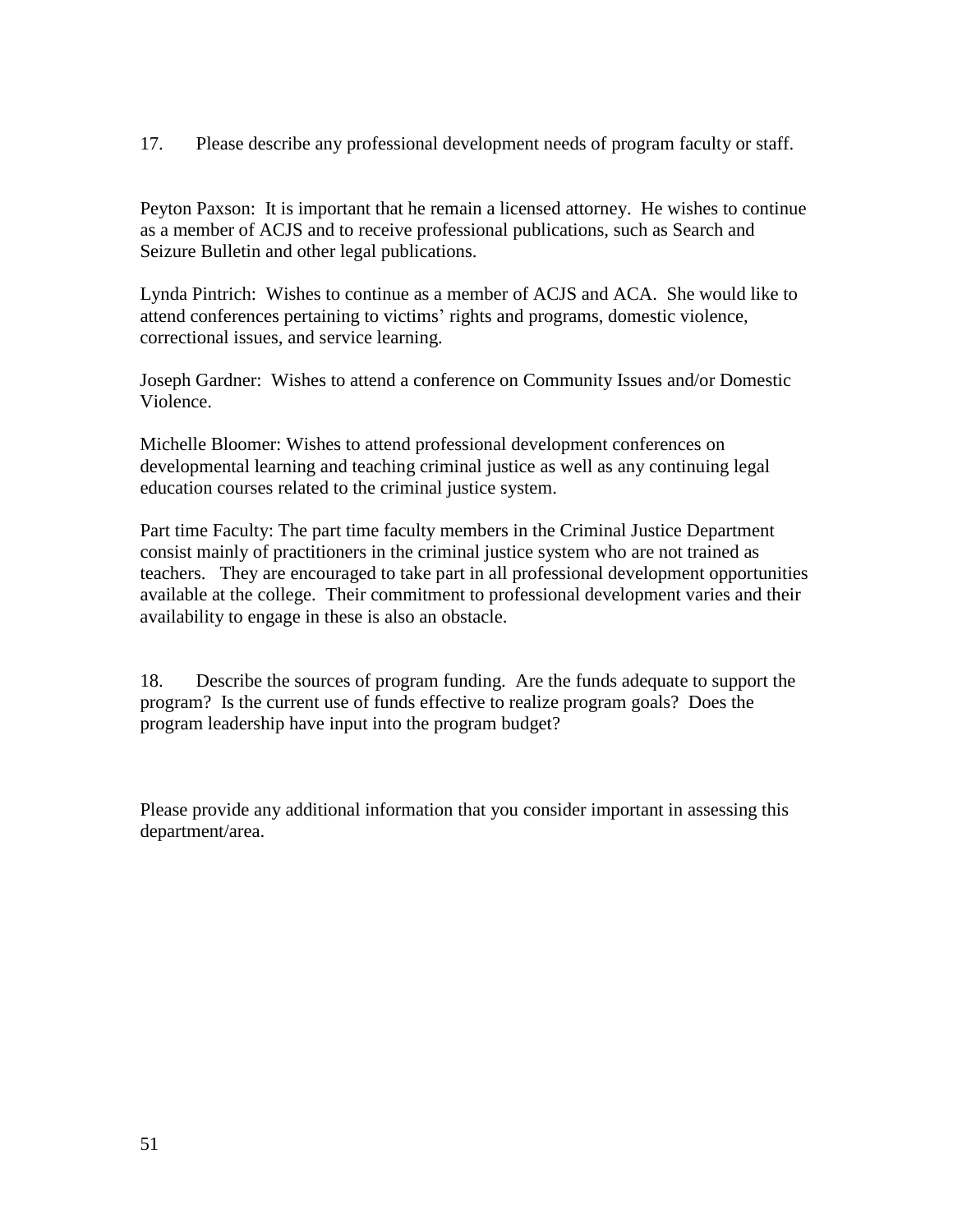17. Please describe any professional development needs of program faculty or staff.

Peyton Paxson: It is important that he remain a licensed attorney. He wishes to continue as a member of ACJS and to receive professional publications, such as Search and Seizure Bulletin and other legal publications.

Lynda Pintrich: Wishes to continue as a member of ACJS and ACA. She would like to attend conferences pertaining to victims' rights and programs, domestic violence, correctional issues, and service learning.

Joseph Gardner: Wishes to attend a conference on Community Issues and/or Domestic Violence.

Michelle Bloomer: Wishes to attend professional development conferences on developmental learning and teaching criminal justice as well as any continuing legal education courses related to the criminal justice system.

Part time Faculty: The part time faculty members in the Criminal Justice Department consist mainly of practitioners in the criminal justice system who are not trained as teachers. They are encouraged to take part in all professional development opportunities available at the college. Their commitment to professional development varies and their availability to engage in these is also an obstacle.

18. Describe the sources of program funding. Are the funds adequate to support the program? Is the current use of funds effective to realize program goals? Does the program leadership have input into the program budget?

Please provide any additional information that you consider important in assessing this department/area.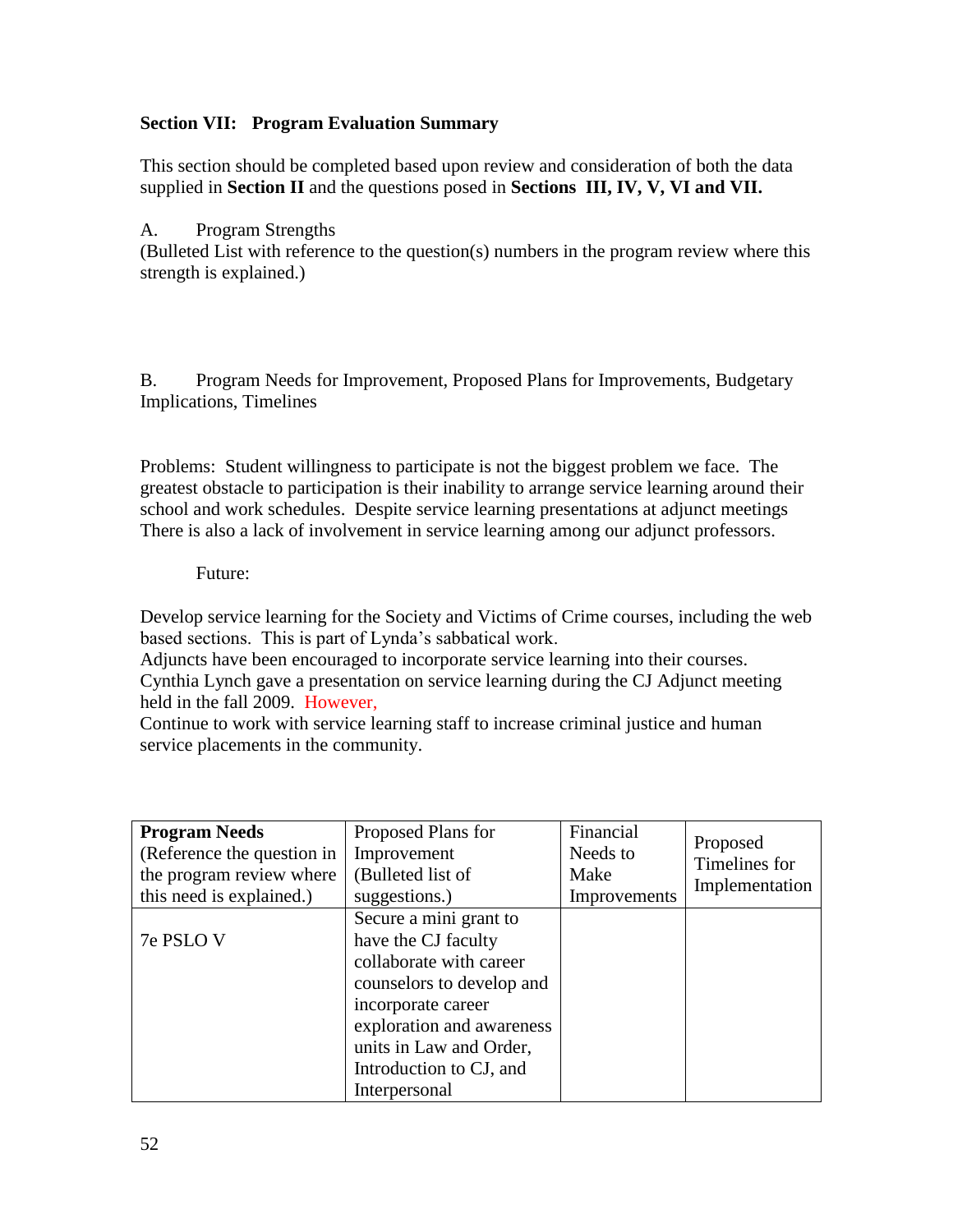**Section VII: Program Evaluation Summary**

This section should be completed based upon review and consideration of both the data supplied in **Section II** and the questions posed in **Sections III, IV, V, VI and VII.**

A. Program Strengths

(Bulleted List with reference to the question(s) numbers in the program review where this strength is explained.)

B. Program Needs for Improvement, Proposed Plans for Improvements, Budgetary Implications, Timelines

Problems: Student willingness to participate is not the biggest problem we face. The greatest obstacle to participation is their inability to arrange service learning around their school and work schedules. Despite service learning presentations at adjunct meetings There is also a lack of involvement in service learning among our adjunct professors.

Future:

Develop service learning for the Society and Victims of Crime courses, including the web based sections. This is part of Lynda's sabbatical work.

Adjuncts have been encouraged to incorporate service learning into their courses. Cynthia Lynch gave a presentation on service learning during the CJ Adjunct meeting held in the fall 2009. However,

Continue to work with service learning staff to increase criminal justice and human service placements in the community.

| **Program Needs** (Reference the question in the program review where this need is explained.) | Proposed Plans for Improvement (Bulleted list of suggestions.) | Financial Needs to Make Improvements | Proposed Timelines for Implementation |
|---|---|---|---|
| 7e PSLO V | Secure a mini grant to have the CJ faculty collaborate with career counselors to develop and incorporate career exploration and awareness units in Law and Order, Introduction to CJ, and Interpersonal | | |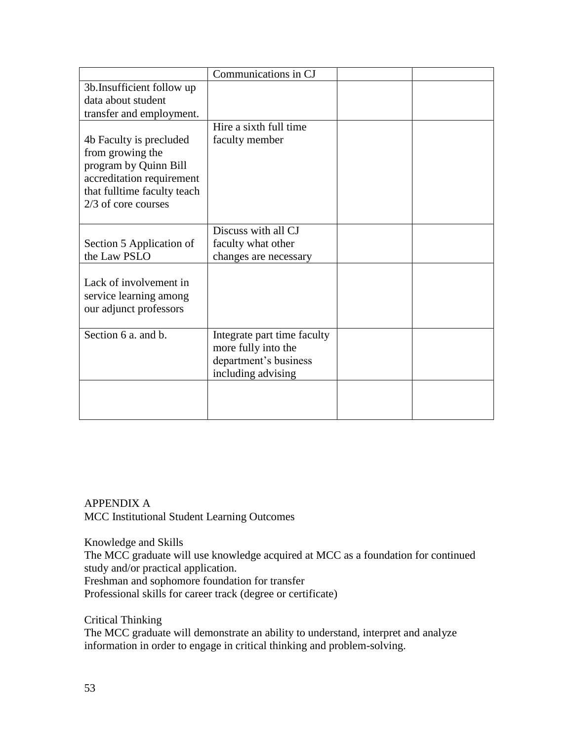| | | | |
|---|---|---|---|
| | Communications in CJ | | |
| 3b.Insufficient follow up data about student transfer and employment. | | | |
| 4b Faculty is precluded from growing the program by Quinn Bill accreditation requirement that fulltime faculty teach 2/3 of core courses | Hire a sixth full time faculty member | | |
| Section 5 Application of the Law PSLO | Discuss with all CJ faculty what other changes are necessary | | |
| Lack of involvement in service learning among our adjunct professors | | | |
| Section 6 a. and b. | Integrate part time faculty more fully into the department's business including advising | | |
| | | | |

APPENDIX A
MCC Institutional Student Learning Outcomes

Knowledge and Skills
The MCC graduate will use knowledge acquired at MCC as a foundation for continued study and/or practical application.
Freshman and sophomore foundation for transfer
Professional skills for career track (degree or certificate)

Critical Thinking
The MCC graduate will demonstrate an ability to understand, interpret and analyze information in order to engage in critical thinking and problem-solving.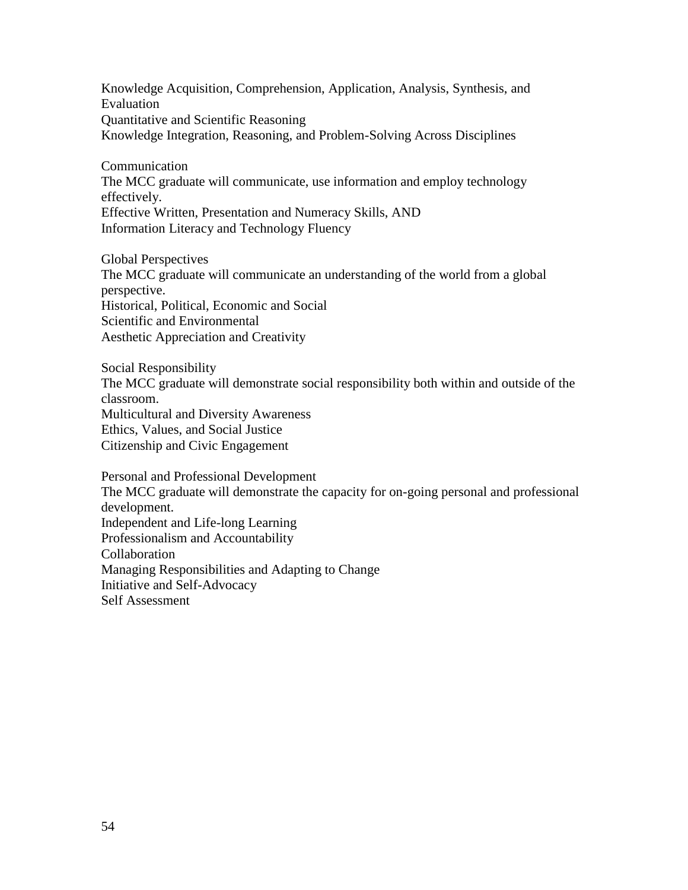Knowledge Acquisition, Comprehension, Application, Analysis, Synthesis, and Evaluation
Quantitative and Scientific Reasoning
Knowledge Integration, Reasoning, and Problem-Solving Across Disciplines

Communication
The MCC graduate will communicate, use information and employ technology effectively.
Effective Written, Presentation and Numeracy Skills, AND
Information Literacy and Technology Fluency

Global Perspectives
The MCC graduate will communicate an understanding of the world from a global perspective.
Historical, Political, Economic and Social
Scientific and Environmental
Aesthetic Appreciation and Creativity

Social Responsibility
The MCC graduate will demonstrate social responsibility both within and outside of the classroom.
Multicultural and Diversity Awareness
Ethics, Values, and Social Justice
Citizenship and Civic Engagement

Personal and Professional Development
The MCC graduate will demonstrate the capacity for on-going personal and professional development.
Independent and Life-long Learning
Professionalism and Accountability
Collaboration
Managing Responsibilities and Adapting to Change
Initiative and Self-Advocacy
Self Assessment